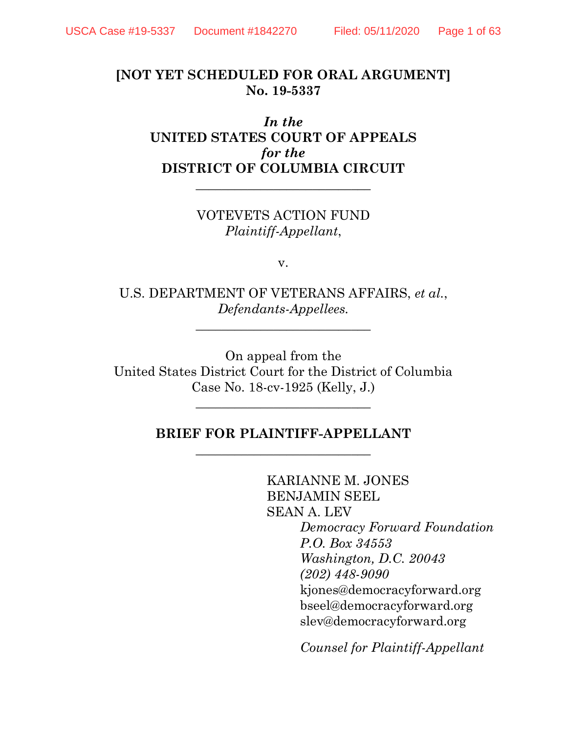**[NOT YET SCHEDULED FOR ORAL ARGUMENT]**
**No. 19-5337**

***In the***
**UNITED STATES COURT OF APPEALS**
***for the***
**DISTRICT OF COLUMBIA CIRCUIT**

---

VOTEVETS ACTION FUND
*Plaintiff-Appellant*,

v.

U.S. DEPARTMENT OF VETERANS AFFAIRS, *et al.*,
*Defendants-Appellees.*

---

On appeal from the
United States District Court for the District of Columbia
Case No. 18-cv-1925 (Kelly, J.)

---

**BRIEF FOR PLAINTIFF-APPELLANT**

---

KARIANNE M. JONES
BENJAMIN SEEL
SEAN A. LEV
*Democracy Forward Foundation*
*P.O. Box 34553*
*Washington, D.C. 20043*
*(202) 448-9090*
kjones@democracyforward.org
bseel@democracyforward.org
slev@democracyforward.org

*Counsel for Plaintiff-Appellant*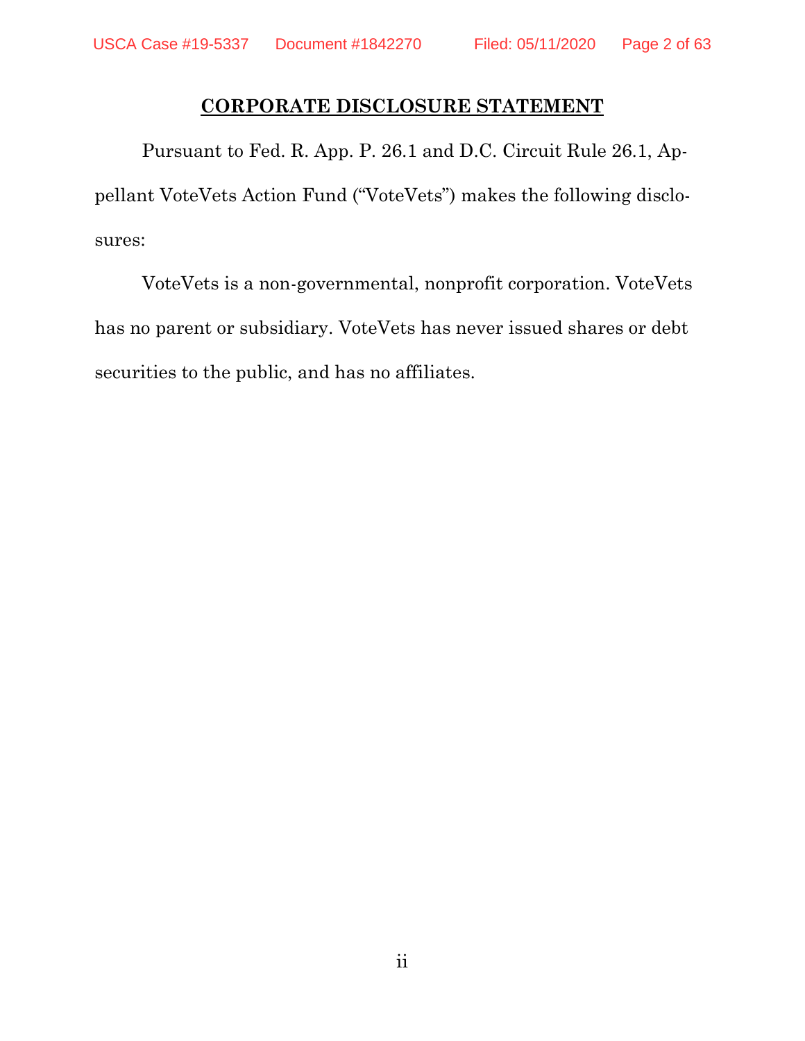## CORPORATE DISCLOSURE STATEMENT

Pursuant to Fed. R. App. P. 26.1 and D.C. Circuit Rule 26.1, Appellant VoteVets Action Fund ("VoteVets") makes the following disclosures:

VoteVets is a non-governmental, nonprofit corporation. VoteVets has no parent or subsidiary. VoteVets has never issued shares or debt securities to the public, and has no affiliates.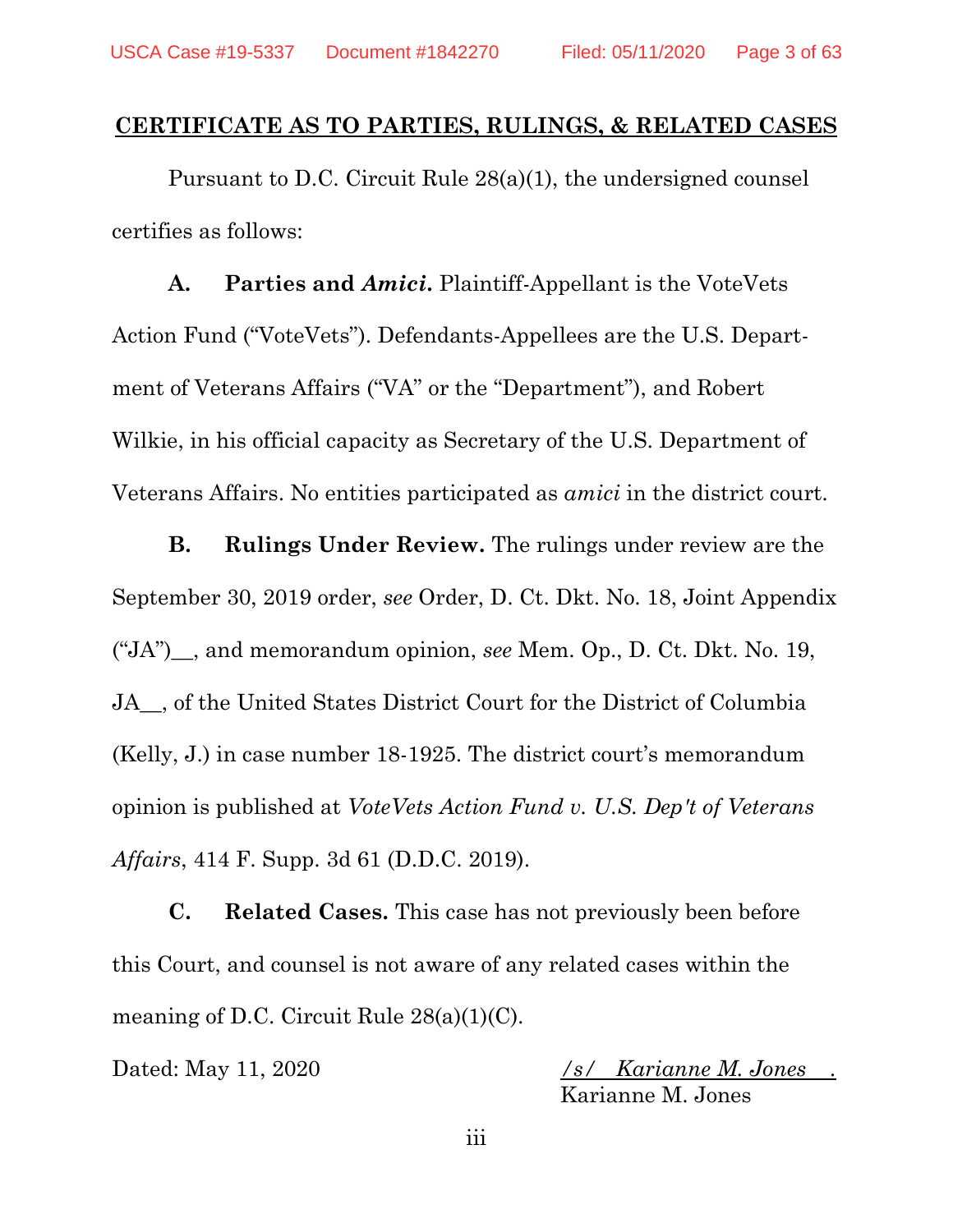## CERTIFICATE AS TO PARTIES, RULINGS, & RELATED CASES

Pursuant to D.C. Circuit Rule 28(a)(1), the undersigned counsel certifies as follows:

**A. Parties and *Amici*.** Plaintiff-Appellant is the VoteVets Action Fund ("VoteVets"). Defendants-Appellees are the U.S. Department of Veterans Affairs ("VA" or the "Department"), and Robert Wilkie, in his official capacity as Secretary of the U.S. Department of Veterans Affairs. No entities participated as *amici* in the district court.

**B. Rulings Under Review.** The rulings under review are the September 30, 2019 order, *see* Order, D. Ct. Dkt. No. 18, Joint Appendix ("JA")__, and memorandum opinion, *see* Mem. Op., D. Ct. Dkt. No. 19, JA__, of the United States District Court for the District of Columbia (Kelly, J.) in case number 18-1925. The district court's memorandum opinion is published at *VoteVets Action Fund v. U.S. Dep't of Veterans Affairs*, 414 F. Supp. 3d 61 (D.D.C. 2019).

**C. Related Cases.** This case has not previously been before this Court, and counsel is not aware of any related cases within the meaning of D.C. Circuit Rule 28(a)(1)(C).

Dated: May 11, 2020

/s/ Karianne M. Jones
Karianne M. Jones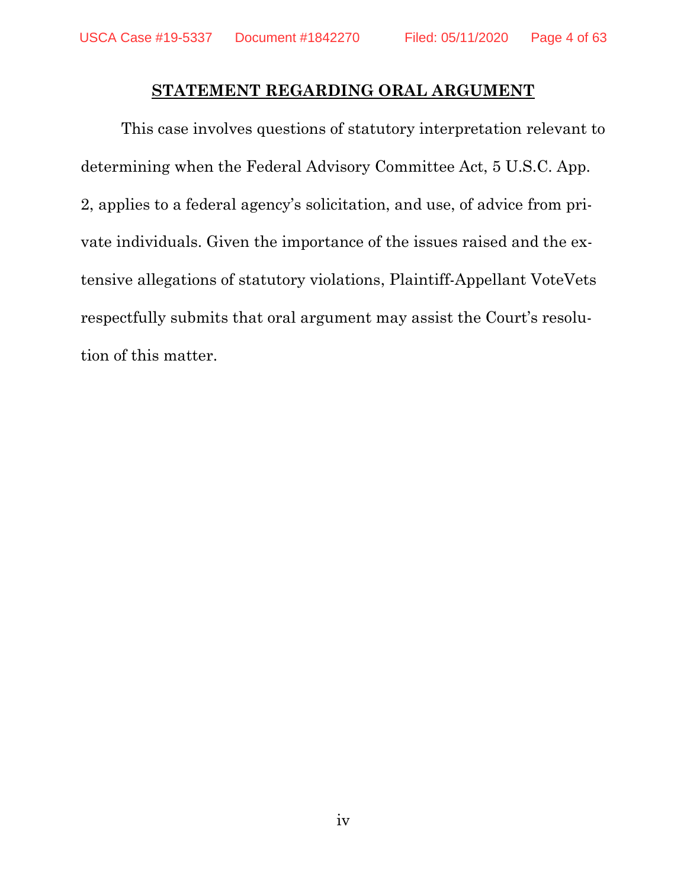## STATEMENT REGARDING ORAL ARGUMENT

This case involves questions of statutory interpretation relevant to determining when the Federal Advisory Committee Act, 5 U.S.C. App. 2, applies to a federal agency's solicitation, and use, of advice from private individuals. Given the importance of the issues raised and the extensive allegations of statutory violations, Plaintiff-Appellant VoteVets respectfully submits that oral argument may assist the Court's resolution of this matter.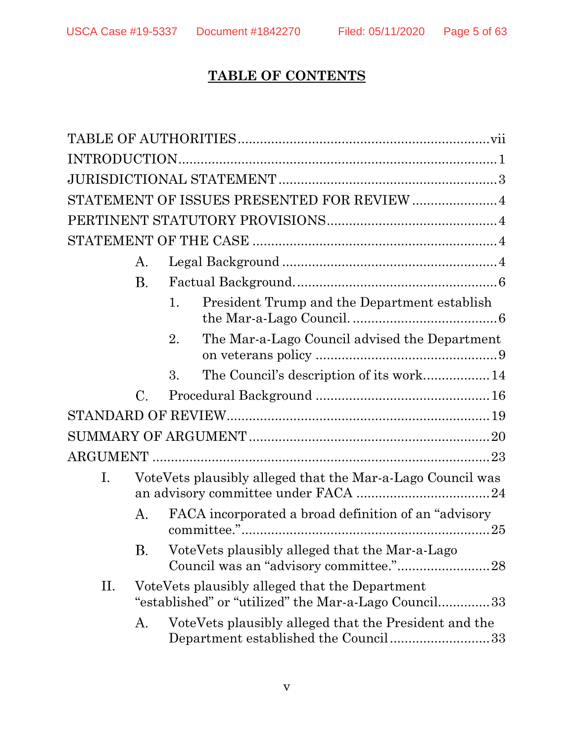# TABLE OF CONTENTS

TABLE OF AUTHORITIES ........................................................ vii

INTRODUCTION ........................................................ 1

JURISDICTIONAL STATEMENT ........................................................ 3

STATEMENT OF ISSUES PRESENTED FOR REVIEW ........................................................ 4

PERTINENT STATUTORY PROVISIONS ........................................................ 4

STATEMENT OF THE CASE ........................................................ 4

- A. Legal Background ........................................................ 4
- B. Factual Background ........................................................ 6
  - 1. President Trump and the Department establish the Mar-a-Lago Council. ........................................................ 6
  - 2. The Mar-a-Lago Council advised the Department on veterans policy ........................................................ 9
  - 3. The Council's description of its work ........................................................ 14
- C. Procedural Background ........................................................ 16

STANDARD OF REVIEW ........................................................ 19

SUMMARY OF ARGUMENT ........................................................ 20

ARGUMENT ........................................................ 23

- I. VoteVets plausibly alleged that the Mar-a-Lago Council was an advisory committee under FACA ........................................................ 24
  - A. FACA incorporated a broad definition of an "advisory committee." ........................................................ 25
  - B. VoteVets plausibly alleged that the Mar-a-Lago Council was an "advisory committee." ........................................................ 28
- II. VoteVets plausibly alleged that the Department "established" or "utilized" the Mar-a-Lago Council ........................................................ 33
  - A. VoteVets plausibly alleged that the President and the Department established the Council ........................................................ 33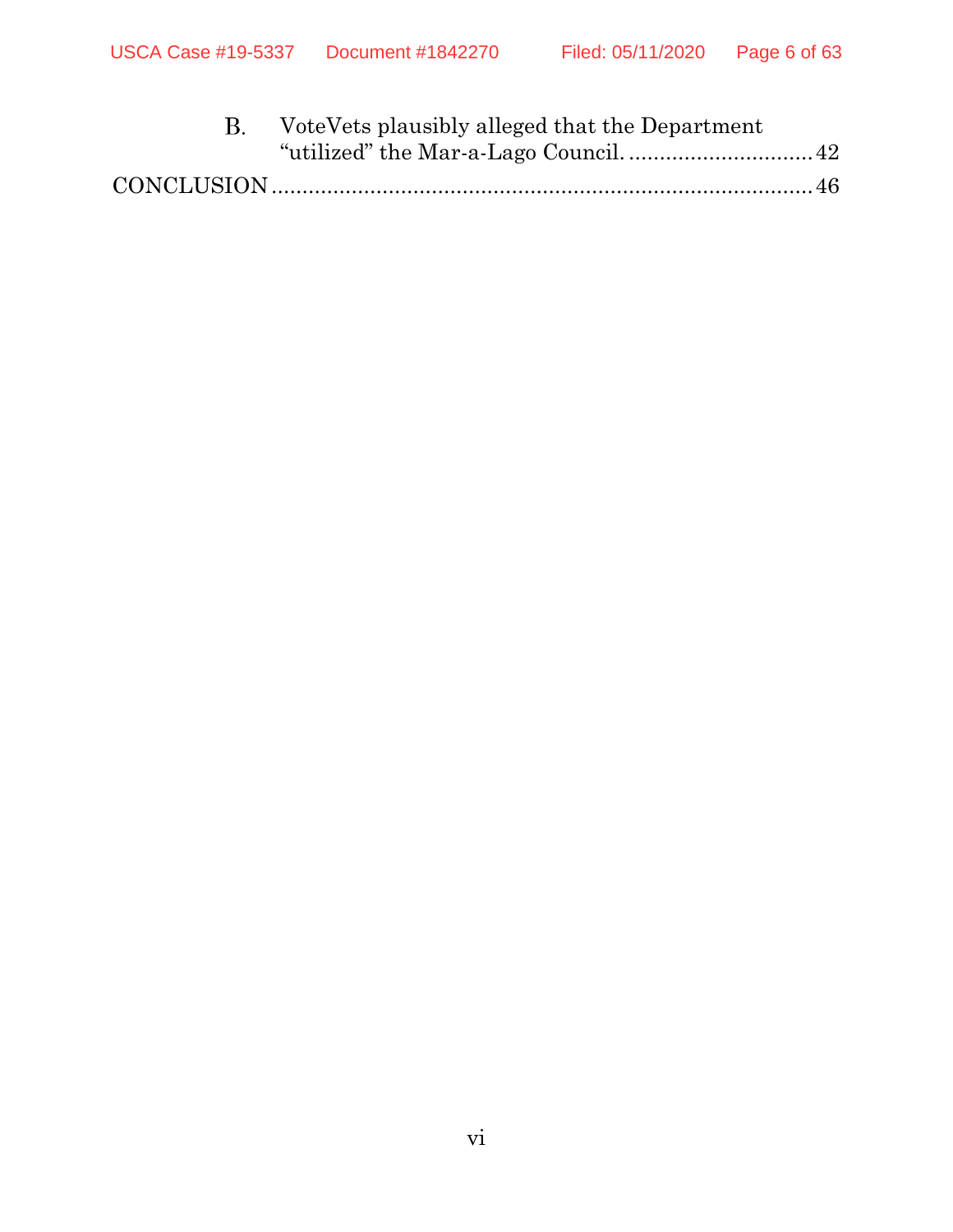B. VoteVets plausibly alleged that the Department "utilized" the Mar-a-Lago Council. .............................. 42

CONCLUSION ........................................................................................ 46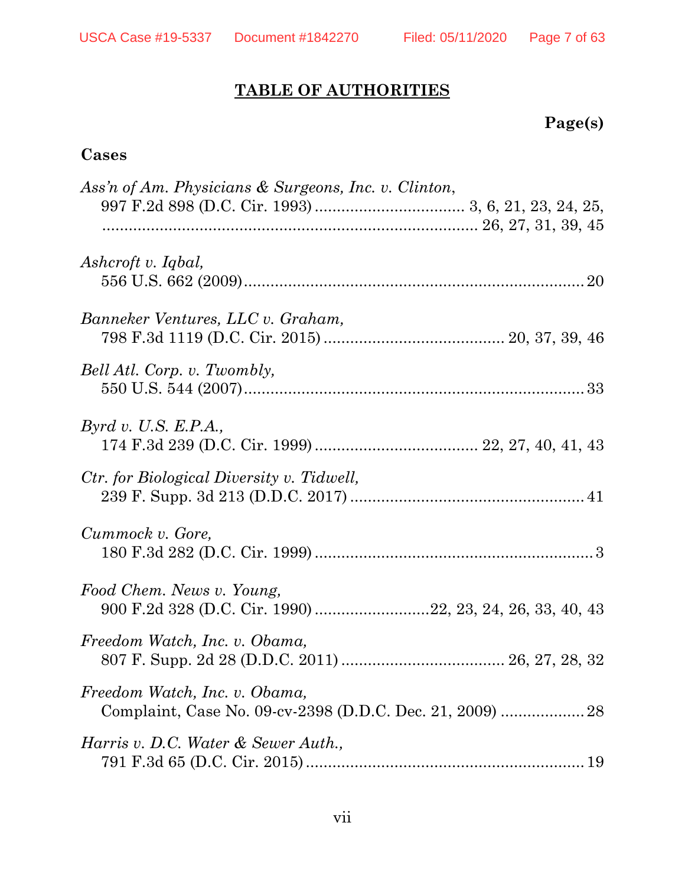## TABLE OF AUTHORITIES

**Page(s)**

### Cases

*Ass'n of Am. Physicians & Surgeons, Inc. v. Clinton*, 997 F.2d 898 (D.C. Cir. 1993) .................................. 3, 6, 21, 23, 24, 25, 26, 27, 31, 39, 45

*Ashcroft v. Iqbal*, 556 U.S. 662 (2009) .................................................................. 20

*Banneker Ventures, LLC v. Graham*, 798 F.3d 1119 (D.C. Cir. 2015) ......................................... 20, 37, 39, 46

*Bell Atl. Corp. v. Twombly*, 550 U.S. 544 (2007) .................................................................. 33

*Byrd v. U.S. E.P.A.*, 174 F.3d 239 (D.C. Cir. 1999) ..................................... 22, 27, 40, 41, 43

*Ctr. for Biological Diversity v. Tidwell*, 239 F. Supp. 3d 213 (D.D.C. 2017) ..................................................... 41

*Cummock v. Gore*, 180 F.3d 282 (D.C. Cir. 1999) ............................................................... 3

*Food Chem. News v. Young*, 900 F.2d 328 (D.C. Cir. 1990) ..........................22, 23, 24, 26, 33, 40, 43

*Freedom Watch, Inc. v. Obama*, 807 F. Supp. 2d 28 (D.D.C. 2011) ..................................... 26, 27, 28, 32

*Freedom Watch, Inc. v. Obama*, Complaint, Case No. 09-cv-2398 (D.D.C. Dec. 21, 2009) .................. 28

*Harris v. D.C. Water & Sewer Auth.*, 791 F.3d 65 (D.C. Cir. 2015) ............................................................... 19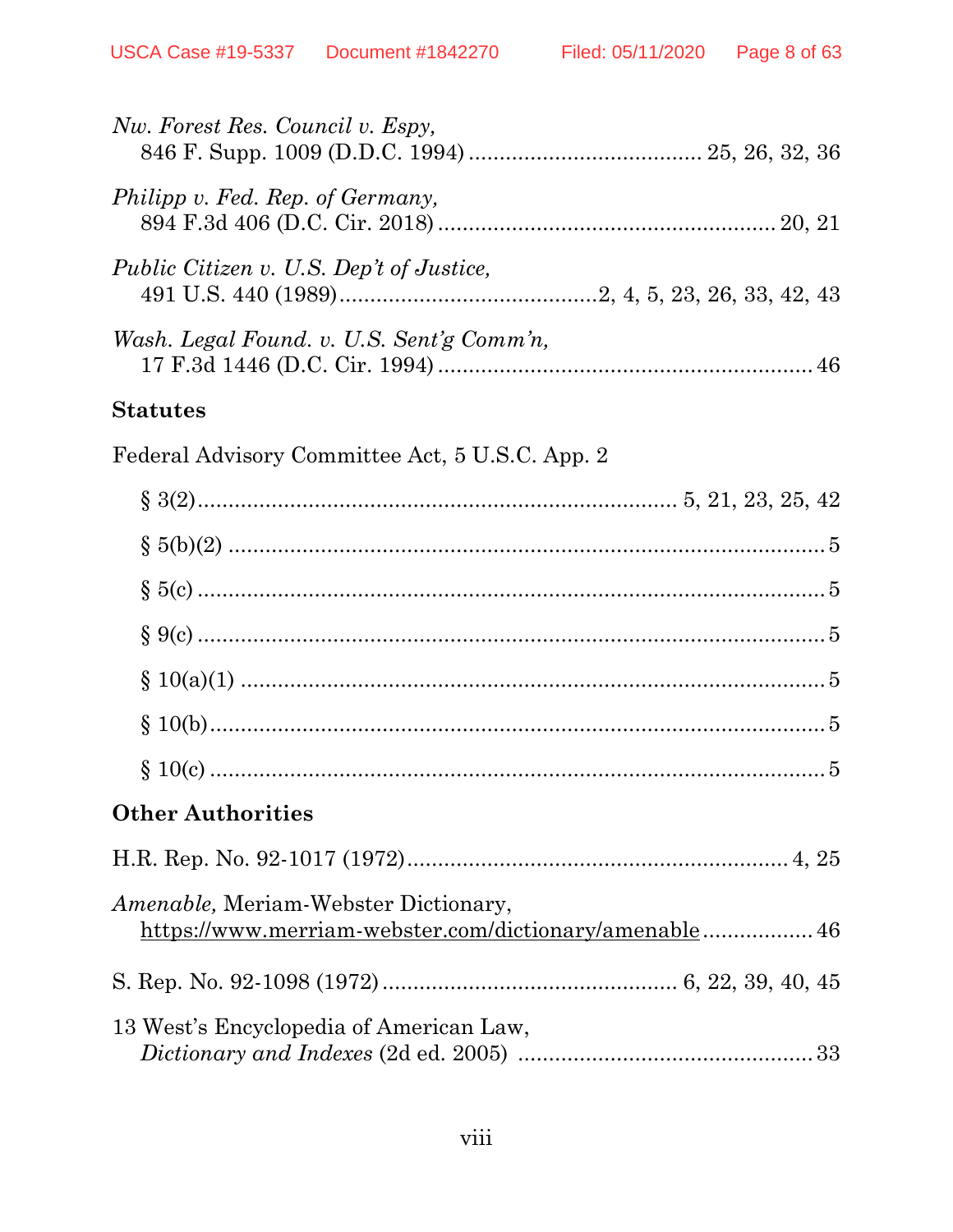*Nw. Forest Res. Council v. Espy,*
846 F. Supp. 1009 (D.D.C. 1994) ..................................... 25, 26, 32, 36

*Philipp v. Fed. Rep. of Germany,*
894 F.3d 406 (D.C. Cir. 2018) ...................................................... 20, 21

*Public Citizen v. U.S. Dep't of Justice,*
491 U.S. 440 (1989).........................................2, 4, 5, 23, 26, 33, 42, 43

*Wash. Legal Found. v. U.S. Sent'g Comm'n,*
17 F.3d 1446 (D.C. Cir. 1994) ............................................................ 46

**Statutes**

Federal Advisory Committee Act, 5 U.S.C. App. 2

§ 3(2)............................................................................ 5, 21, 23, 25, 42

§ 5(b)(2) ................................................................................................ 5

§ 5(c) .................................................................................................... 5

§ 9(c) .................................................................................................... 5

§ 10(a)(1) .............................................................................................. 5

§ 10(b).................................................................................................. 5

§ 10(c) .................................................................................................. 5

**Other Authorities**

H.R. Rep. No. 92-1017 (1972)............................................................. 4, 25

*Amenable,* Meriam-Webster Dictionary,
https://www.merriam-webster.com/dictionary/amenable.................. 46

S. Rep. No. 92-1098 (1972)............................................... 6, 22, 39, 40, 45

13 West's Encyclopedia of American Law,
*Dictionary and Indexes* (2d ed. 2005) ................................................ 33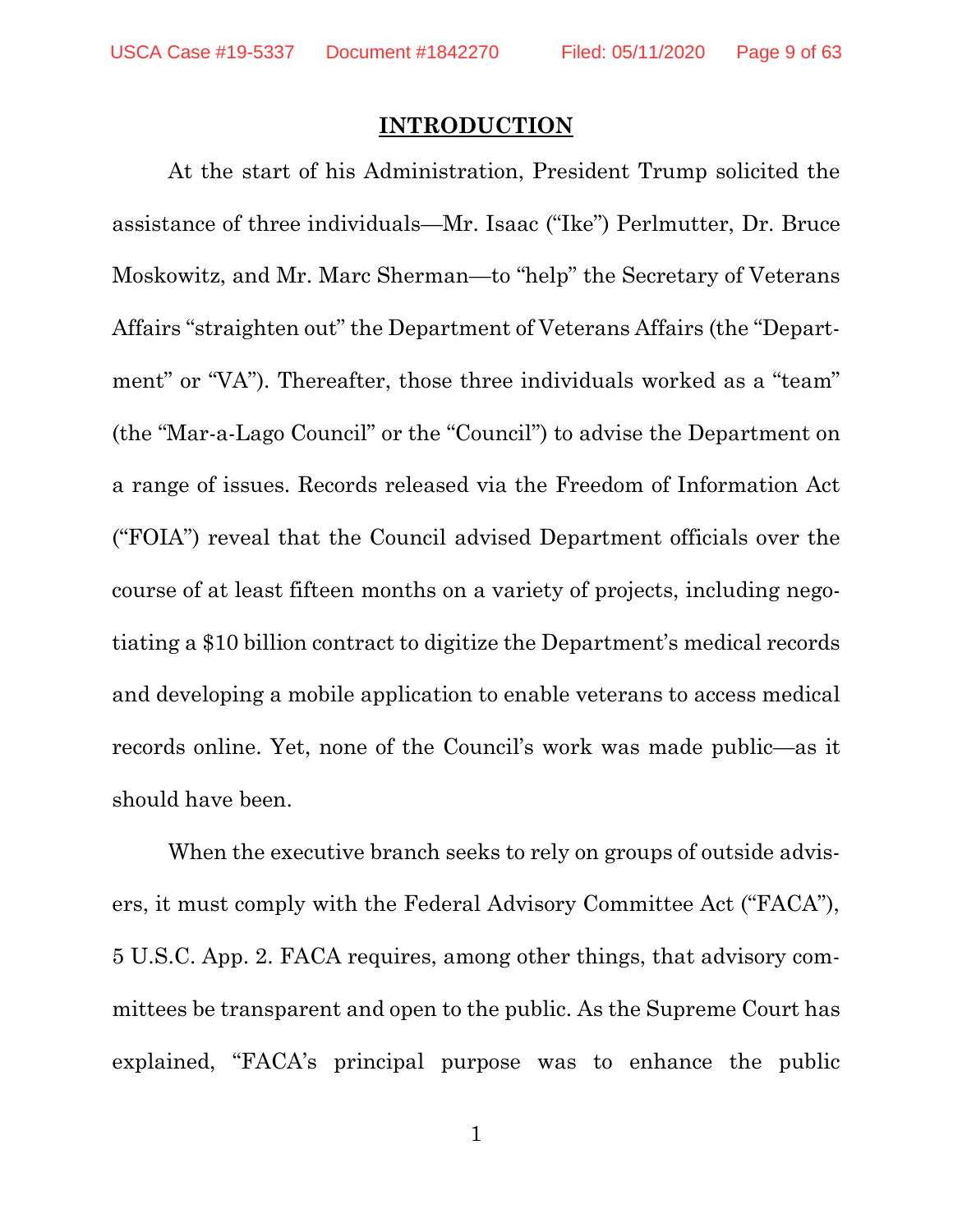# INTRODUCTION

At the start of his Administration, President Trump solicited the assistance of three individuals—Mr. Isaac ("Ike") Perlmutter, Dr. Bruce Moskowitz, and Mr. Marc Sherman—to "help" the Secretary of Veterans Affairs "straighten out" the Department of Veterans Affairs (the "Department" or "VA"). Thereafter, those three individuals worked as a "team" (the "Mar-a-Lago Council" or the "Council") to advise the Department on a range of issues. Records released via the Freedom of Information Act ("FOIA") reveal that the Council advised Department officials over the course of at least fifteen months on a variety of projects, including negotiating a $10 billion contract to digitize the Department's medical records and developing a mobile application to enable veterans to access medical records online. Yet, none of the Council's work was made public—as it should have been.

When the executive branch seeks to rely on groups of outside advisers, it must comply with the Federal Advisory Committee Act ("FACA"), 5 U.S.C. App. 2. FACA requires, among other things, that advisory committees be transparent and open to the public. As the Supreme Court has explained, "FACA's principal purpose was to enhance the public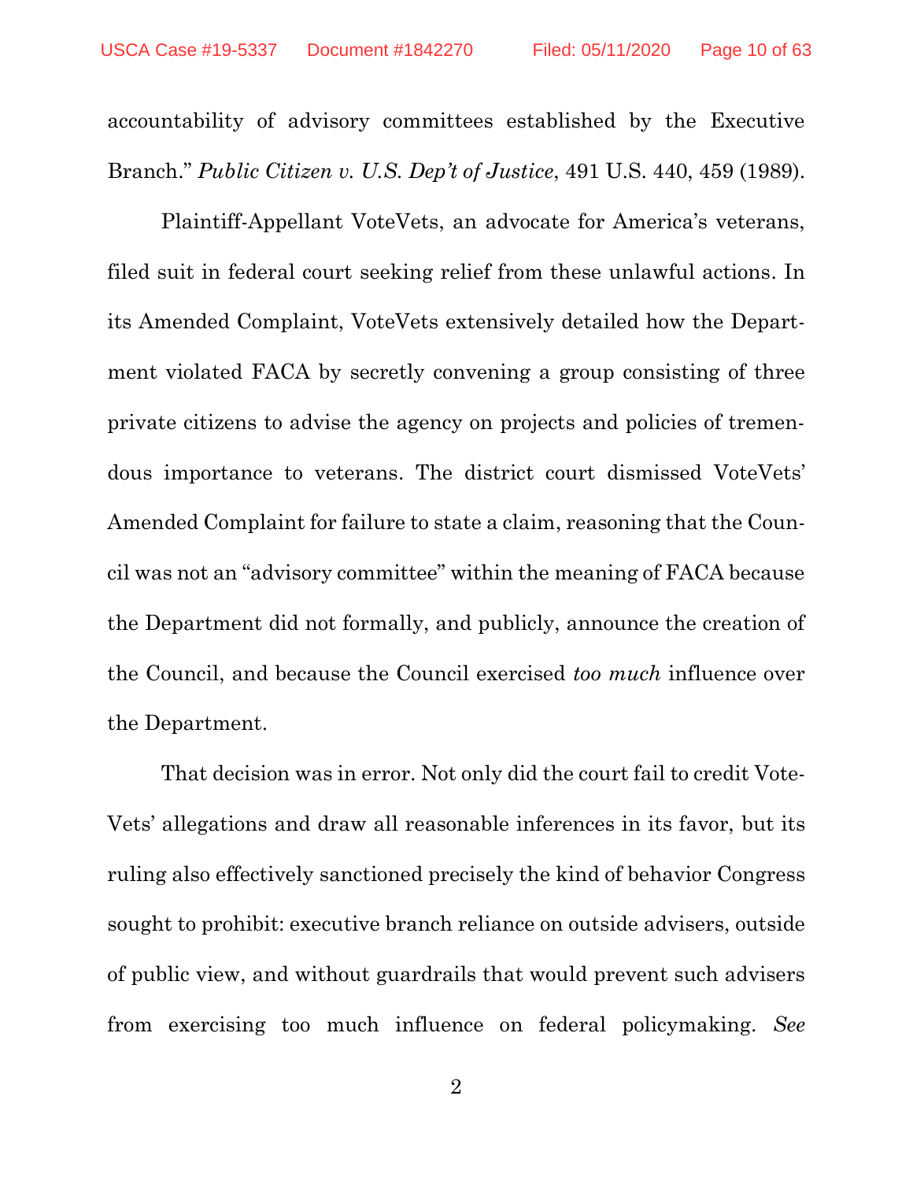accountability of advisory committees established by the Executive Branch." *Public Citizen v. U.S. Dep't of Justice*, 491 U.S. 440, 459 (1989).

Plaintiff-Appellant VoteVets, an advocate for America's veterans, filed suit in federal court seeking relief from these unlawful actions. In its Amended Complaint, VoteVets extensively detailed how the Department violated FACA by secretly convening a group consisting of three private citizens to advise the agency on projects and policies of tremendous importance to veterans. The district court dismissed VoteVets' Amended Complaint for failure to state a claim, reasoning that the Council was not an "advisory committee" within the meaning of FACA because the Department did not formally, and publicly, announce the creation of the Council, and because the Council exercised *too much* influence over the Department.

That decision was in error. Not only did the court fail to credit VoteVets' allegations and draw all reasonable inferences in its favor, but its ruling also effectively sanctioned precisely the kind of behavior Congress sought to prohibit: executive branch reliance on outside advisers, outside of public view, and without guardrails that would prevent such advisers from exercising too much influence on federal policymaking. *See*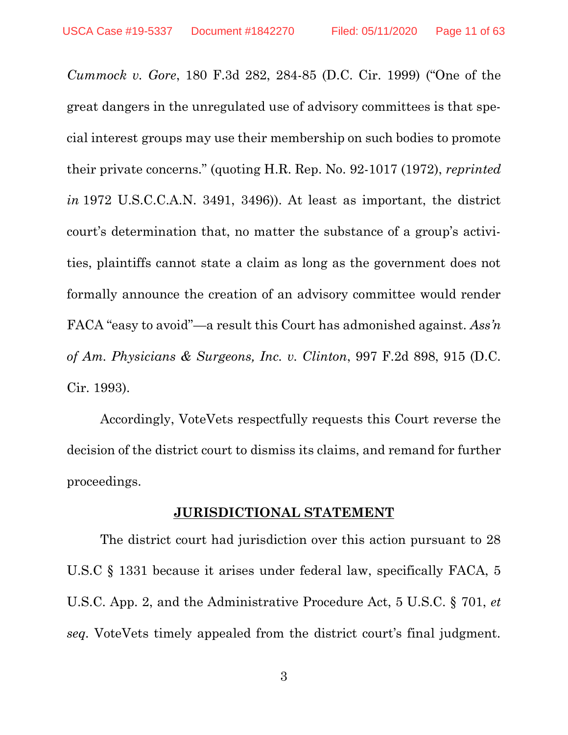*Cummock v. Gore*, 180 F.3d 282, 284-85 (D.C. Cir. 1999) ("One of the great dangers in the unregulated use of advisory committees is that special interest groups may use their membership on such bodies to promote their private concerns." (quoting H.R. Rep. No. 92-1017 (1972), *reprinted in* 1972 U.S.C.C.A.N. 3491, 3496)). At least as important, the district court's determination that, no matter the substance of a group's activities, plaintiffs cannot state a claim as long as the government does not formally announce the creation of an advisory committee would render FACA "easy to avoid"—a result this Court has admonished against. *Ass'n of Am. Physicians & Surgeons, Inc. v. Clinton*, 997 F.2d 898, 915 (D.C. Cir. 1993).

Accordingly, VoteVets respectfully requests this Court reverse the decision of the district court to dismiss its claims, and remand for further proceedings.

## JURISDICTIONAL STATEMENT

The district court had jurisdiction over this action pursuant to 28 U.S.C § 1331 because it arises under federal law, specifically FACA, 5 U.S.C. App. 2, and the Administrative Procedure Act, 5 U.S.C. § 701, *et seq*. VoteVets timely appealed from the district court's final judgment.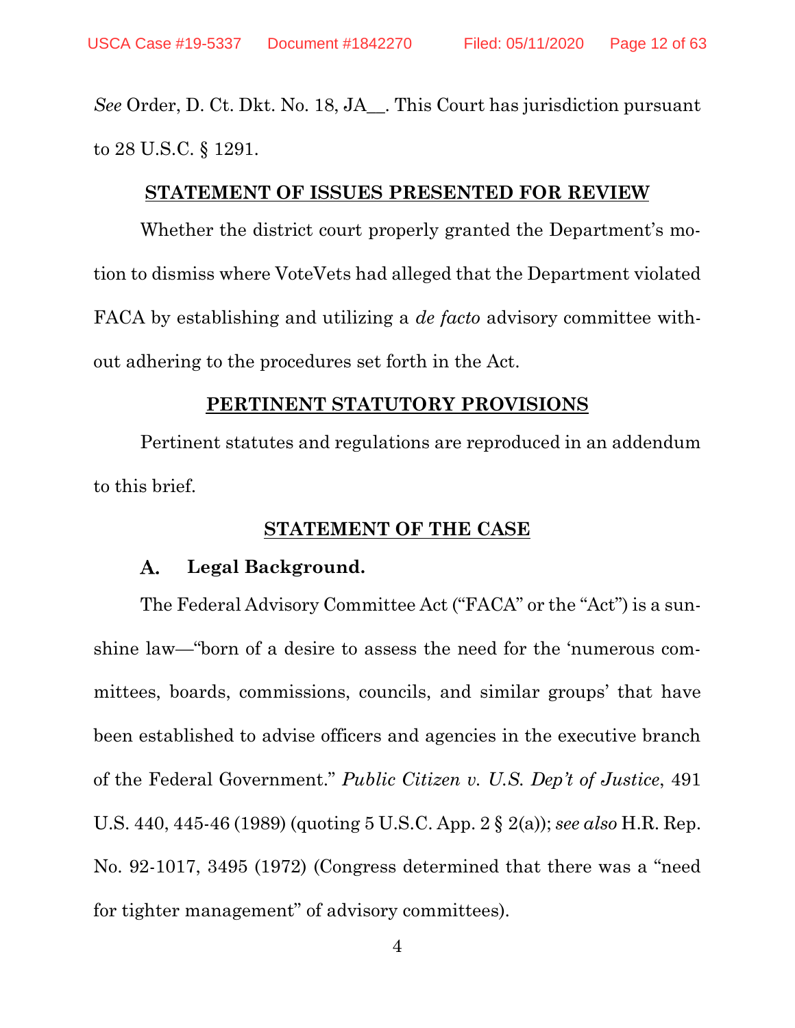*See* Order, D. Ct. Dkt. No. 18, JA__. This Court has jurisdiction pursuant to 28 U.S.C. § 1291.

## STATEMENT OF ISSUES PRESENTED FOR REVIEW

Whether the district court properly granted the Department's motion to dismiss where VoteVets had alleged that the Department violated FACA by establishing and utilizing a *de facto* advisory committee without adhering to the procedures set forth in the Act.

## PERTINENT STATUTORY PROVISIONS

Pertinent statutes and regulations are reproduced in an addendum to this brief.

## STATEMENT OF THE CASE

### A. Legal Background.

The Federal Advisory Committee Act ("FACA" or the "Act") is a sunshine law—"born of a desire to assess the need for the 'numerous committees, boards, commissions, councils, and similar groups' that have been established to advise officers and agencies in the executive branch of the Federal Government." *Public Citizen v. U.S. Dep't of Justice*, 491 U.S. 440, 445-46 (1989) (quoting 5 U.S.C. App. 2 § 2(a)); *see also* H.R. Rep. No. 92-1017, 3495 (1972) (Congress determined that there was a "need for tighter management" of advisory committees).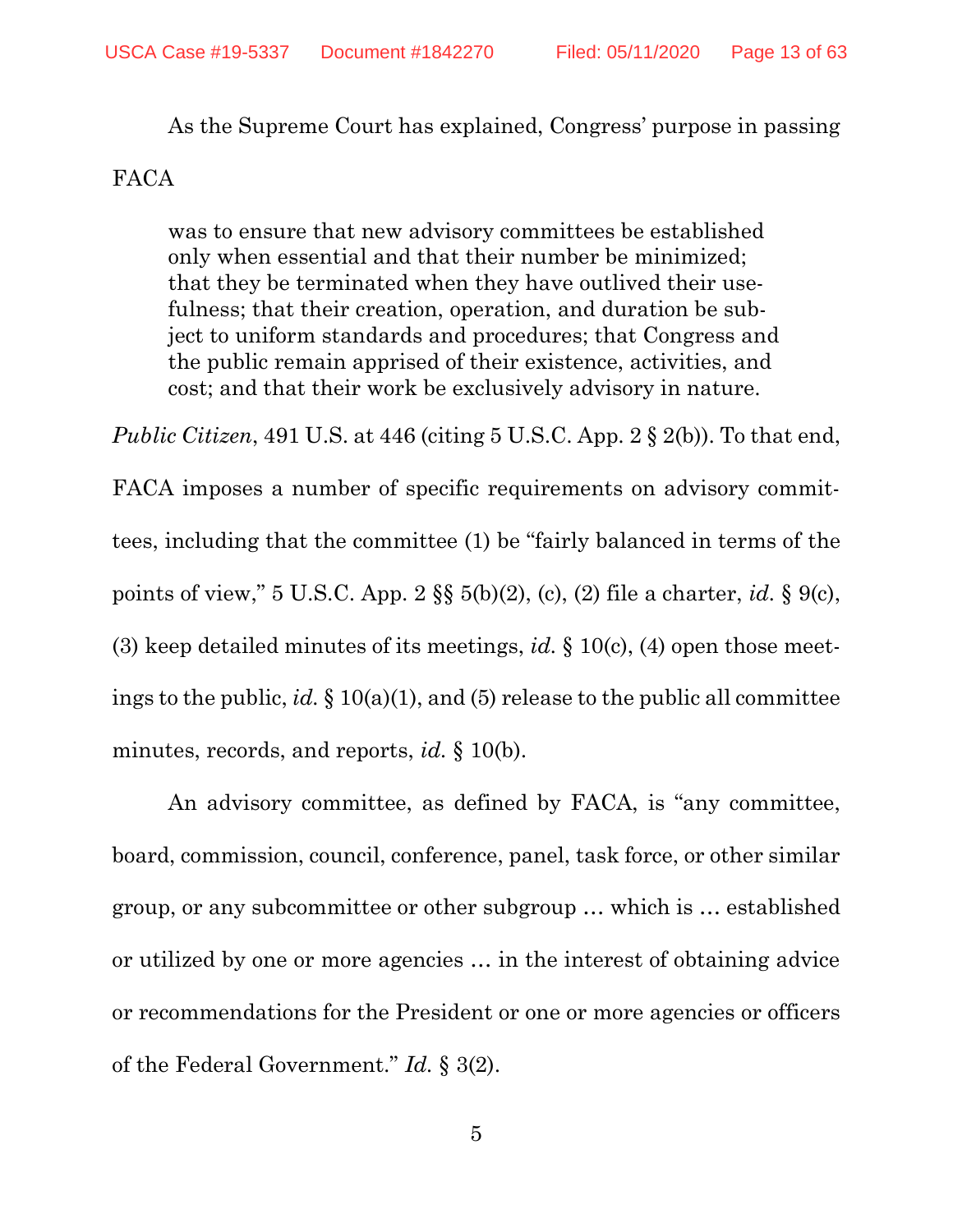As the Supreme Court has explained, Congress' purpose in passing FACA

> was to ensure that new advisory committees be established only when essential and that their number be minimized; that they be terminated when they have outlived their usefulness; that their creation, operation, and duration be subject to uniform standards and procedures; that Congress and the public remain apprised of their existence, activities, and cost; and that their work be exclusively advisory in nature.

*Public Citizen*, 491 U.S. at 446 (citing 5 U.S.C. App. 2 § 2(b)). To that end, FACA imposes a number of specific requirements on advisory committees, including that the committee (1) be "fairly balanced in terms of the points of view," 5 U.S.C. App. 2 §§ 5(b)(2), (c), (2) file a charter, *id.* § 9(c), (3) keep detailed minutes of its meetings, *id.* § 10(c), (4) open those meetings to the public, *id.* § 10(a)(1), and (5) release to the public all committee minutes, records, and reports, *id.* § 10(b).

An advisory committee, as defined by FACA, is "any committee, board, commission, council, conference, panel, task force, or other similar group, or any subcommittee or other subgroup … which is … established or utilized by one or more agencies … in the interest of obtaining advice or recommendations for the President or one or more agencies or officers of the Federal Government." *Id.* § 3(2).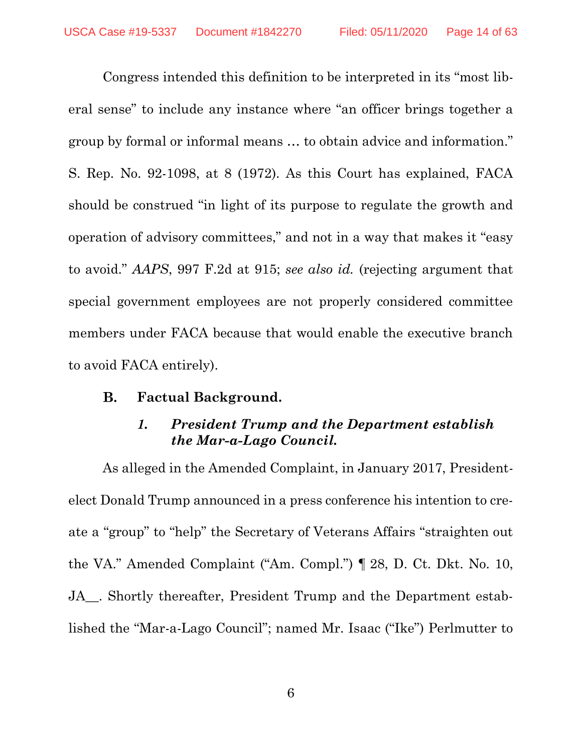Congress intended this definition to be interpreted in its "most liberal sense" to include any instance where "an officer brings together a group by formal or informal means … to obtain advice and information." S. Rep. No. 92-1098, at 8 (1972). As this Court has explained, FACA should be construed "in light of its purpose to regulate the growth and operation of advisory committees," and not in a way that makes it "easy to avoid." *AAPS*, 997 F.2d at 915; *see also id.* (rejecting argument that special government employees are not properly considered committee members under FACA because that would enable the executive branch to avoid FACA entirely).

### B. Factual Background.

#### *1. President Trump and the Department establish the Mar-a-Lago Council.*

As alleged in the Amended Complaint, in January 2017, President-elect Donald Trump announced in a press conference his intention to create a "group" to "help" the Secretary of Veterans Affairs "straighten out the VA." Amended Complaint ("Am. Compl.") ¶ 28, D. Ct. Dkt. No. 10, JA__. Shortly thereafter, President Trump and the Department established the "Mar-a-Lago Council"; named Mr. Isaac ("Ike") Perlmutter to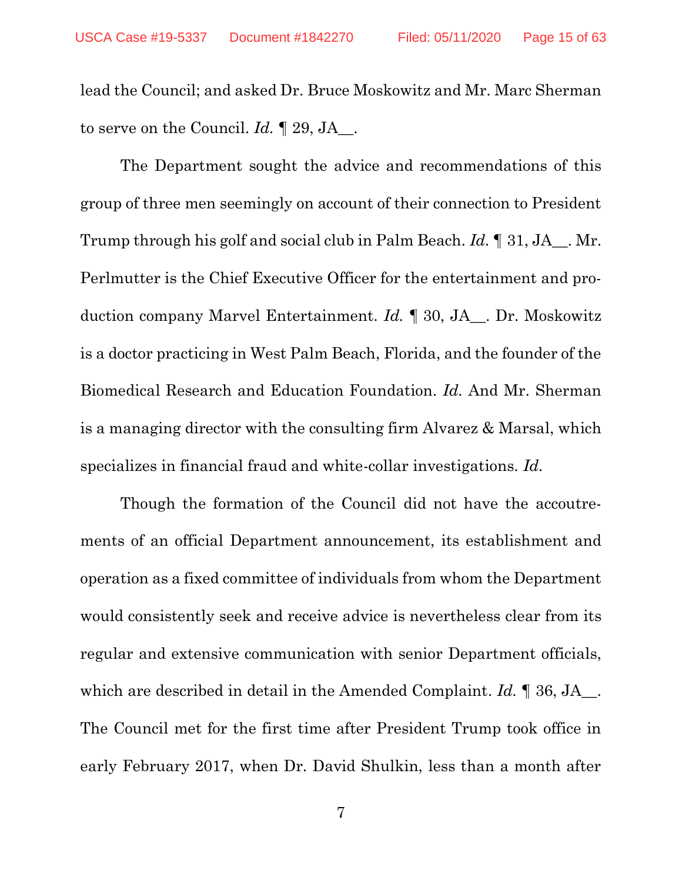lead the Council; and asked Dr. Bruce Moskowitz and Mr. Marc Sherman to serve on the Council. *Id.* ¶ 29, JA__.

The Department sought the advice and recommendations of this group of three men seemingly on account of their connection to President Trump through his golf and social club in Palm Beach. *Id.* ¶ 31, JA__. Mr. Perlmutter is the Chief Executive Officer for the entertainment and production company Marvel Entertainment. *Id.* ¶ 30, JA__. Dr. Moskowitz is a doctor practicing in West Palm Beach, Florida, and the founder of the Biomedical Research and Education Foundation. *Id.* And Mr. Sherman is a managing director with the consulting firm Alvarez & Marsal, which specializes in financial fraud and white-collar investigations. *Id.*

Though the formation of the Council did not have the accoutrements of an official Department announcement, its establishment and operation as a fixed committee of individuals from whom the Department would consistently seek and receive advice is nevertheless clear from its regular and extensive communication with senior Department officials, which are described in detail in the Amended Complaint. *Id.* ¶ 36, JA__. The Council met for the first time after President Trump took office in early February 2017, when Dr. David Shulkin, less than a month after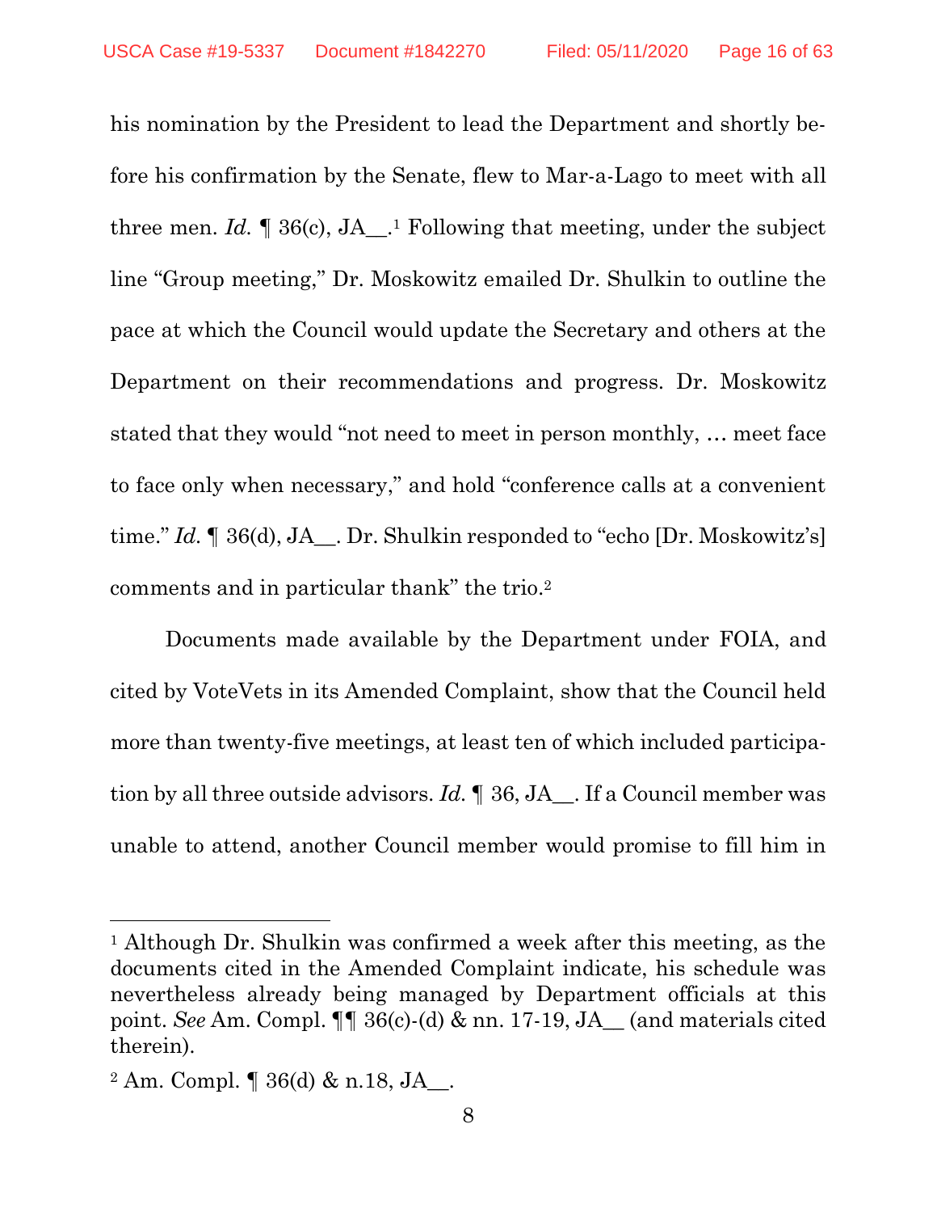his nomination by the President to lead the Department and shortly before his confirmation by the Senate, flew to Mar-a-Lago to meet with all three men. *Id.* ¶ 36(c), JA__.[1] Following that meeting, under the subject line "Group meeting," Dr. Moskowitz emailed Dr. Shulkin to outline the pace at which the Council would update the Secretary and others at the Department on their recommendations and progress. Dr. Moskowitz stated that they would "not need to meet in person monthly, … meet face to face only when necessary," and hold "conference calls at a convenient time." *Id.* ¶ 36(d), JA__. Dr. Shulkin responded to "echo [Dr. Moskowitz's] comments and in particular thank" the trio.[2]

Documents made available by the Department under FOIA, and cited by VoteVets in its Amended Complaint, show that the Council held more than twenty-five meetings, at least ten of which included participation by all three outside advisors. *Id.* ¶ 36, JA__. If a Council member was unable to attend, another Council member would promise to fill him in

---

[1] Although Dr. Shulkin was confirmed a week after this meeting, as the documents cited in the Amended Complaint indicate, his schedule was nevertheless already being managed by Department officials at this point. *See* Am. Compl. ¶¶ 36(c)-(d) & nn. 17-19, JA__ (and materials cited therein).

[2] Am. Compl. ¶ 36(d) & n.18, JA__.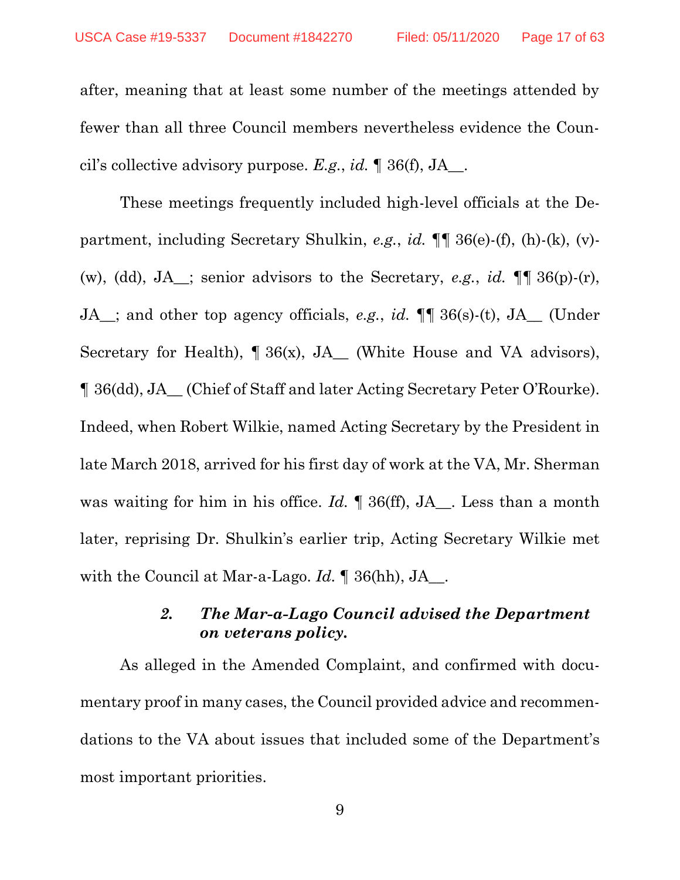after, meaning that at least some number of the meetings attended by fewer than all three Council members nevertheless evidence the Council's collective advisory purpose. *E.g.*, *id.* ¶ 36(f), JA__.

These meetings frequently included high-level officials at the Department, including Secretary Shulkin, *e.g.*, *id.* ¶¶ 36(e)-(f), (h)-(k), (v)-(w), (dd), JA__; senior advisors to the Secretary, *e.g.*, *id.* ¶¶ 36(p)-(r), JA__; and other top agency officials, *e.g.*, *id.* ¶¶ 36(s)-(t), JA__ (Under Secretary for Health), ¶ 36(x), JA__ (White House and VA advisors), ¶ 36(dd), JA__ (Chief of Staff and later Acting Secretary Peter O'Rourke). Indeed, when Robert Wilkie, named Acting Secretary by the President in late March 2018, arrived for his first day of work at the VA, Mr. Sherman was waiting for him in his office. *Id.* ¶ 36(ff), JA__. Less than a month later, reprising Dr. Shulkin's earlier trip, Acting Secretary Wilkie met with the Council at Mar-a-Lago. *Id.* ¶ 36(hh), JA__.

#### ***2. The Mar-a-Lago Council advised the Department on veterans policy.***

As alleged in the Amended Complaint, and confirmed with documentary proof in many cases, the Council provided advice and recommendations to the VA about issues that included some of the Department's most important priorities.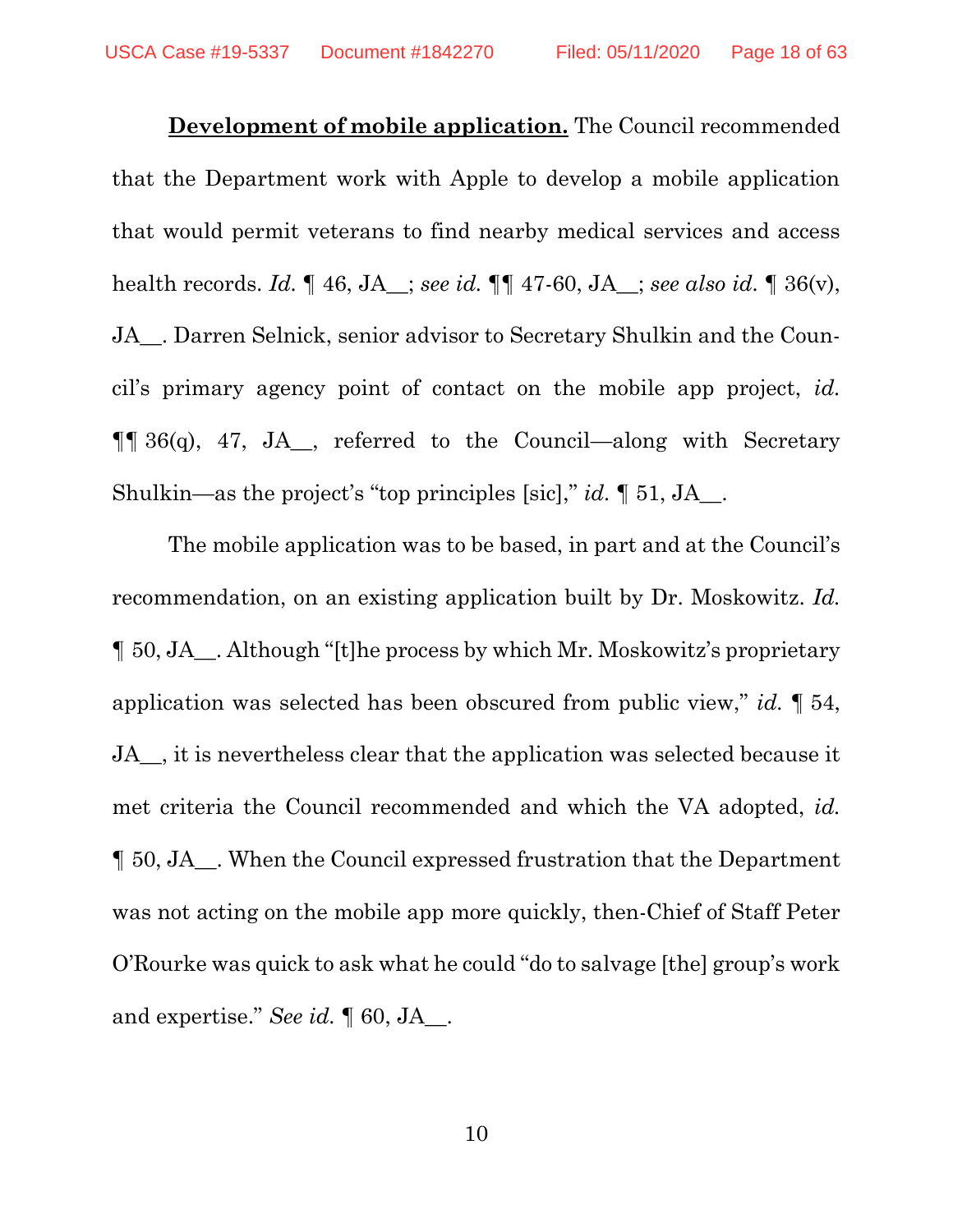**<u>Development of mobile application.</u>** The Council recommended that the Department work with Apple to develop a mobile application that would permit veterans to find nearby medical services and access health records. *Id.* ¶ 46, JA__; *see id.* ¶¶ 47-60, JA__; *see also id.* ¶ 36(v), JA__. Darren Selnick, senior advisor to Secretary Shulkin and the Council's primary agency point of contact on the mobile app project, *id.* ¶¶ 36(q), 47, JA__, referred to the Council—along with Secretary Shulkin—as the project's "top principles [sic]," *id.* ¶ 51, JA__.

The mobile application was to be based, in part and at the Council's recommendation, on an existing application built by Dr. Moskowitz. *Id.* ¶ 50, JA__. Although "[t]he process by which Mr. Moskowitz's proprietary application was selected has been obscured from public view," *id.* ¶ 54, JA__, it is nevertheless clear that the application was selected because it met criteria the Council recommended and which the VA adopted, *id.* ¶ 50, JA__. When the Council expressed frustration that the Department was not acting on the mobile app more quickly, then-Chief of Staff Peter O'Rourke was quick to ask what he could "do to salvage [the] group's work and expertise." *See id.* ¶ 60, JA__.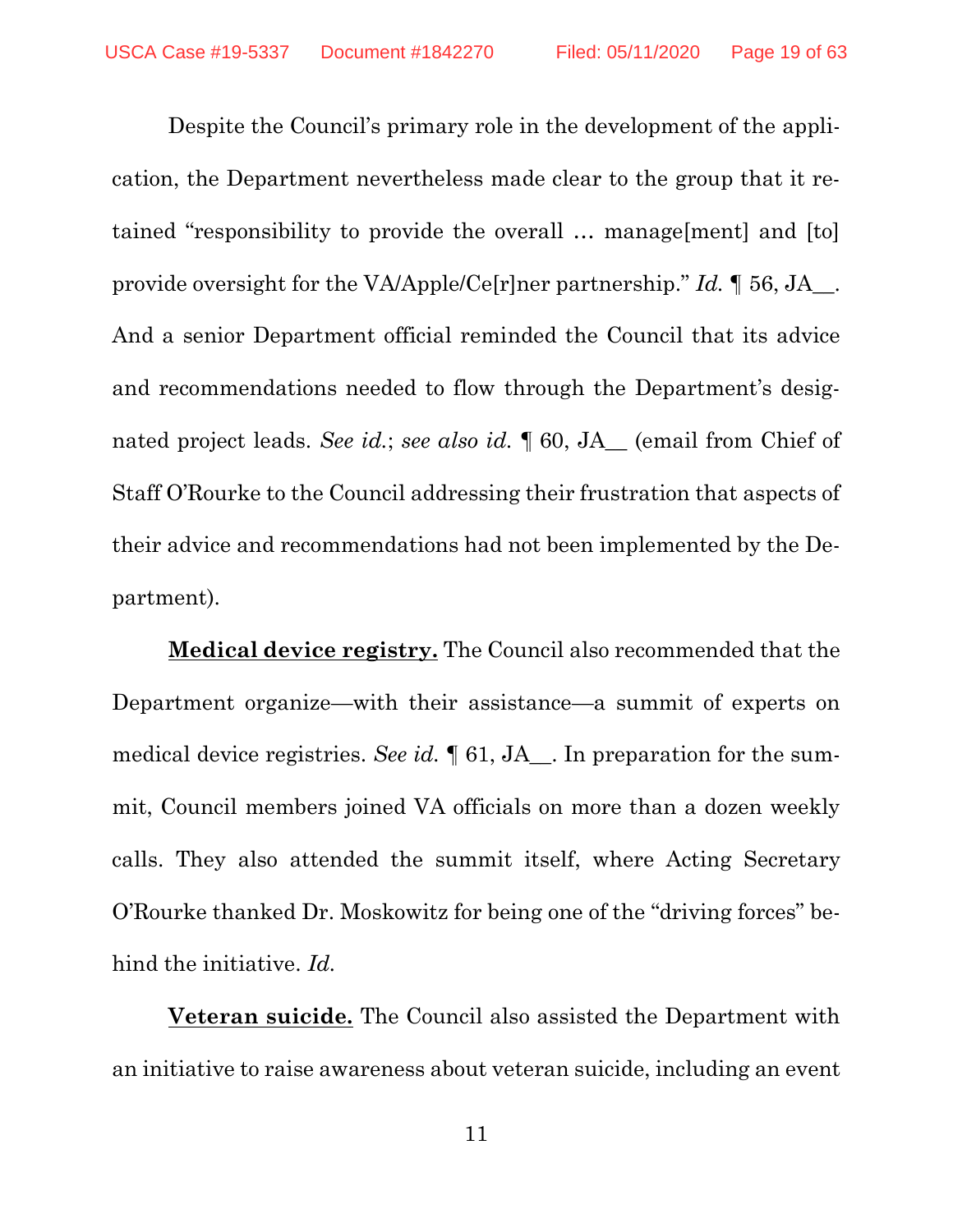Despite the Council's primary role in the development of the application, the Department nevertheless made clear to the group that it retained "responsibility to provide the overall … manage[ment] and [to] provide oversight for the VA/Apple/Ce[r]ner partnership." *Id.* ¶ 56, JA__. And a senior Department official reminded the Council that its advice and recommendations needed to flow through the Department's designated project leads. *See id.*; *see also id.* ¶ 60, JA__ (email from Chief of Staff O'Rourke to the Council addressing their frustration that aspects of their advice and recommendations had not been implemented by the Department).

**Medical device registry.** The Council also recommended that the Department organize—with their assistance—a summit of experts on medical device registries. *See id.* ¶ 61, JA__. In preparation for the summit, Council members joined VA officials on more than a dozen weekly calls. They also attended the summit itself, where Acting Secretary O'Rourke thanked Dr. Moskowitz for being one of the "driving forces" behind the initiative. *Id.*

**Veteran suicide.** The Council also assisted the Department with an initiative to raise awareness about veteran suicide, including an event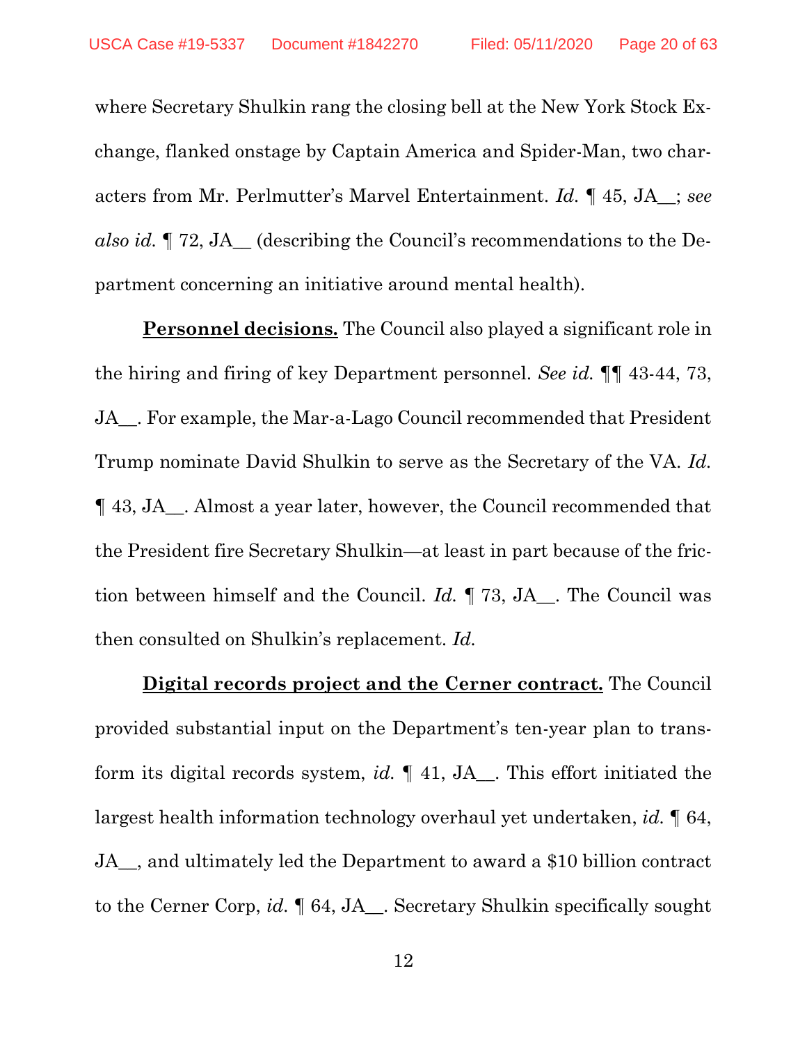where Secretary Shulkin rang the closing bell at the New York Stock Exchange, flanked onstage by Captain America and Spider-Man, two characters from Mr. Perlmutter's Marvel Entertainment. *Id.* ¶ 45, JA__; *see also id.* ¶ 72, JA__ (describing the Council's recommendations to the Department concerning an initiative around mental health).

**Personnel decisions.** The Council also played a significant role in the hiring and firing of key Department personnel. *See id.* ¶¶ 43-44, 73, JA__. For example, the Mar-a-Lago Council recommended that President Trump nominate David Shulkin to serve as the Secretary of the VA. *Id.* ¶ 43, JA__. Almost a year later, however, the Council recommended that the President fire Secretary Shulkin—at least in part because of the friction between himself and the Council. *Id.* ¶ 73, JA__. The Council was then consulted on Shulkin's replacement. *Id.*

**Digital records project and the Cerner contract.** The Council provided substantial input on the Department's ten-year plan to transform its digital records system, *id.* ¶ 41, JA__. This effort initiated the largest health information technology overhaul yet undertaken, *id.* ¶ 64, JA__, and ultimately led the Department to award a $10 billion contract to the Cerner Corp, *id.* ¶ 64, JA__. Secretary Shulkin specifically sought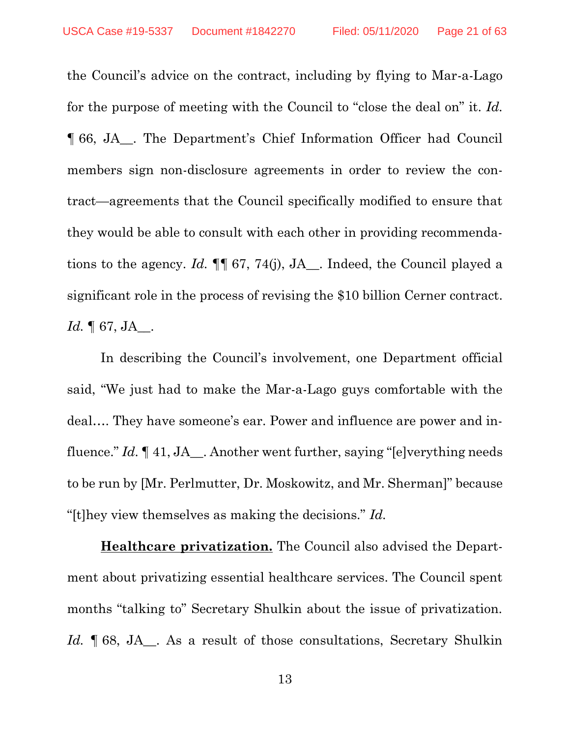the Council's advice on the contract, including by flying to Mar-a-Lago for the purpose of meeting with the Council to "close the deal on" it. *Id.* ¶ 66, JA__. The Department's Chief Information Officer had Council members sign non-disclosure agreements in order to review the contract—agreements that the Council specifically modified to ensure that they would be able to consult with each other in providing recommendations to the agency. *Id.* ¶¶ 67, 74(j), JA__. Indeed, the Council played a significant role in the process of revising the $10 billion Cerner contract. *Id.* ¶ 67, JA__.

In describing the Council's involvement, one Department official said, "We just had to make the Mar-a-Lago guys comfortable with the deal…. They have someone's ear. Power and influence are power and influence." *Id.* ¶ 41, JA__. Another went further, saying "[e]verything needs to be run by [Mr. Perlmutter, Dr. Moskowitz, and Mr. Sherman]" because "[t]hey view themselves as making the decisions." *Id.*

**Healthcare privatization.** The Council also advised the Department about privatizing essential healthcare services. The Council spent months "talking to" Secretary Shulkin about the issue of privatization. *Id.* ¶ 68, JA__. As a result of those consultations, Secretary Shulkin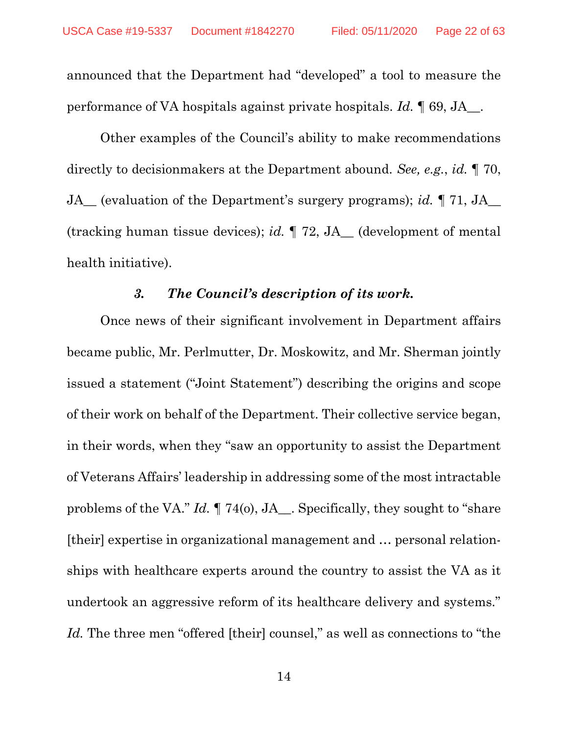announced that the Department had "developed" a tool to measure the performance of VA hospitals against private hospitals. *Id.* ¶ 69, JA__.

Other examples of the Council's ability to make recommendations directly to decisionmakers at the Department abound. *See, e.g.*, *id.* ¶ 70, JA__ (evaluation of the Department's surgery programs); *id.* ¶ 71, JA__ (tracking human tissue devices); *id.* ¶ 72, JA__ (development of mental health initiative).

### *3. The Council's description of its work.*

Once news of their significant involvement in Department affairs became public, Mr. Perlmutter, Dr. Moskowitz, and Mr. Sherman jointly issued a statement ("Joint Statement") describing the origins and scope of their work on behalf of the Department. Their collective service began, in their words, when they "saw an opportunity to assist the Department of Veterans Affairs' leadership in addressing some of the most intractable problems of the VA." *Id.* ¶ 74(o), JA__. Specifically, they sought to "share [their] expertise in organizational management and … personal relationships with healthcare experts around the country to assist the VA as it undertook an aggressive reform of its healthcare delivery and systems." *Id.* The three men "offered [their] counsel," as well as connections to "the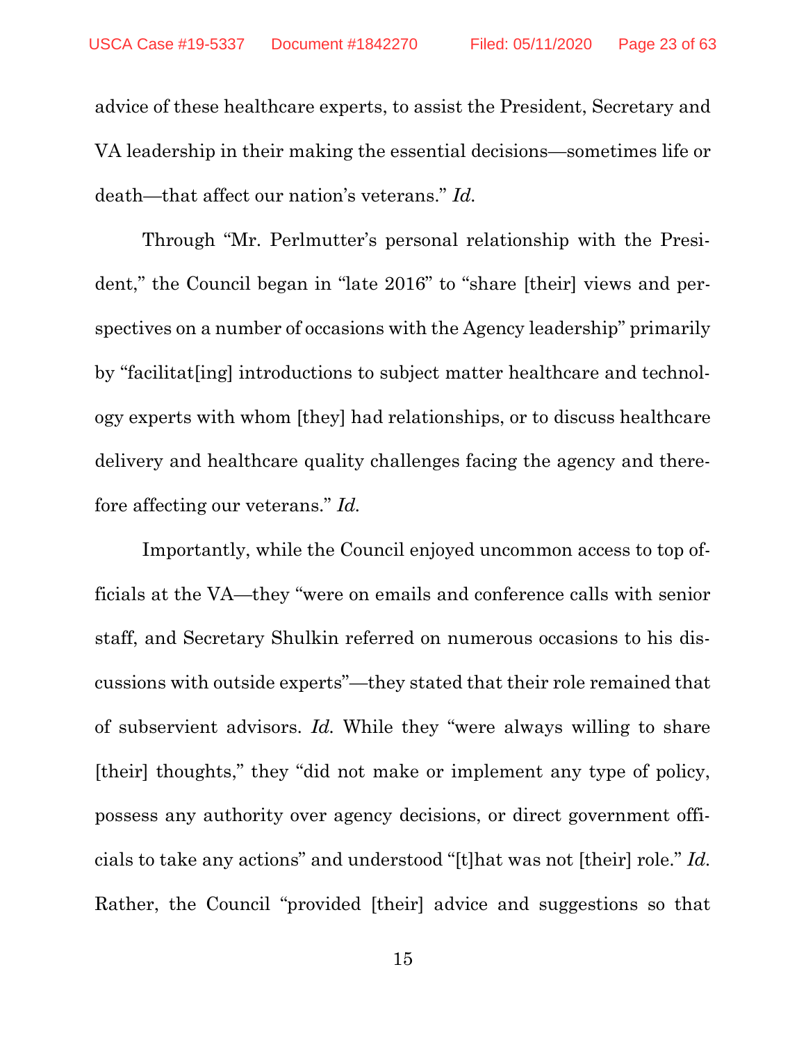advice of these healthcare experts, to assist the President, Secretary and VA leadership in their making the essential decisions—sometimes life or death—that affect our nation's veterans." *Id.*

Through "Mr. Perlmutter's personal relationship with the President," the Council began in "late 2016" to "share [their] views and perspectives on a number of occasions with the Agency leadership" primarily by "facilitat[ing] introductions to subject matter healthcare and technology experts with whom [they] had relationships, or to discuss healthcare delivery and healthcare quality challenges facing the agency and therefore affecting our veterans." *Id.*

Importantly, while the Council enjoyed uncommon access to top officials at the VA—they "were on emails and conference calls with senior staff, and Secretary Shulkin referred on numerous occasions to his discussions with outside experts"—they stated that their role remained that of subservient advisors. *Id.* While they "were always willing to share [their] thoughts," they "did not make or implement any type of policy, possess any authority over agency decisions, or direct government officials to take any actions" and understood "[t]hat was not [their] role." *Id.* Rather, the Council "provided [their] advice and suggestions so that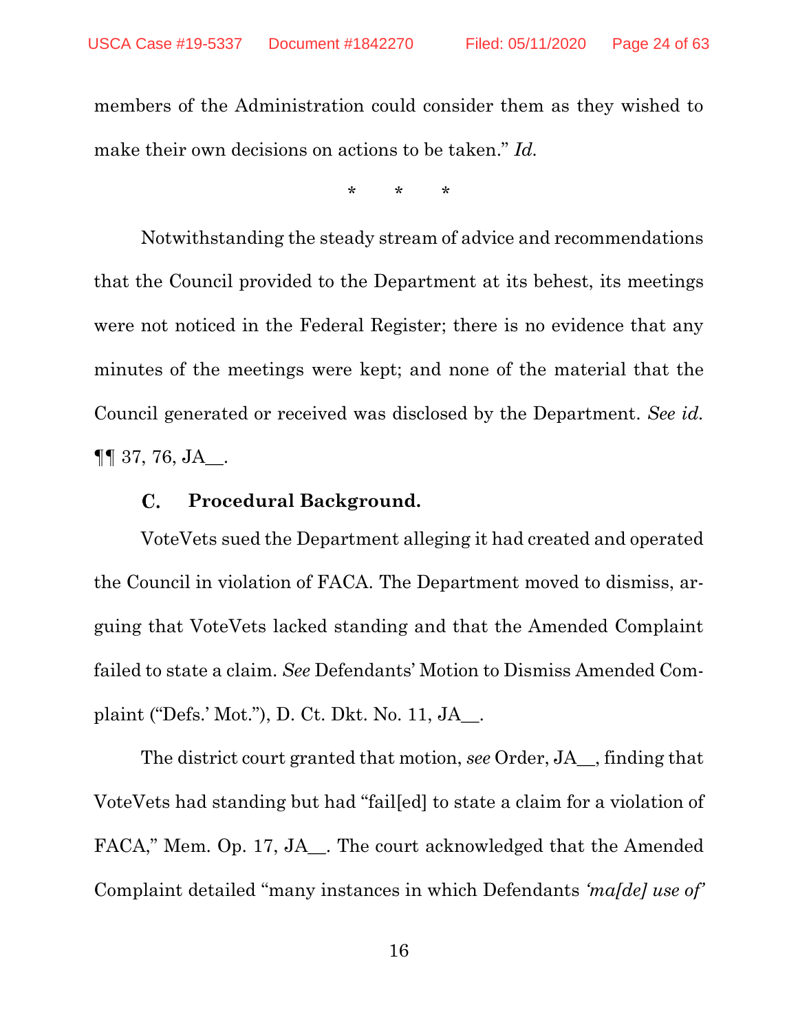members of the Administration could consider them as they wished to make their own decisions on actions to be taken." *Id.*

\* \* \*

Notwithstanding the steady stream of advice and recommendations that the Council provided to the Department at its behest, its meetings were not noticed in the Federal Register; there is no evidence that any minutes of the meetings were kept; and none of the material that the Council generated or received was disclosed by the Department. *See id.* ¶¶ 37, 76, JA__.

### C. Procedural Background.

VoteVets sued the Department alleging it had created and operated the Council in violation of FACA. The Department moved to dismiss, arguing that VoteVets lacked standing and that the Amended Complaint failed to state a claim. *See* Defendants' Motion to Dismiss Amended Complaint ("Defs.' Mot."), D. Ct. Dkt. No. 11, JA__.

The district court granted that motion, *see* Order, JA__, finding that VoteVets had standing but had "fail[ed] to state a claim for a violation of FACA," Mem. Op. 17, JA__. The court acknowledged that the Amended Complaint detailed "many instances in which Defendants *'ma[de] use of'*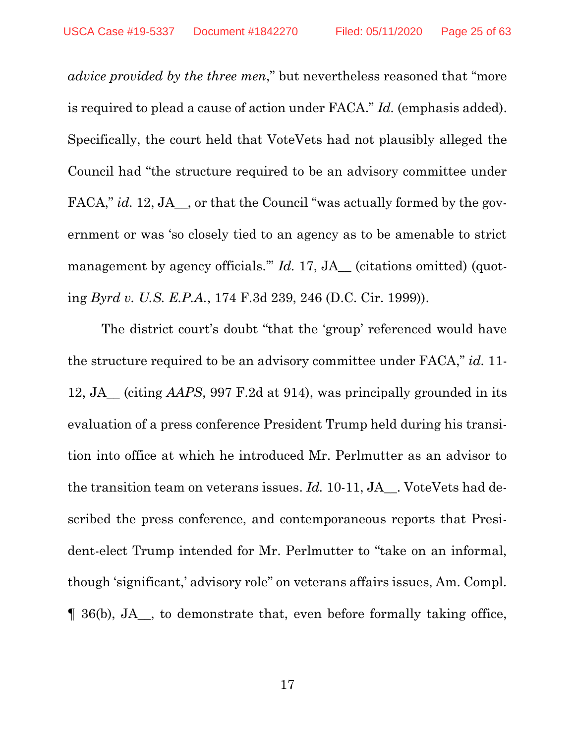*advice provided by the three men*," but nevertheless reasoned that "more is required to plead a cause of action under FACA." *Id.* (emphasis added). Specifically, the court held that VoteVets had not plausibly alleged the Council had "the structure required to be an advisory committee under FACA," *id.* 12, JA__, or that the Council "was actually formed by the government or was 'so closely tied to an agency as to be amenable to strict management by agency officials.'" *Id.* 17, JA__ (citations omitted) (quoting *Byrd v. U.S. E.P.A.*, 174 F.3d 239, 246 (D.C. Cir. 1999)).

The district court's doubt "that the 'group' referenced would have the structure required to be an advisory committee under FACA," *id.* 11-12, JA__ (citing *AAPS*, 997 F.2d at 914), was principally grounded in its evaluation of a press conference President Trump held during his transition into office at which he introduced Mr. Perlmutter as an advisor to the transition team on veterans issues. *Id.* 10-11, JA__. VoteVets had described the press conference, and contemporaneous reports that President-elect Trump intended for Mr. Perlmutter to "take on an informal, though 'significant,' advisory role" on veterans affairs issues, Am. Compl. ¶ 36(b), JA__, to demonstrate that, even before formally taking office,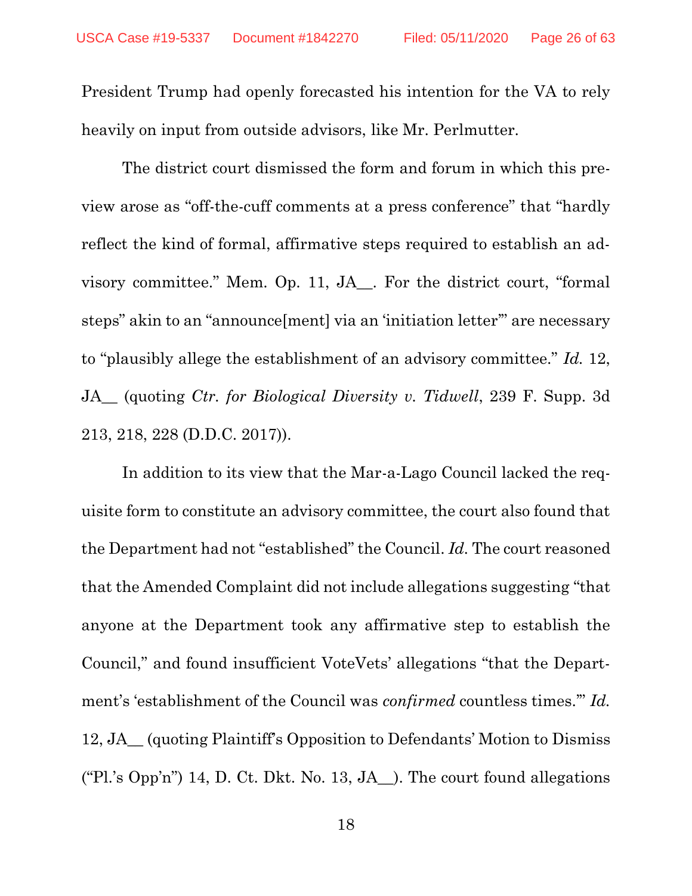President Trump had openly forecasted his intention for the VA to rely heavily on input from outside advisors, like Mr. Perlmutter.

The district court dismissed the form and forum in which this preview arose as "off-the-cuff comments at a press conference" that "hardly reflect the kind of formal, affirmative steps required to establish an advisory committee." Mem. Op. 11, JA__. For the district court, "formal steps" akin to an "announce[ment] via an 'initiation letter'" are necessary to "plausibly allege the establishment of an advisory committee." *Id.* 12, JA__ (quoting *Ctr. for Biological Diversity v. Tidwell*, 239 F. Supp. 3d 213, 218, 228 (D.D.C. 2017)).

In addition to its view that the Mar-a-Lago Council lacked the requisite form to constitute an advisory committee, the court also found that the Department had not "established" the Council. *Id*. The court reasoned that the Amended Complaint did not include allegations suggesting "that anyone at the Department took any affirmative step to establish the Council," and found insufficient VoteVets' allegations "that the Department's 'establishment of the Council was *confirmed* countless times.'" *Id.* 12, JA__ (quoting Plaintiff's Opposition to Defendants' Motion to Dismiss ("Pl.'s Opp'n") 14, D. Ct. Dkt. No. 13, JA__). The court found allegations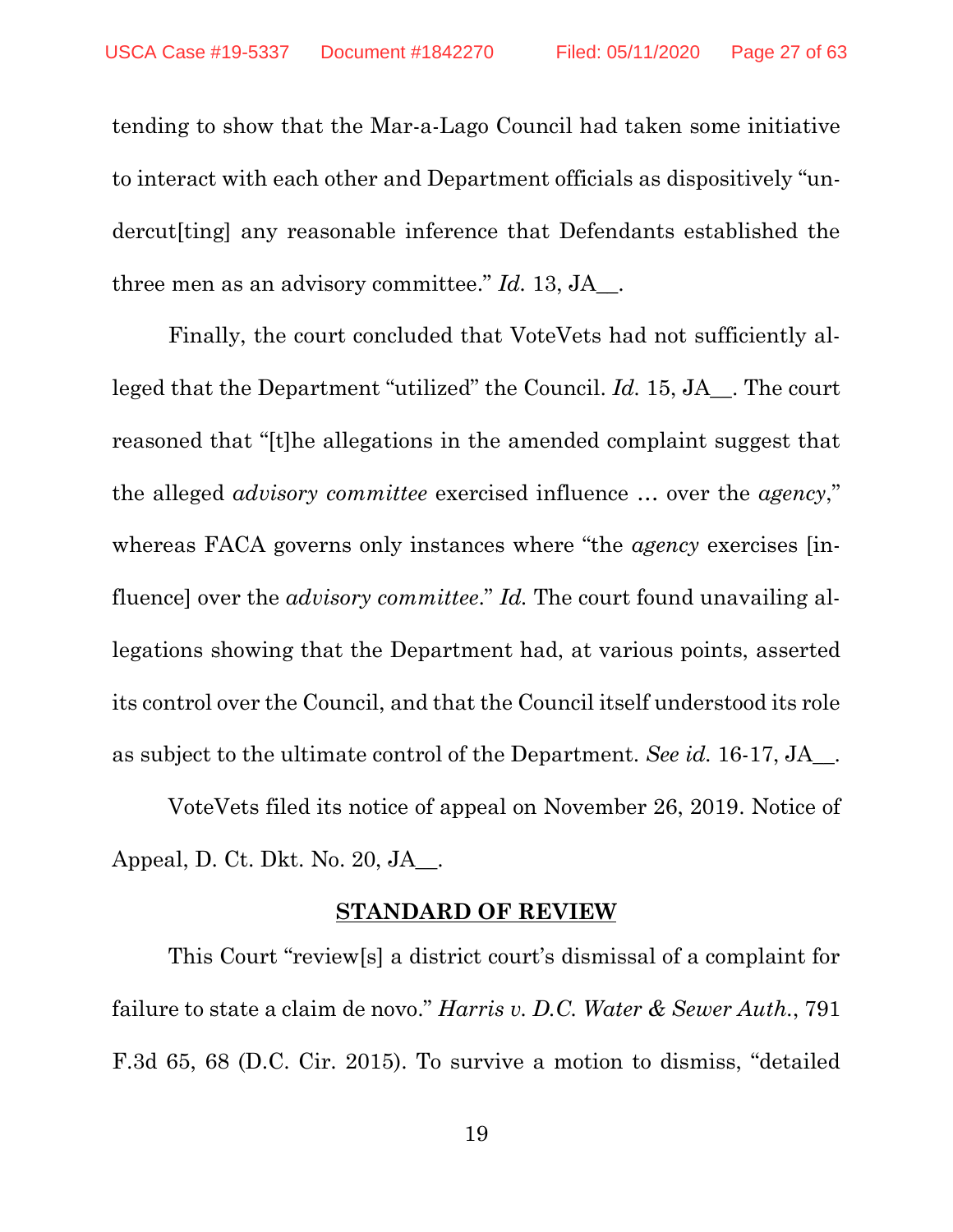tending to show that the Mar-a-Lago Council had taken some initiative to interact with each other and Department officials as dispositively "undercut[ting] any reasonable inference that Defendants established the three men as an advisory committee." *Id.* 13, JA__.

Finally, the court concluded that VoteVets had not sufficiently alleged that the Department "utilized" the Council. *Id.* 15, JA__. The court reasoned that "[t]he allegations in the amended complaint suggest that the alleged *advisory committee* exercised influence … over the *agency*," whereas FACA governs only instances where "the *agency* exercises [influence] over the *advisory committee*." *Id.* The court found unavailing allegations showing that the Department had, at various points, asserted its control over the Council, and that the Council itself understood its role as subject to the ultimate control of the Department. *See id.* 16-17, JA__.

VoteVets filed its notice of appeal on November 26, 2019. Notice of Appeal, D. Ct. Dkt. No. 20, JA__.

## STANDARD OF REVIEW

This Court "review[s] a district court's dismissal of a complaint for failure to state a claim de novo." *Harris v. D.C. Water & Sewer Auth.*, 791 F.3d 65, 68 (D.C. Cir. 2015). To survive a motion to dismiss, "detailed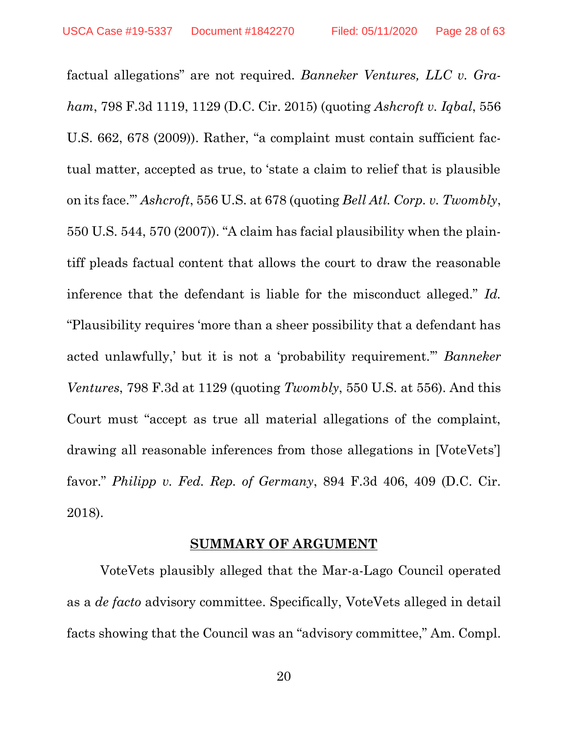factual allegations" are not required. *Banneker Ventures, LLC v. Graham*, 798 F.3d 1119, 1129 (D.C. Cir. 2015) (quoting *Ashcroft v. Iqbal*, 556 U.S. 662, 678 (2009)). Rather, "a complaint must contain sufficient factual matter, accepted as true, to 'state a claim to relief that is plausible on its face.'" *Ashcroft*, 556 U.S. at 678 (quoting *Bell Atl. Corp. v. Twombly*, 550 U.S. 544, 570 (2007)). "A claim has facial plausibility when the plaintiff pleads factual content that allows the court to draw the reasonable inference that the defendant is liable for the misconduct alleged." *Id.* "Plausibility requires 'more than a sheer possibility that a defendant has acted unlawfully,' but it is not a 'probability requirement.'" *Banneker Ventures*, 798 F.3d at 1129 (quoting *Twombly*, 550 U.S. at 556). And this Court must "accept as true all material allegations of the complaint, drawing all reasonable inferences from those allegations in [VoteVets'] favor." *Philipp v. Fed. Rep. of Germany*, 894 F.3d 406, 409 (D.C. Cir. 2018).

## SUMMARY OF ARGUMENT

VoteVets plausibly alleged that the Mar-a-Lago Council operated as a *de facto* advisory committee. Specifically, VoteVets alleged in detail facts showing that the Council was an "advisory committee," Am. Compl.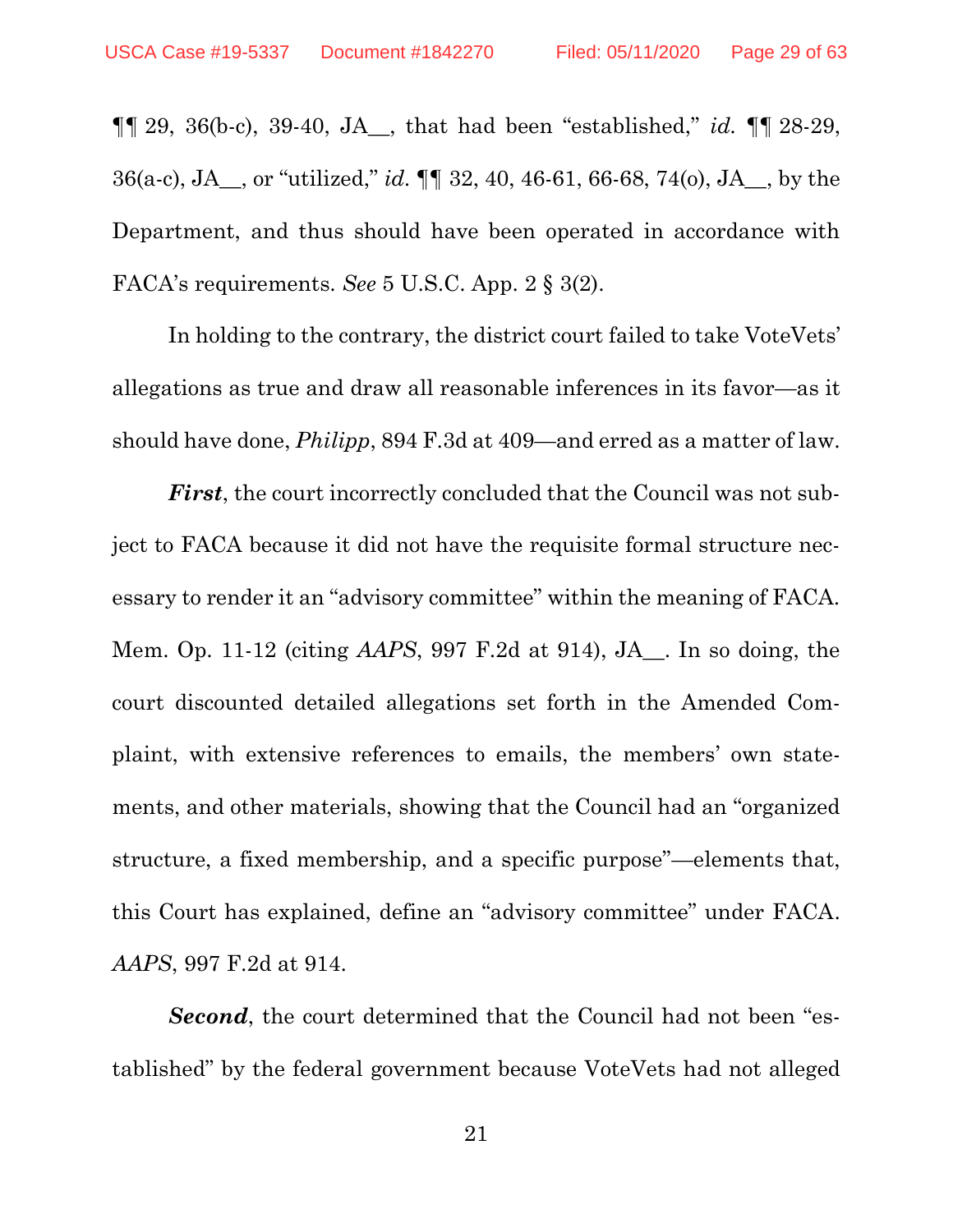¶¶ 29, 36(b-c), 39-40, JA__, that had been "established," *id.* ¶¶ 28-29, 36(a-c), JA__, or "utilized," *id.* ¶¶ 32, 40, 46-61, 66-68, 74(o), JA__, by the Department, and thus should have been operated in accordance with FACA's requirements. *See* 5 U.S.C. App. 2 § 3(2).

In holding to the contrary, the district court failed to take VoteVets' allegations as true and draw all reasonable inferences in its favor—as it should have done, *Philipp*, 894 F.3d at 409—and erred as a matter of law.

***First***, the court incorrectly concluded that the Council was not subject to FACA because it did not have the requisite formal structure necessary to render it an "advisory committee" within the meaning of FACA. Mem. Op. 11-12 (citing *AAPS*, 997 F.2d at 914), JA__. In so doing, the court discounted detailed allegations set forth in the Amended Complaint, with extensive references to emails, the members' own statements, and other materials, showing that the Council had an "organized structure, a fixed membership, and a specific purpose"—elements that, this Court has explained, define an "advisory committee" under FACA. *AAPS*, 997 F.2d at 914.

***Second***, the court determined that the Council had not been "established" by the federal government because VoteVets had not alleged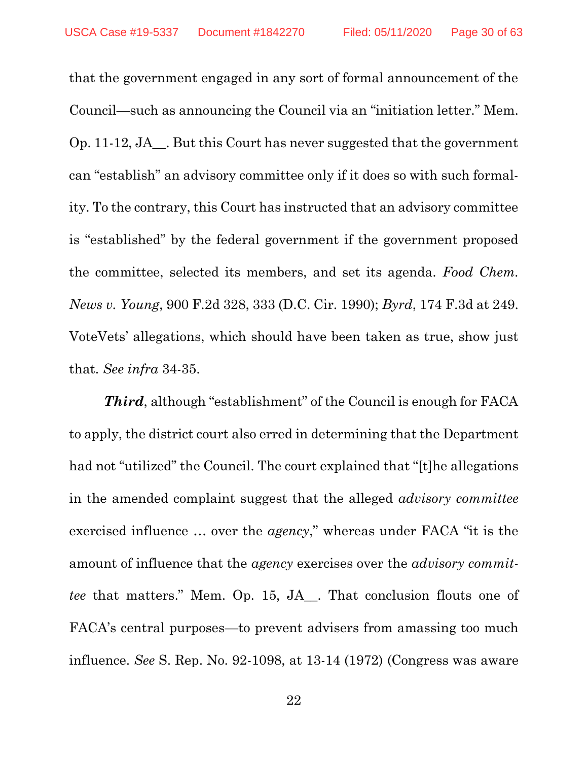that the government engaged in any sort of formal announcement of the Council—such as announcing the Council via an "initiation letter." Mem. Op. 11-12, JA__. But this Court has never suggested that the government can "establish" an advisory committee only if it does so with such formality. To the contrary, this Court has instructed that an advisory committee is "established" by the federal government if the government proposed the committee, selected its members, and set its agenda. *Food Chem. News v. Young*, 900 F.2d 328, 333 (D.C. Cir. 1990); *Byrd*, 174 F.3d at 249. VoteVets' allegations, which should have been taken as true, show just that. *See infra* 34-35.

***Third***, although "establishment" of the Council is enough for FACA to apply, the district court also erred in determining that the Department had not "utilized" the Council. The court explained that "[t]he allegations in the amended complaint suggest that the alleged *advisory committee* exercised influence … over the *agency*," whereas under FACA "it is the amount of influence that the *agency* exercises over the *advisory committee* that matters." Mem. Op. 15, JA__. That conclusion flouts one of FACA's central purposes—to prevent advisers from amassing too much influence. *See* S. Rep. No. 92-1098, at 13-14 (1972) (Congress was aware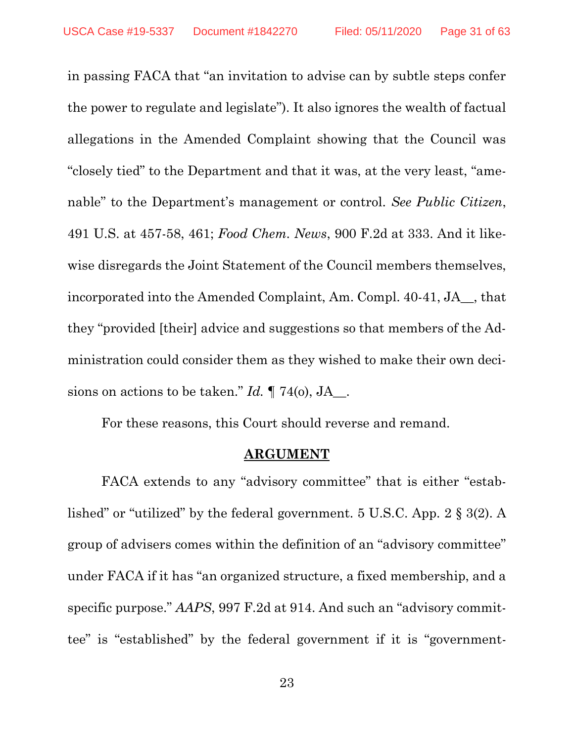in passing FACA that "an invitation to advise can by subtle steps confer the power to regulate and legislate"). It also ignores the wealth of factual allegations in the Amended Complaint showing that the Council was "closely tied" to the Department and that it was, at the very least, "amenable" to the Department's management or control. *See Public Citizen*, 491 U.S. at 457-58, 461; *Food Chem. News*, 900 F.2d at 333. And it likewise disregards the Joint Statement of the Council members themselves, incorporated into the Amended Complaint, Am. Compl. 40-41, JA__, that they "provided [their] advice and suggestions so that members of the Administration could consider them as they wished to make their own decisions on actions to be taken." *Id.* ¶ 74(o), JA__.

For these reasons, this Court should reverse and remand.

## ARGUMENT

FACA extends to any "advisory committee" that is either "established" or "utilized" by the federal government. 5 U.S.C. App. 2 § 3(2). A group of advisers comes within the definition of an "advisory committee" under FACA if it has "an organized structure, a fixed membership, and a specific purpose." *AAPS*, 997 F.2d at 914. And such an "advisory committee" is "established" by the federal government if it is "government-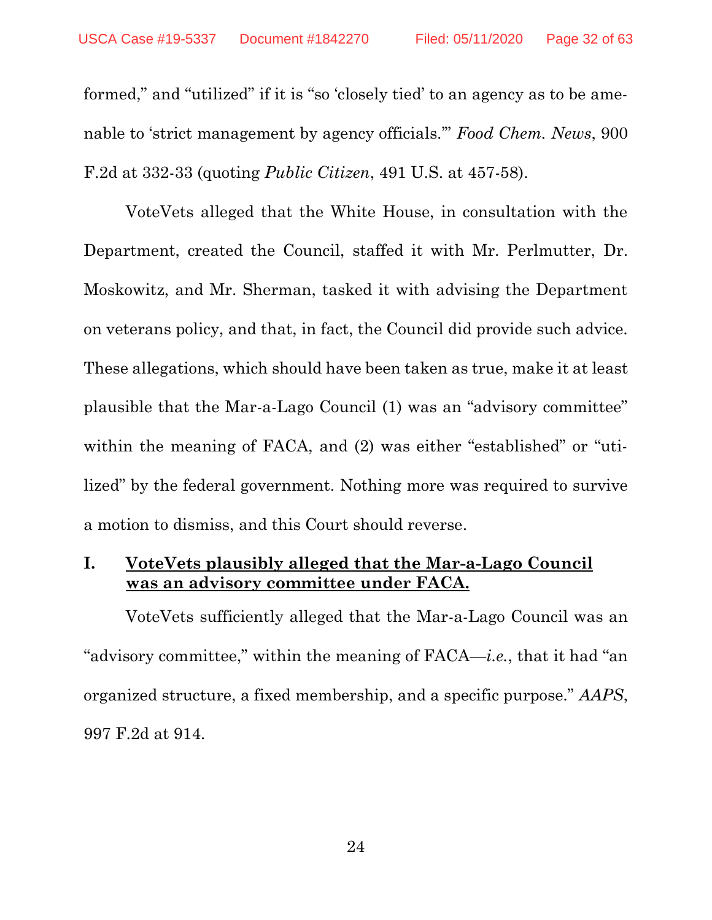formed," and "utilized" if it is "so 'closely tied' to an agency as to be amenable to 'strict management by agency officials.'" *Food Chem. News*, 900 F.2d at 332-33 (quoting *Public Citizen*, 491 U.S. at 457-58).

VoteVets alleged that the White House, in consultation with the Department, created the Council, staffed it with Mr. Perlmutter, Dr. Moskowitz, and Mr. Sherman, tasked it with advising the Department on veterans policy, and that, in fact, the Council did provide such advice. These allegations, which should have been taken as true, make it at least plausible that the Mar-a-Lago Council (1) was an "advisory committee" within the meaning of FACA, and (2) was either "established" or "utilized" by the federal government. Nothing more was required to survive a motion to dismiss, and this Court should reverse.

## I. <u>VoteVets plausibly alleged that the Mar-a-Lago Council was an advisory committee under FACA.</u>

VoteVets sufficiently alleged that the Mar-a-Lago Council was an "advisory committee," within the meaning of FACA—*i.e.*, that it had "an organized structure, a fixed membership, and a specific purpose." *AAPS*, 997 F.2d at 914.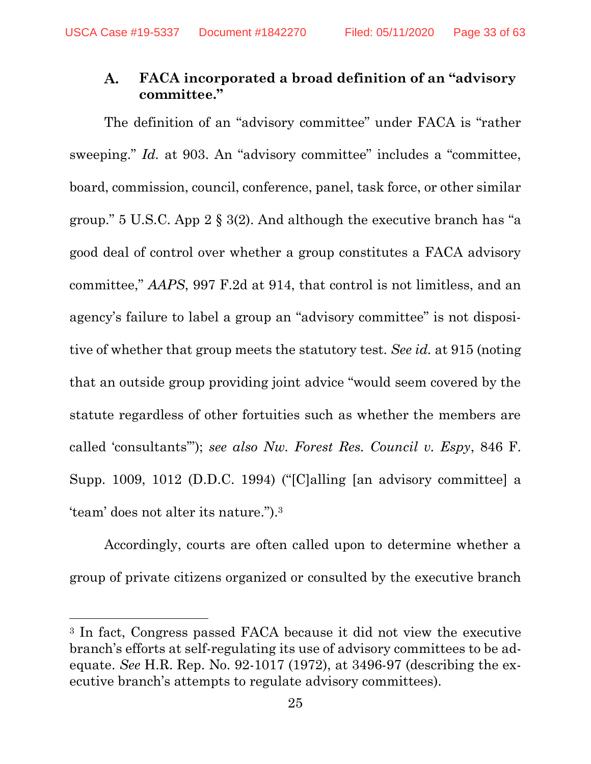### A. FACA incorporated a broad definition of an "advisory committee."

The definition of an "advisory committee" under FACA is "rather sweeping." *Id.* at 903. An "advisory committee" includes a "committee, board, commission, council, conference, panel, task force, or other similar group." 5 U.S.C. App 2 § 3(2). And although the executive branch has "a good deal of control over whether a group constitutes a FACA advisory committee," *AAPS*, 997 F.2d at 914, that control is not limitless, and an agency's failure to label a group an "advisory committee" is not dispositive of whether that group meets the statutory test. *See id.* at 915 (noting that an outside group providing joint advice "would seem covered by the statute regardless of other fortuities such as whether the members are called 'consultants'"); *see also Nw. Forest Res. Council v. Espy*, 846 F. Supp. 1009, 1012 (D.D.C. 1994) ("[C]alling [an advisory committee] a 'team' does not alter its nature.").[3]

Accordingly, courts are often called upon to determine whether a group of private citizens organized or consulted by the executive branch

[3] In fact, Congress passed FACA because it did not view the executive branch's efforts at self-regulating its use of advisory committees to be adequate. *See* H.R. Rep. No. 92-1017 (1972), at 3496-97 (describing the executive branch's attempts to regulate advisory committees).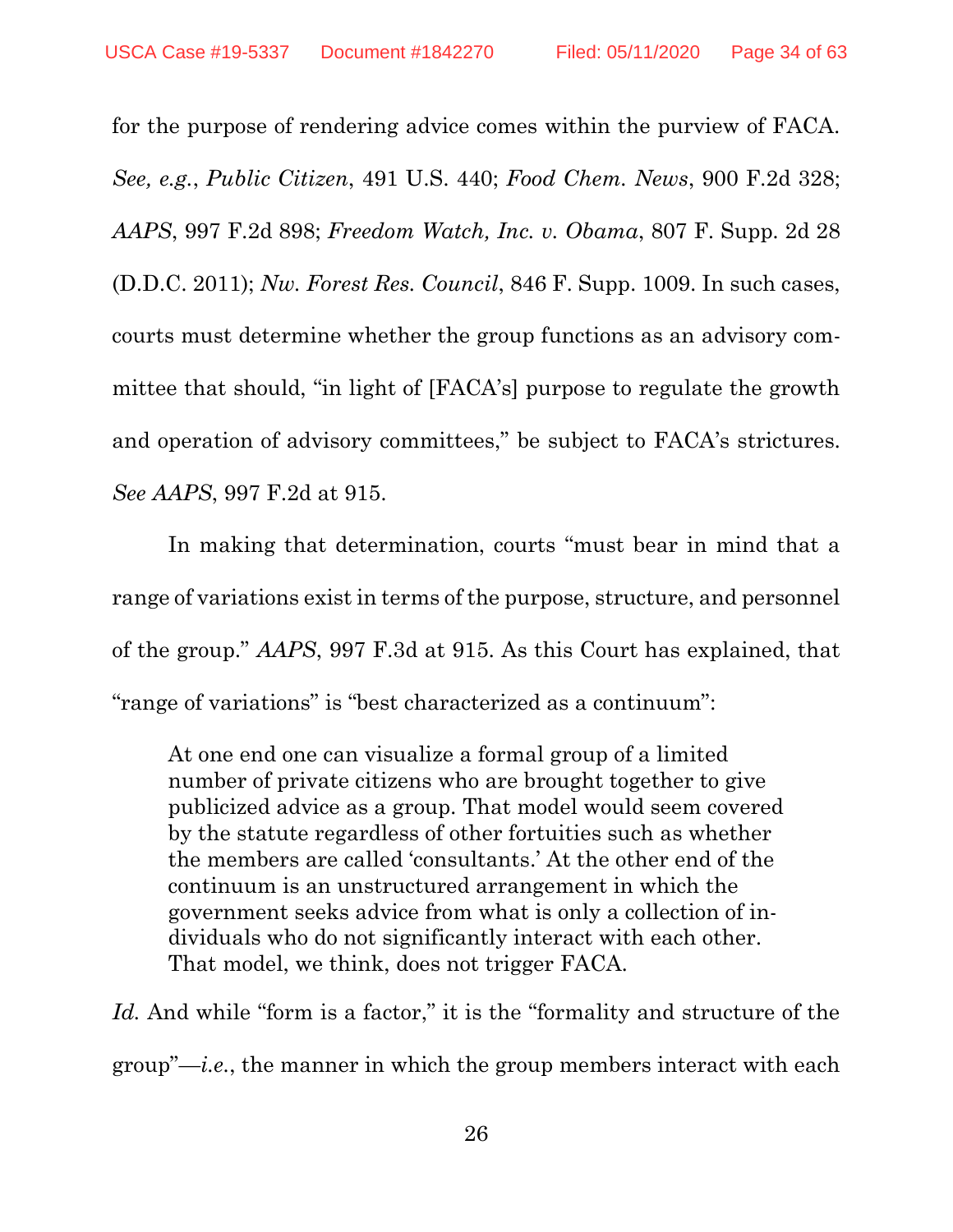for the purpose of rendering advice comes within the purview of FACA. *See, e.g.*, *Public Citizen*, 491 U.S. 440; *Food Chem. News*, 900 F.2d 328; *AAPS*, 997 F.2d 898; *Freedom Watch, Inc. v. Obama*, 807 F. Supp. 2d 28 (D.D.C. 2011); *Nw. Forest Res. Council*, 846 F. Supp. 1009. In such cases, courts must determine whether the group functions as an advisory committee that should, "in light of [FACA's] purpose to regulate the growth and operation of advisory committees," be subject to FACA's strictures. *See AAPS*, 997 F.2d at 915.

In making that determination, courts "must bear in mind that a range of variations exist in terms of the purpose, structure, and personnel of the group." *AAPS*, 997 F.3d at 915. As this Court has explained, that "range of variations" is "best characterized as a continuum":

> At one end one can visualize a formal group of a limited number of private citizens who are brought together to give publicized advice as a group. That model would seem covered by the statute regardless of other fortuities such as whether the members are called 'consultants.' At the other end of the continuum is an unstructured arrangement in which the government seeks advice from what is only a collection of individuals who do not significantly interact with each other. That model, we think, does not trigger FACA.

*Id.* And while "form is a factor," it is the "formality and structure of the group"—*i.e.*, the manner in which the group members interact with each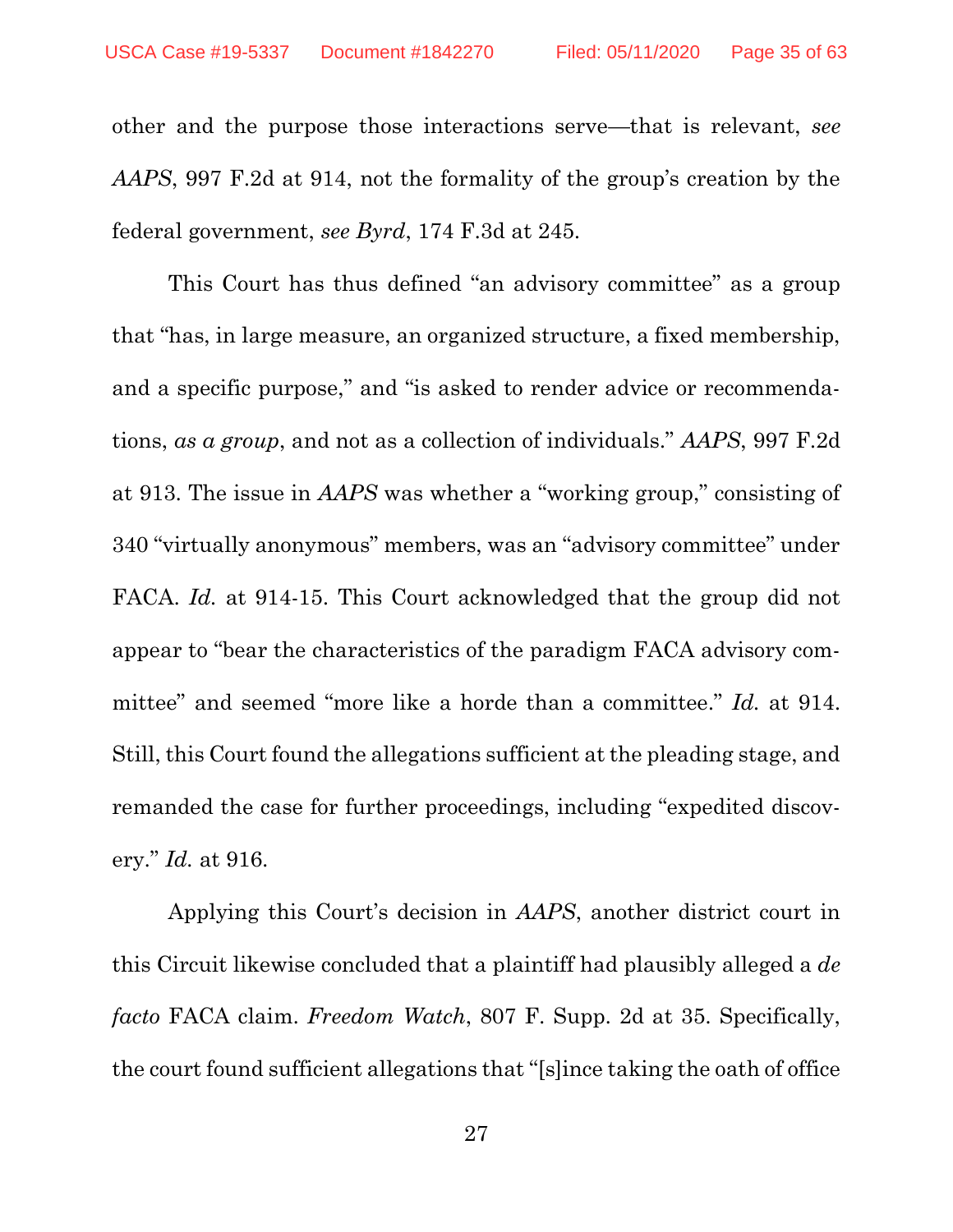other and the purpose those interactions serve—that is relevant, *see AAPS*, 997 F.2d at 914, not the formality of the group's creation by the federal government, *see Byrd*, 174 F.3d at 245.

This Court has thus defined "an advisory committee" as a group that "has, in large measure, an organized structure, a fixed membership, and a specific purpose," and "is asked to render advice or recommendations, *as a group*, and not as a collection of individuals." *AAPS*, 997 F.2d at 913. The issue in *AAPS* was whether a "working group," consisting of 340 "virtually anonymous" members, was an "advisory committee" under FACA. *Id.* at 914-15. This Court acknowledged that the group did not appear to "bear the characteristics of the paradigm FACA advisory committee" and seemed "more like a horde than a committee." *Id.* at 914. Still, this Court found the allegations sufficient at the pleading stage, and remanded the case for further proceedings, including "expedited discovery." *Id.* at 916.

Applying this Court's decision in *AAPS*, another district court in this Circuit likewise concluded that a plaintiff had plausibly alleged a *de facto* FACA claim. *Freedom Watch*, 807 F. Supp. 2d at 35. Specifically, the court found sufficient allegations that "[s]ince taking the oath of office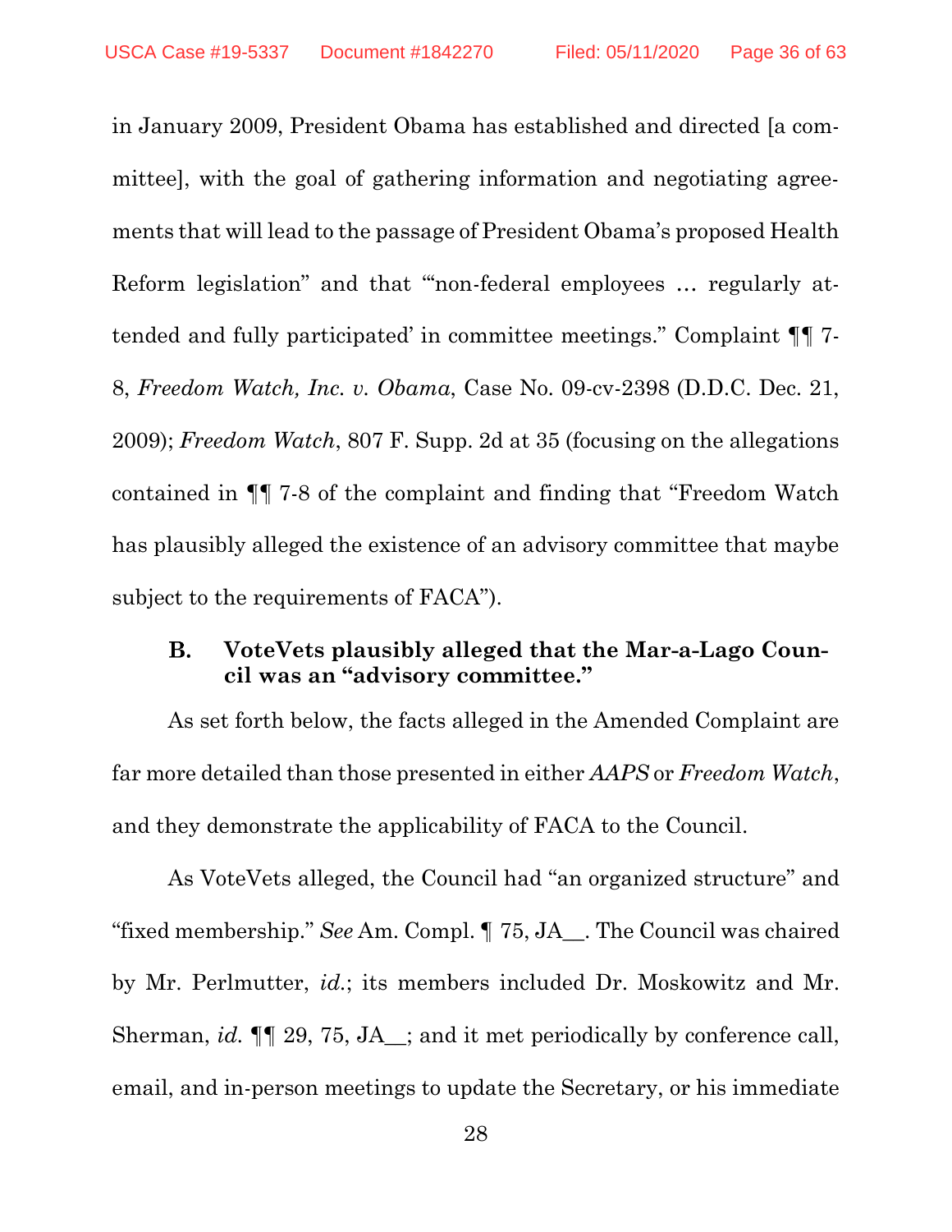in January 2009, President Obama has established and directed [a committee], with the goal of gathering information and negotiating agreements that will lead to the passage of President Obama's proposed Health Reform legislation" and that "'non-federal employees … regularly attended and fully participated' in committee meetings." Complaint ¶¶ 7-8, *Freedom Watch, Inc. v. Obama*, Case No. 09-cv-2398 (D.D.C. Dec. 21, 2009); *Freedom Watch*, 807 F. Supp. 2d at 35 (focusing on the allegations contained in ¶¶ 7-8 of the complaint and finding that "Freedom Watch has plausibly alleged the existence of an advisory committee that maybe subject to the requirements of FACA").

### B. VoteVets plausibly alleged that the Mar-a-Lago Council was an "advisory committee."

As set forth below, the facts alleged in the Amended Complaint are far more detailed than those presented in either *AAPS* or *Freedom Watch*, and they demonstrate the applicability of FACA to the Council.

As VoteVets alleged, the Council had "an organized structure" and "fixed membership." *See* Am. Compl. ¶ 75, JA__. The Council was chaired by Mr. Perlmutter, *id.*; its members included Dr. Moskowitz and Mr. Sherman, *id.* ¶¶ 29, 75, JA__; and it met periodically by conference call, email, and in-person meetings to update the Secretary, or his immediate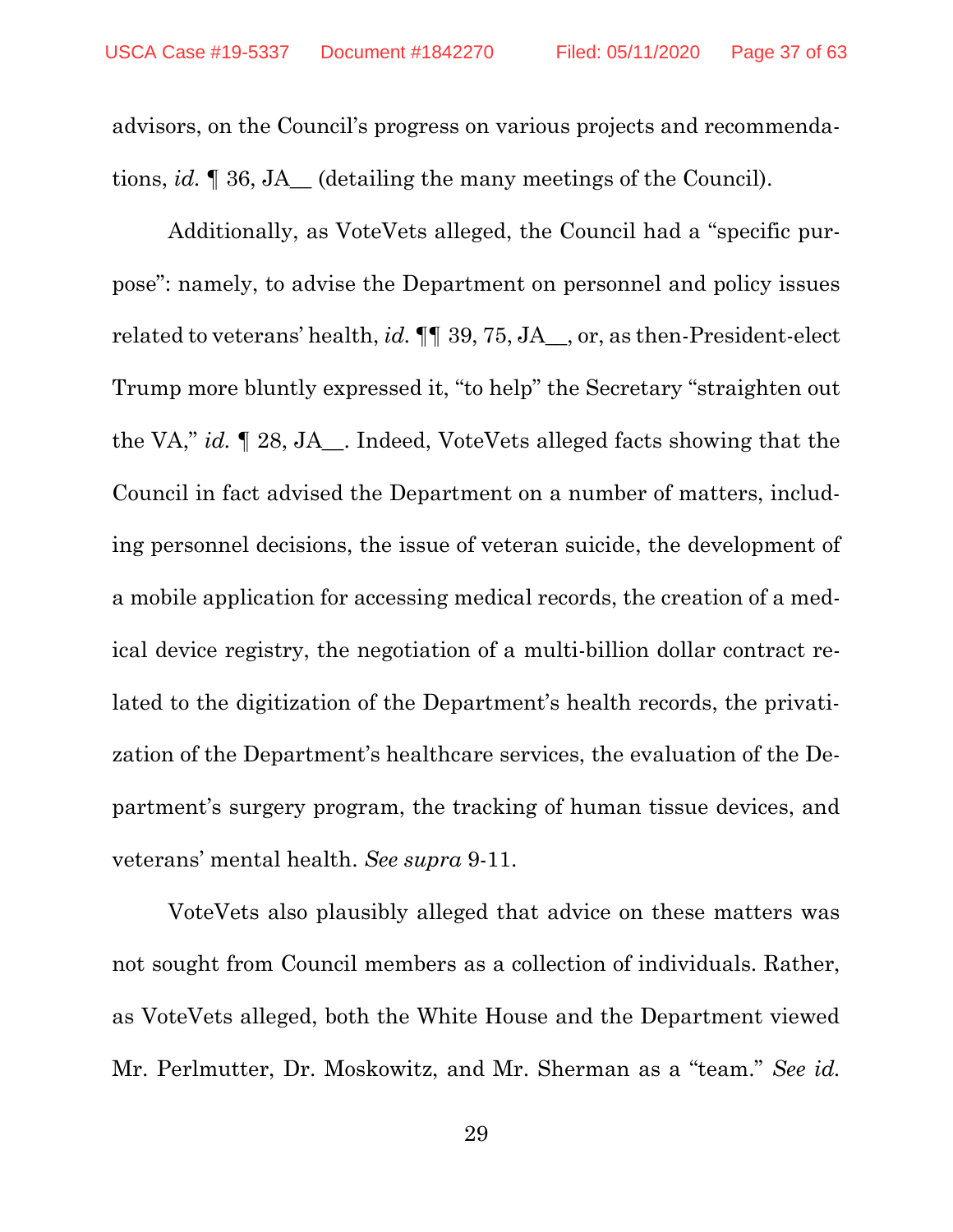advisors, on the Council's progress on various projects and recommendations, *id.* ¶ 36, JA__ (detailing the many meetings of the Council).

Additionally, as VoteVets alleged, the Council had a "specific purpose": namely, to advise the Department on personnel and policy issues related to veterans' health, *id.* ¶¶ 39, 75, JA__, or, as then-President-elect Trump more bluntly expressed it, "to help" the Secretary "straighten out the VA," *id.* ¶ 28, JA__. Indeed, VoteVets alleged facts showing that the Council in fact advised the Department on a number of matters, including personnel decisions, the issue of veteran suicide, the development of a mobile application for accessing medical records, the creation of a medical device registry, the negotiation of a multi-billion dollar contract related to the digitization of the Department's health records, the privatization of the Department's healthcare services, the evaluation of the Department's surgery program, the tracking of human tissue devices, and veterans' mental health. *See supra* 9-11.

VoteVets also plausibly alleged that advice on these matters was not sought from Council members as a collection of individuals. Rather, as VoteVets alleged, both the White House and the Department viewed Mr. Perlmutter, Dr. Moskowitz, and Mr. Sherman as a "team." *See id.*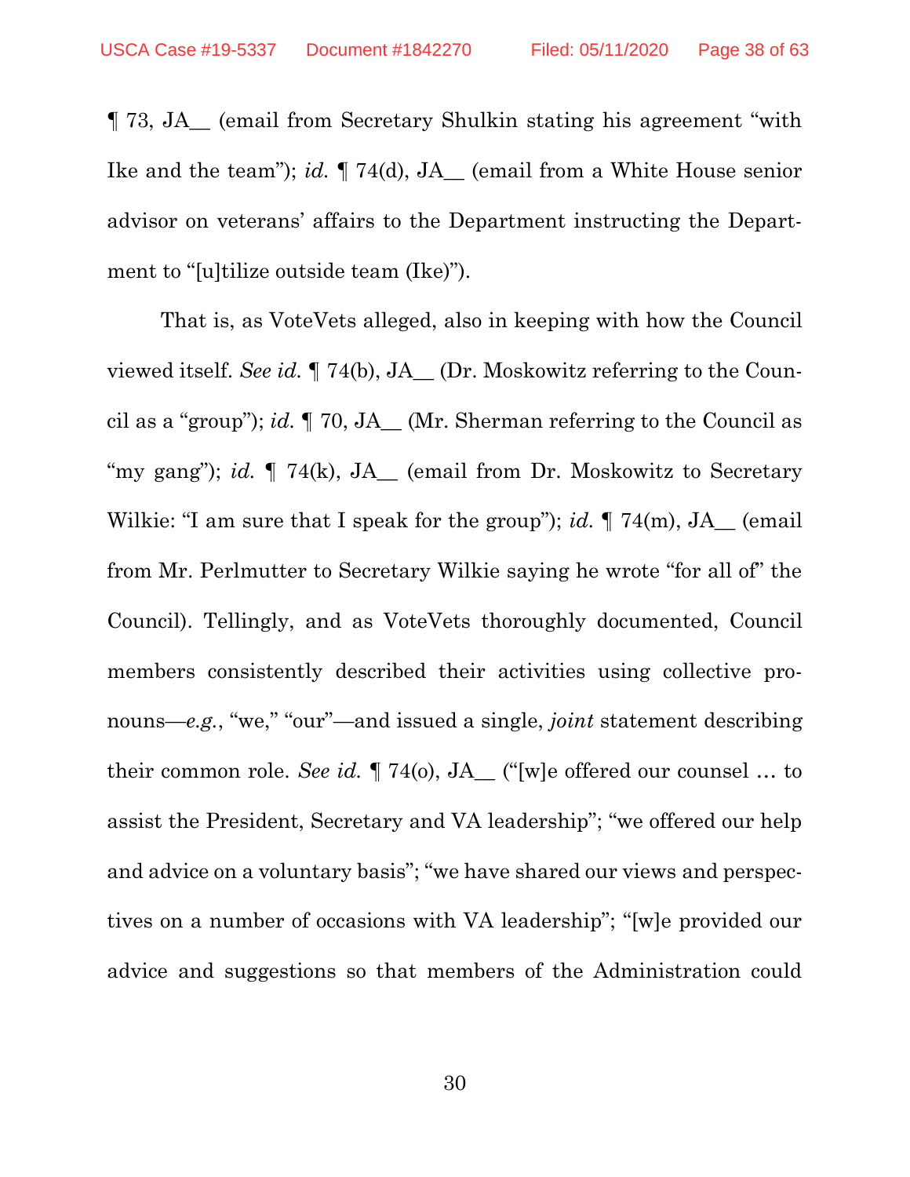¶ 73, JA__ (email from Secretary Shulkin stating his agreement "with Ike and the team"); *id.* ¶ 74(d), JA__ (email from a White House senior advisor on veterans' affairs to the Department instructing the Department to "[u]tilize outside team (Ike)").

That is, as VoteVets alleged, also in keeping with how the Council viewed itself. *See id.* ¶ 74(b), JA__ (Dr. Moskowitz referring to the Council as a "group"); *id.* ¶ 70, JA__ (Mr. Sherman referring to the Council as "my gang"); *id.* ¶ 74(k), JA__ (email from Dr. Moskowitz to Secretary Wilkie: "I am sure that I speak for the group"); *id.* ¶ 74(m), JA__ (email from Mr. Perlmutter to Secretary Wilkie saying he wrote "for all of" the Council). Tellingly, and as VoteVets thoroughly documented, Council members consistently described their activities using collective pronouns—*e.g.*, "we," "our"—and issued a single, *joint* statement describing their common role. *See id.* ¶ 74(o), JA__ ("[w]e offered our counsel … to assist the President, Secretary and VA leadership"; "we offered our help and advice on a voluntary basis"; "we have shared our views and perspectives on a number of occasions with VA leadership"; "[w]e provided our advice and suggestions so that members of the Administration could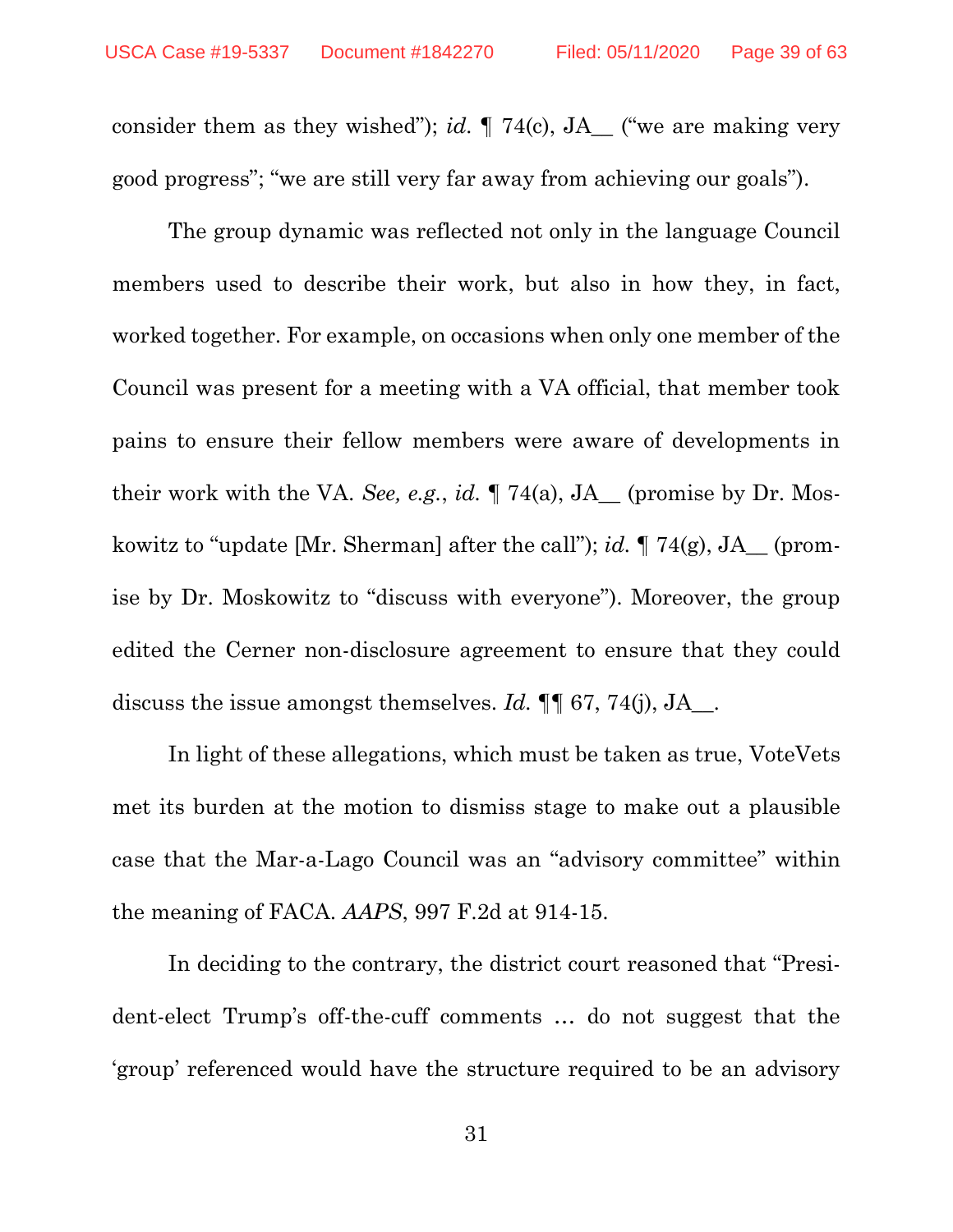consider them as they wished"); *id.* ¶ 74(c), JA__ ("we are making very good progress"; "we are still very far away from achieving our goals").

The group dynamic was reflected not only in the language Council members used to describe their work, but also in how they, in fact, worked together. For example, on occasions when only one member of the Council was present for a meeting with a VA official, that member took pains to ensure their fellow members were aware of developments in their work with the VA. *See, e.g.*, *id.* ¶ 74(a), JA__ (promise by Dr. Moskowitz to "update [Mr. Sherman] after the call"); *id.* ¶ 74(g), JA__ (promise by Dr. Moskowitz to "discuss with everyone"). Moreover, the group edited the Cerner non-disclosure agreement to ensure that they could discuss the issue amongst themselves. *Id.* ¶¶ 67, 74(j), JA__.

In light of these allegations, which must be taken as true, VoteVets met its burden at the motion to dismiss stage to make out a plausible case that the Mar-a-Lago Council was an "advisory committee" within the meaning of FACA. *AAPS*, 997 F.2d at 914-15.

In deciding to the contrary, the district court reasoned that "President-elect Trump's off-the-cuff comments … do not suggest that the 'group' referenced would have the structure required to be an advisory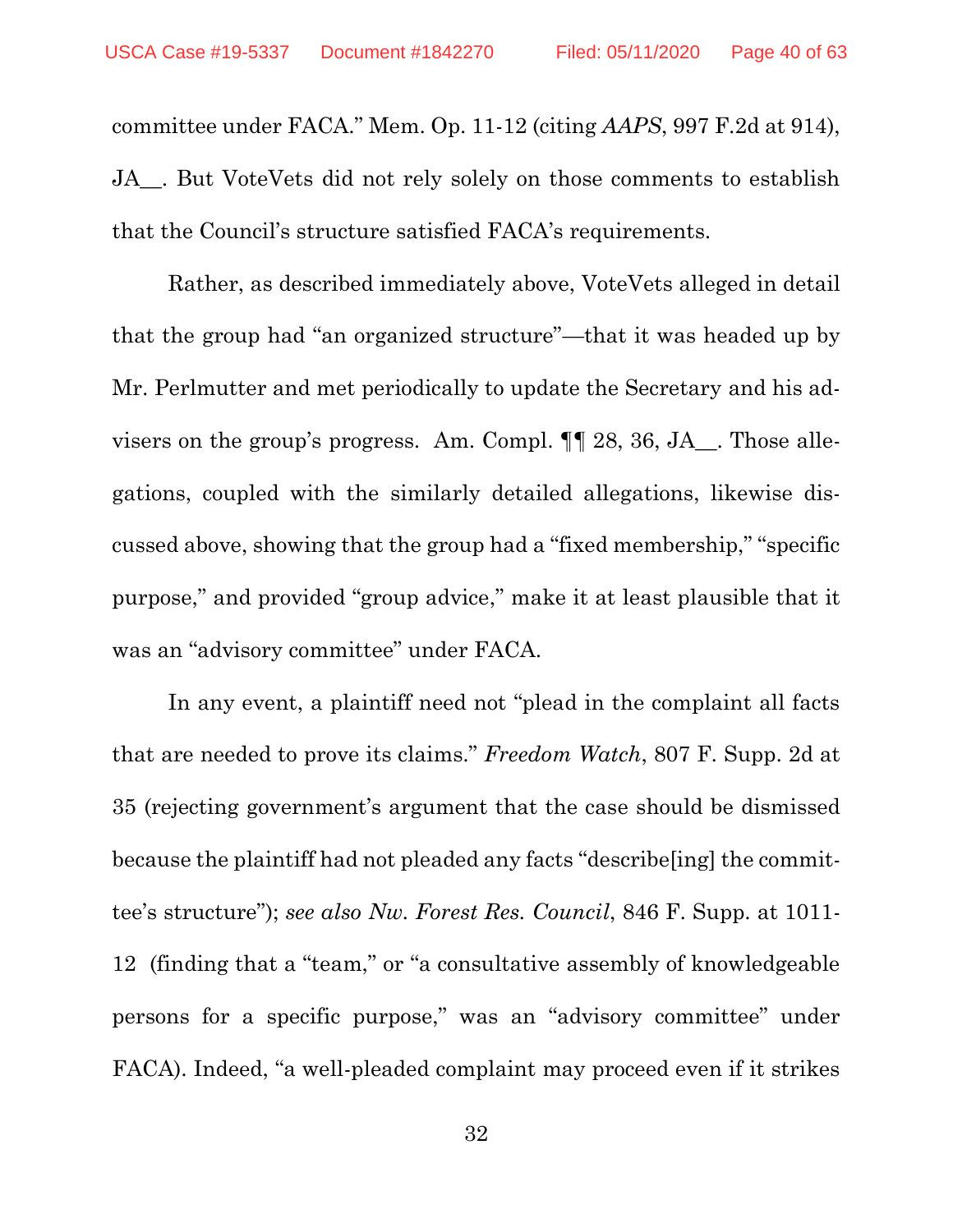committee under FACA." Mem. Op. 11-12 (citing *AAPS*, 997 F.2d at 914), JA__. But VoteVets did not rely solely on those comments to establish that the Council's structure satisfied FACA's requirements.

Rather, as described immediately above, VoteVets alleged in detail that the group had "an organized structure"—that it was headed up by Mr. Perlmutter and met periodically to update the Secretary and his advisers on the group's progress. Am. Compl. ¶¶ 28, 36, JA__. Those allegations, coupled with the similarly detailed allegations, likewise discussed above, showing that the group had a "fixed membership," "specific purpose," and provided "group advice," make it at least plausible that it was an "advisory committee" under FACA.

In any event, a plaintiff need not "plead in the complaint all facts that are needed to prove its claims." *Freedom Watch*, 807 F. Supp. 2d at 35 (rejecting government's argument that the case should be dismissed because the plaintiff had not pleaded any facts "describe[ing] the committee's structure"); *see also Nw. Forest Res. Council*, 846 F. Supp. at 1011-12 (finding that a "team," or "a consultative assembly of knowledgeable persons for a specific purpose," was an "advisory committee" under FACA). Indeed, "a well-pleaded complaint may proceed even if it strikes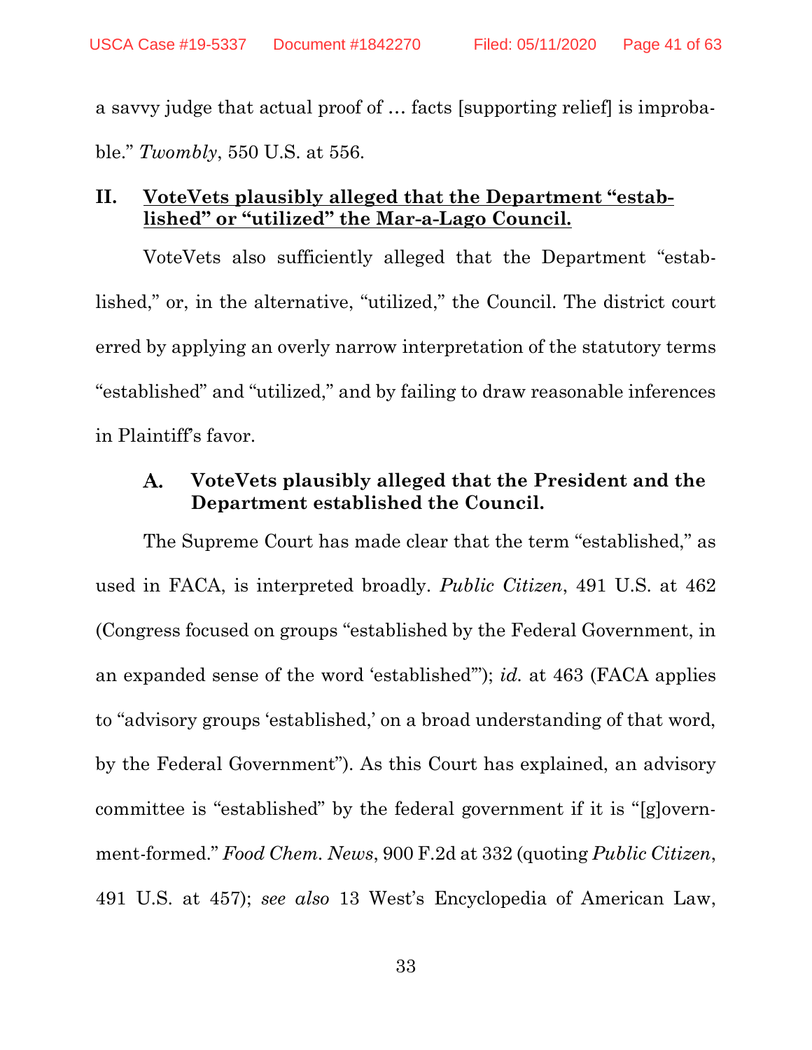a savvy judge that actual proof of … facts [supporting relief] is improbable." *Twombly*, 550 U.S. at 556.

## II. <u>VoteVets plausibly alleged that the Department "established" or "utilized" the Mar-a-Lago Council.</u>

VoteVets also sufficiently alleged that the Department "established," or, in the alternative, "utilized," the Council. The district court erred by applying an overly narrow interpretation of the statutory terms "established" and "utilized," and by failing to draw reasonable inferences in Plaintiff's favor.

### A. VoteVets plausibly alleged that the President and the Department established the Council.

The Supreme Court has made clear that the term "established," as used in FACA, is interpreted broadly. *Public Citizen*, 491 U.S. at 462 (Congress focused on groups "established by the Federal Government, in an expanded sense of the word 'established'"); *id.* at 463 (FACA applies to "advisory groups 'established,' on a broad understanding of that word, by the Federal Government"). As this Court has explained, an advisory committee is "established" by the federal government if it is "[g]overnment-formed." *Food Chem. News*, 900 F.2d at 332 (quoting *Public Citizen*, 491 U.S. at 457); *see also* 13 West's Encyclopedia of American Law,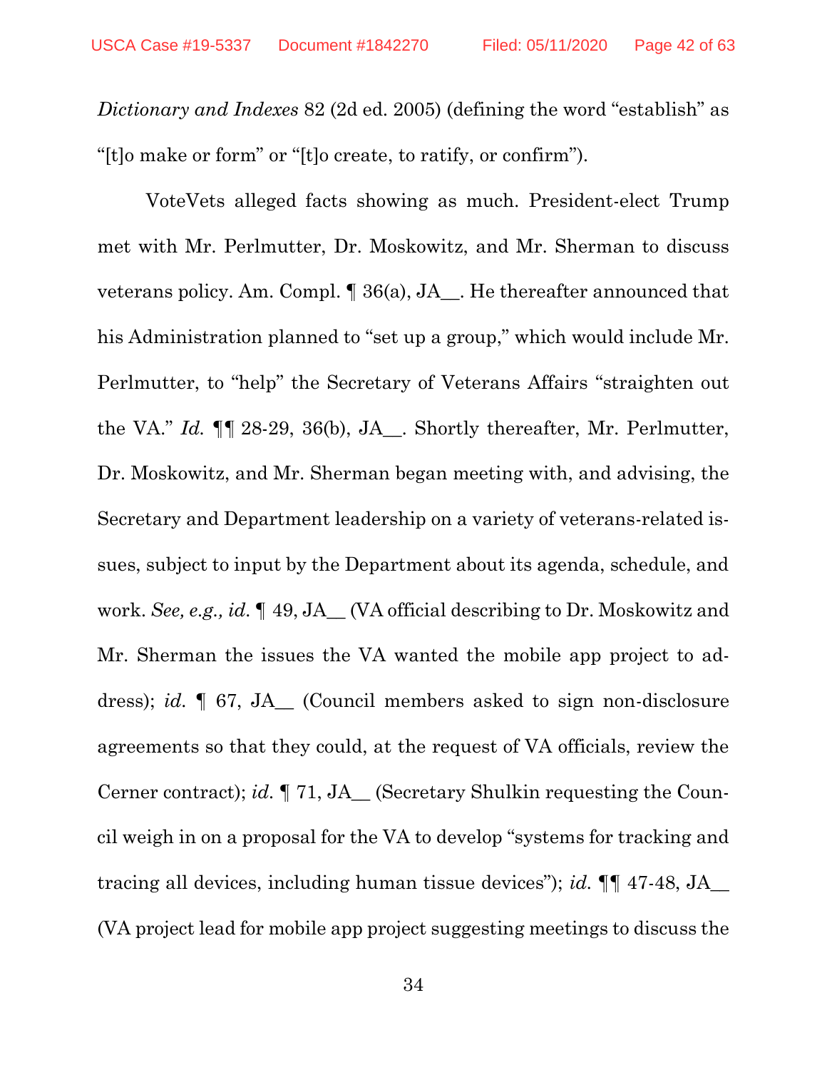*Dictionary and Indexes* 82 (2d ed. 2005) (defining the word "establish" as "[t]o make or form" or "[t]o create, to ratify, or confirm").

VoteVets alleged facts showing as much. President-elect Trump met with Mr. Perlmutter, Dr. Moskowitz, and Mr. Sherman to discuss veterans policy. Am. Compl. ¶ 36(a), JA__. He thereafter announced that his Administration planned to "set up a group," which would include Mr. Perlmutter, to "help" the Secretary of Veterans Affairs "straighten out the VA." *Id.* ¶¶ 28-29, 36(b), JA__. Shortly thereafter, Mr. Perlmutter, Dr. Moskowitz, and Mr. Sherman began meeting with, and advising, the Secretary and Department leadership on a variety of veterans-related issues, subject to input by the Department about its agenda, schedule, and work. *See, e.g., id.* ¶ 49, JA__ (VA official describing to Dr. Moskowitz and Mr. Sherman the issues the VA wanted the mobile app project to address); *id.* ¶ 67, JA__ (Council members asked to sign non-disclosure agreements so that they could, at the request of VA officials, review the Cerner contract); *id.* ¶ 71, JA__ (Secretary Shulkin requesting the Council weigh in on a proposal for the VA to develop "systems for tracking and tracing all devices, including human tissue devices"); *id.* ¶¶ 47-48, JA__ (VA project lead for mobile app project suggesting meetings to discuss the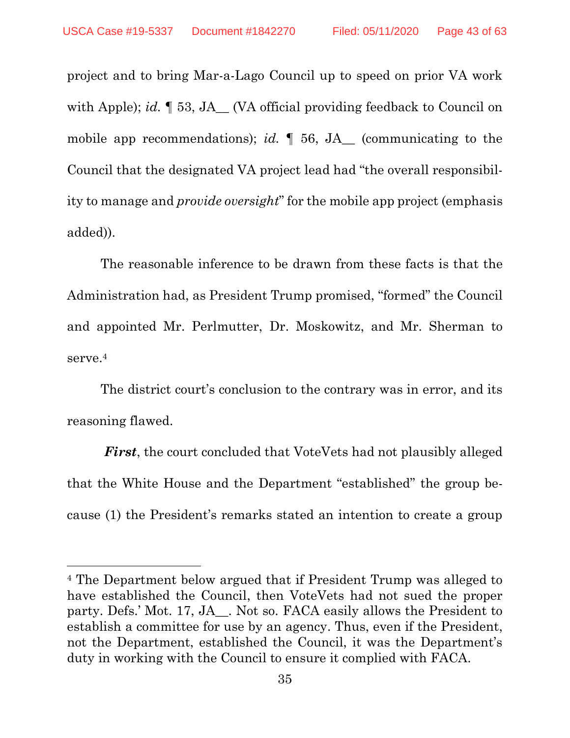project and to bring Mar-a-Lago Council up to speed on prior VA work with Apple); *id.* ¶ 53, JA__ (VA official providing feedback to Council on mobile app recommendations); *id.* ¶ 56, JA__ (communicating to the Council that the designated VA project lead had "the overall responsibility to manage and *provide oversight*" for the mobile app project (emphasis added)).

The reasonable inference to be drawn from these facts is that the Administration had, as President Trump promised, "formed" the Council and appointed Mr. Perlmutter, Dr. Moskowitz, and Mr. Sherman to serve.[4]

The district court's conclusion to the contrary was in error, and its reasoning flawed.

***First***, the court concluded that VoteVets had not plausibly alleged that the White House and the Department "established" the group because (1) the President's remarks stated an intention to create a group

---

[4] The Department below argued that if President Trump was alleged to have established the Council, then VoteVets had not sued the proper party. Defs.' Mot. 17, JA__. Not so. FACA easily allows the President to establish a committee for use by an agency. Thus, even if the President, not the Department, established the Council, it was the Department's duty in working with the Council to ensure it complied with FACA.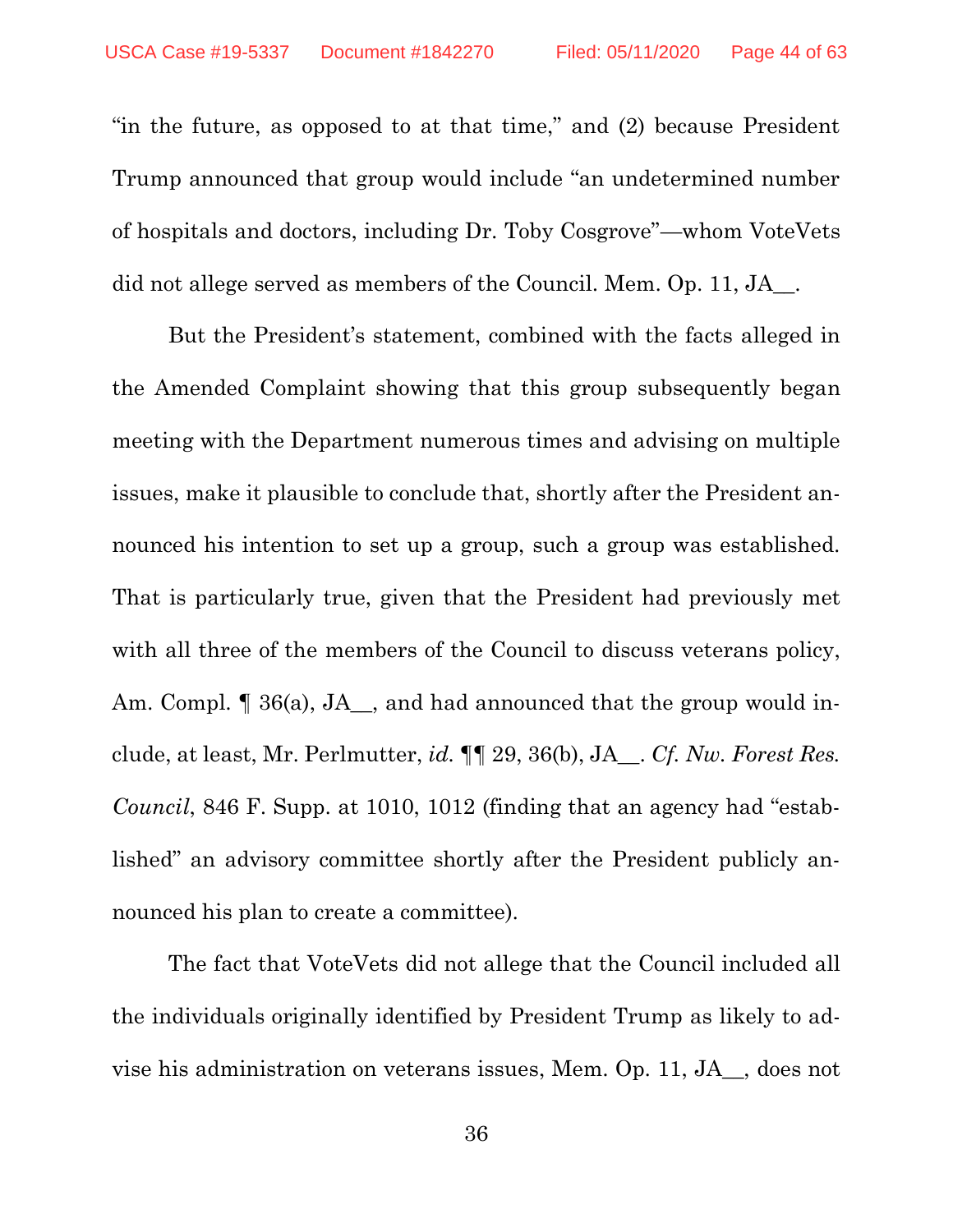"in the future, as opposed to at that time," and (2) because President Trump announced that group would include "an undetermined number of hospitals and doctors, including Dr. Toby Cosgrove"—whom VoteVets did not allege served as members of the Council. Mem. Op. 11, JA__.

But the President's statement, combined with the facts alleged in the Amended Complaint showing that this group subsequently began meeting with the Department numerous times and advising on multiple issues, make it plausible to conclude that, shortly after the President announced his intention to set up a group, such a group was established. That is particularly true, given that the President had previously met with all three of the members of the Council to discuss veterans policy, Am. Compl. ¶ 36(a), JA__, and had announced that the group would include, at least, Mr. Perlmutter, *id.* ¶¶ 29, 36(b), JA__. *Cf. Nw. Forest Res. Council*, 846 F. Supp. at 1010, 1012 (finding that an agency had "established" an advisory committee shortly after the President publicly announced his plan to create a committee).

The fact that VoteVets did not allege that the Council included all the individuals originally identified by President Trump as likely to advise his administration on veterans issues, Mem. Op. 11, JA__, does not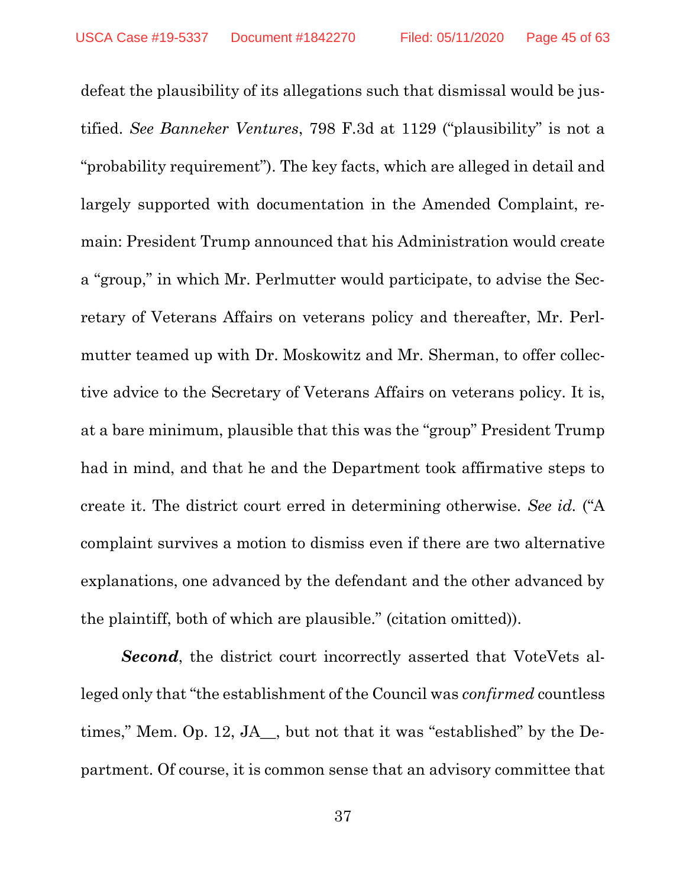defeat the plausibility of its allegations such that dismissal would be justified. *See Banneker Ventures*, 798 F.3d at 1129 ("plausibility" is not a "probability requirement"). The key facts, which are alleged in detail and largely supported with documentation in the Amended Complaint, remain: President Trump announced that his Administration would create a "group," in which Mr. Perlmutter would participate, to advise the Secretary of Veterans Affairs on veterans policy and thereafter, Mr. Perlmutter teamed up with Dr. Moskowitz and Mr. Sherman, to offer collective advice to the Secretary of Veterans Affairs on veterans policy. It is, at a bare minimum, plausible that this was the "group" President Trump had in mind, and that he and the Department took affirmative steps to create it. The district court erred in determining otherwise. *See id.* ("A complaint survives a motion to dismiss even if there are two alternative explanations, one advanced by the defendant and the other advanced by the plaintiff, both of which are plausible." (citation omitted)).

***Second***, the district court incorrectly asserted that VoteVets alleged only that "the establishment of the Council was *confirmed* countless times," Mem. Op. 12, JA__, but not that it was "established" by the Department. Of course, it is common sense that an advisory committee that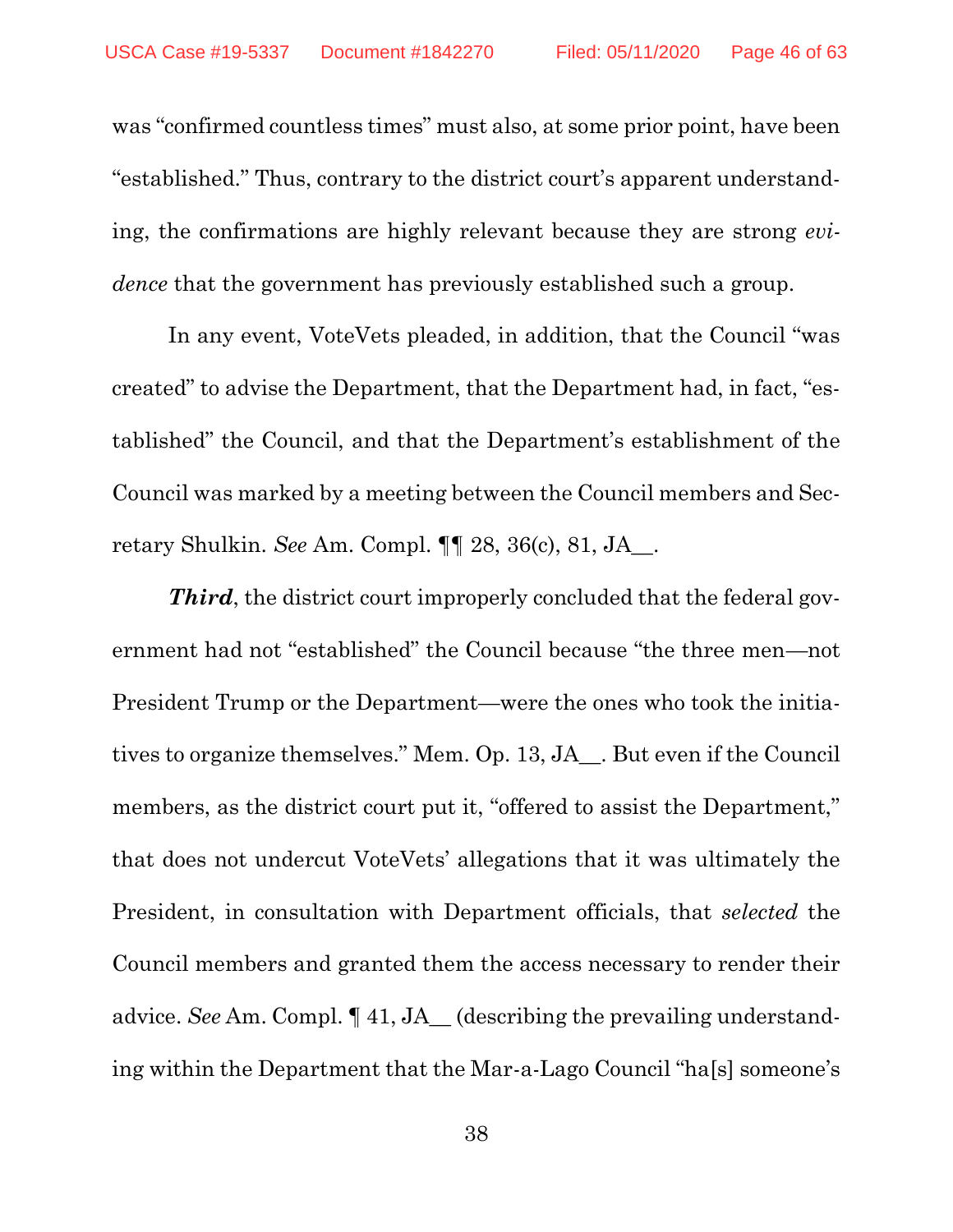was "confirmed countless times" must also, at some prior point, have been "established." Thus, contrary to the district court's apparent understanding, the confirmations are highly relevant because they are strong *evidence* that the government has previously established such a group.

In any event, VoteVets pleaded, in addition, that the Council "was created" to advise the Department, that the Department had, in fact, "established" the Council, and that the Department's establishment of the Council was marked by a meeting between the Council members and Secretary Shulkin. *See* Am. Compl. ¶¶ 28, 36(c), 81, JA__.

***Third***, the district court improperly concluded that the federal government had not "established" the Council because "the three men—not President Trump or the Department—were the ones who took the initiatives to organize themselves." Mem. Op. 13, JA__. But even if the Council members, as the district court put it, "offered to assist the Department," that does not undercut VoteVets' allegations that it was ultimately the President, in consultation with Department officials, that *selected* the Council members and granted them the access necessary to render their advice. *See* Am. Compl. ¶ 41, JA__ (describing the prevailing understanding within the Department that the Mar-a-Lago Council "ha[s] someone's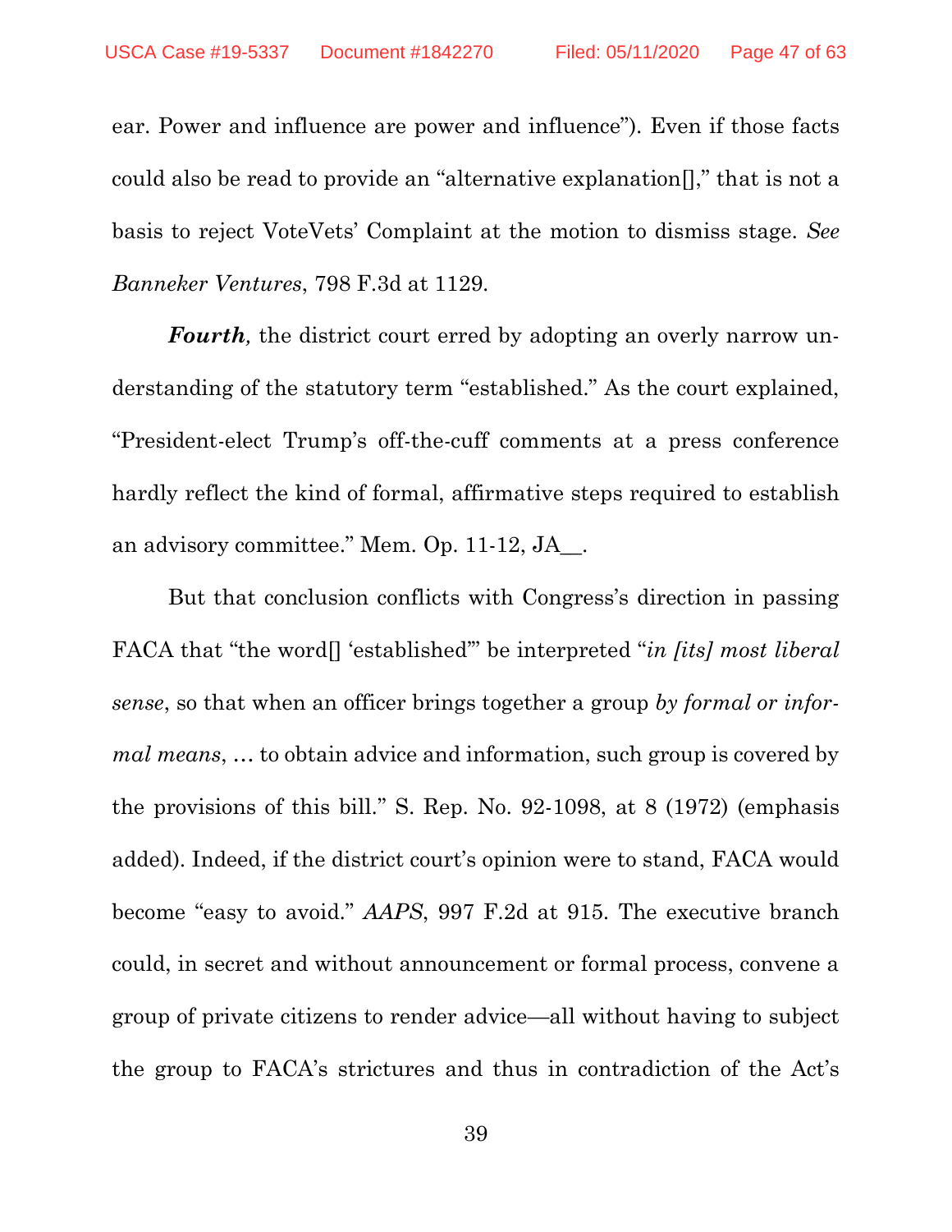ear. Power and influence are power and influence"). Even if those facts could also be read to provide an "alternative explanation[]," that is not a basis to reject VoteVets' Complaint at the motion to dismiss stage. *See Banneker Ventures*, 798 F.3d at 1129.

***Fourth,*** the district court erred by adopting an overly narrow understanding of the statutory term "established." As the court explained, "President-elect Trump's off-the-cuff comments at a press conference hardly reflect the kind of formal, affirmative steps required to establish an advisory committee." Mem. Op. 11-12, JA__.

But that conclusion conflicts with Congress's direction in passing FACA that "the word[] 'established'" be interpreted "*in [its] most liberal sense*, so that when an officer brings together a group *by formal or informal means*, … to obtain advice and information, such group is covered by the provisions of this bill." S. Rep. No. 92-1098, at 8 (1972) (emphasis added). Indeed, if the district court's opinion were to stand, FACA would become "easy to avoid." *AAPS*, 997 F.2d at 915. The executive branch could, in secret and without announcement or formal process, convene a group of private citizens to render advice—all without having to subject the group to FACA's strictures and thus in contradiction of the Act's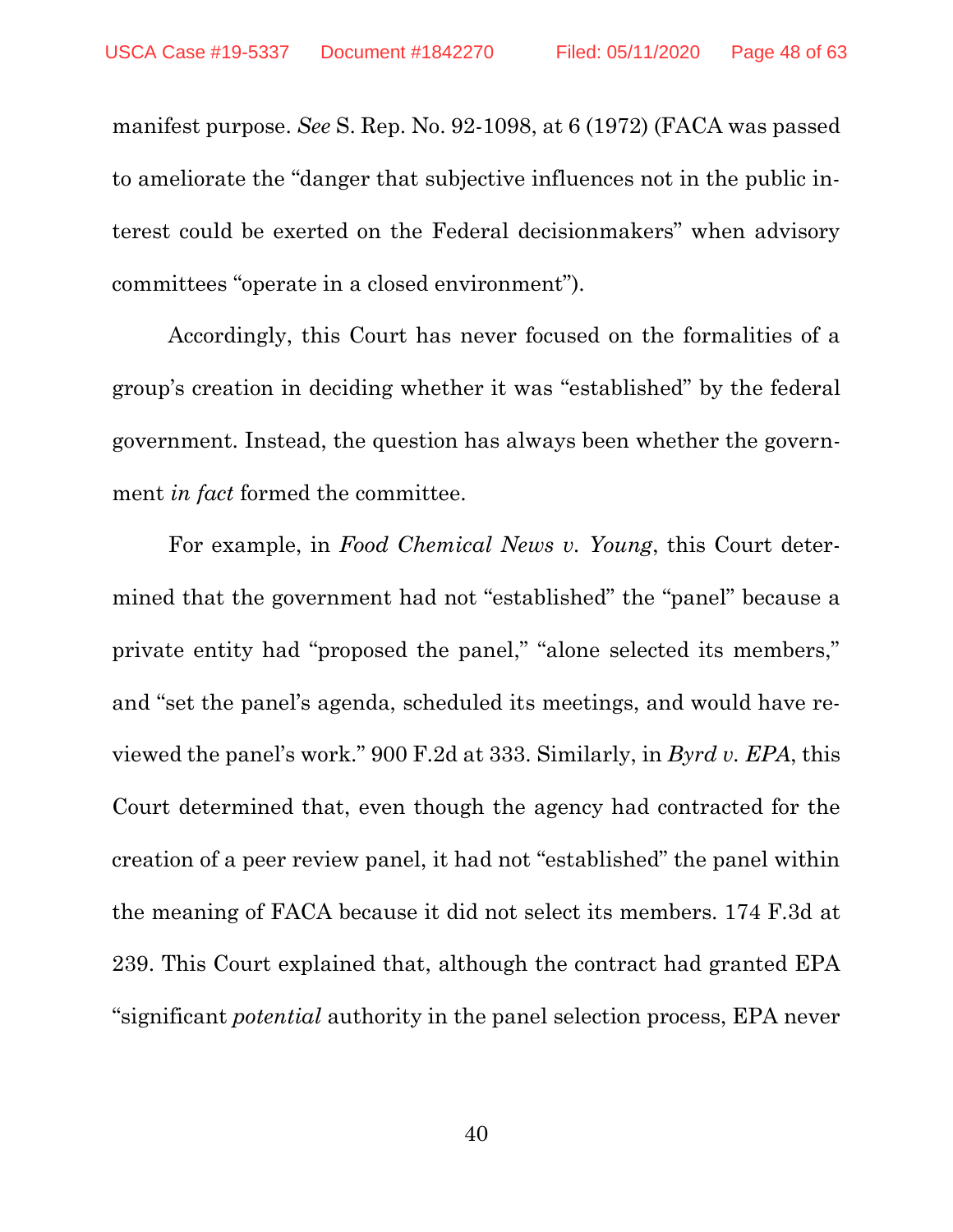manifest purpose. *See* S. Rep. No. 92-1098, at 6 (1972) (FACA was passed to ameliorate the "danger that subjective influences not in the public interest could be exerted on the Federal decisionmakers" when advisory committees "operate in a closed environment").

Accordingly, this Court has never focused on the formalities of a group's creation in deciding whether it was "established" by the federal government. Instead, the question has always been whether the government *in fact* formed the committee.

For example, in *Food Chemical News v. Young*, this Court determined that the government had not "established" the "panel" because a private entity had "proposed the panel," "alone selected its members," and "set the panel's agenda, scheduled its meetings, and would have reviewed the panel's work." 900 F.2d at 333. Similarly, in *Byrd v. EPA*, this Court determined that, even though the agency had contracted for the creation of a peer review panel, it had not "established" the panel within the meaning of FACA because it did not select its members. 174 F.3d at 239. This Court explained that, although the contract had granted EPA "significant *potential* authority in the panel selection process, EPA never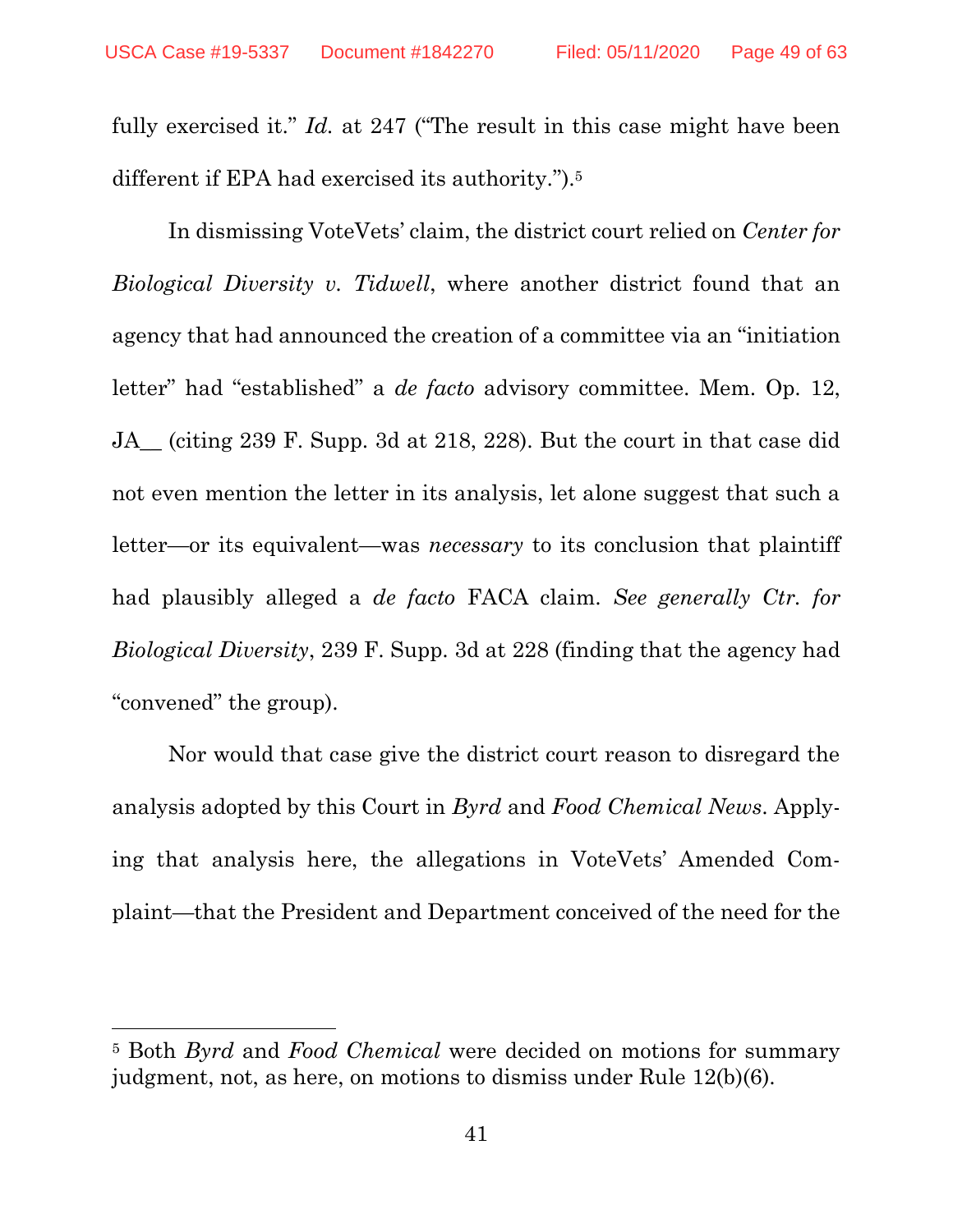fully exercised it." *Id.* at 247 ("The result in this case might have been different if EPA had exercised its authority.").[5]

In dismissing VoteVets' claim, the district court relied on *Center for Biological Diversity v. Tidwell*, where another district found that an agency that had announced the creation of a committee via an "initiation letter" had "established" a *de facto* advisory committee. Mem. Op. 12, JA__ (citing 239 F. Supp. 3d at 218, 228). But the court in that case did not even mention the letter in its analysis, let alone suggest that such a letter—or its equivalent—was *necessary* to its conclusion that plaintiff had plausibly alleged a *de facto* FACA claim. *See generally Ctr. for Biological Diversity*, 239 F. Supp. 3d at 228 (finding that the agency had "convened" the group).

Nor would that case give the district court reason to disregard the analysis adopted by this Court in *Byrd* and *Food Chemical News*. Applying that analysis here, the allegations in VoteVets' Amended Complaint—that the President and Department conceived of the need for the

---

[5] Both *Byrd* and *Food Chemical* were decided on motions for summary judgment, not, as here, on motions to dismiss under Rule 12(b)(6).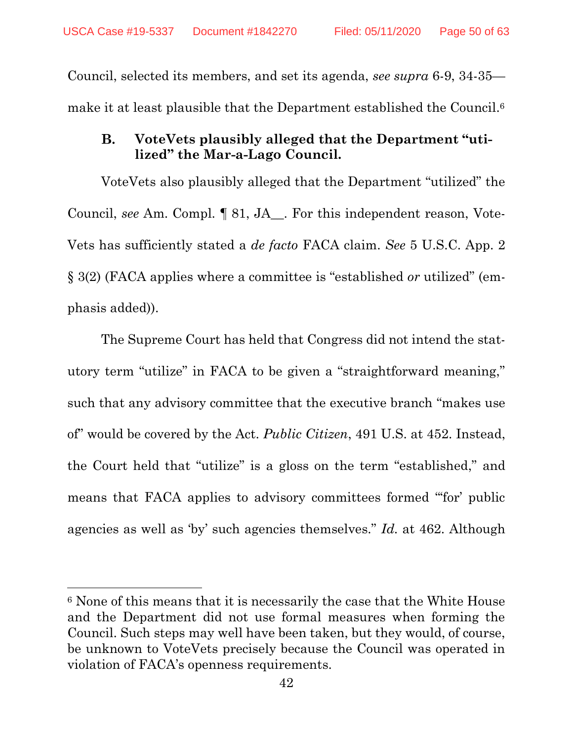Council, selected its members, and set its agenda, *see supra* 6-9, 34-35—make it at least plausible that the Department established the Council.[6]

### B. VoteVets plausibly alleged that the Department "utilized" the Mar-a-Lago Council.

VoteVets also plausibly alleged that the Department "utilized" the Council, *see* Am. Compl. ¶ 81, JA__. For this independent reason, VoteVets has sufficiently stated a *de facto* FACA claim. *See* 5 U.S.C. App. 2 § 3(2) (FACA applies where a committee is "established *or* utilized" (emphasis added)).

The Supreme Court has held that Congress did not intend the statutory term "utilize" in FACA to be given a "straightforward meaning," such that any advisory committee that the executive branch "makes use of" would be covered by the Act. *Public Citizen*, 491 U.S. at 452. Instead, the Court held that "utilize" is a gloss on the term "established," and means that FACA applies to advisory committees formed "'for' public agencies as well as 'by' such agencies themselves." *Id.* at 462. Although

---

[6] None of this means that it is necessarily the case that the White House and the Department did not use formal measures when forming the Council. Such steps may well have been taken, but they would, of course, be unknown to VoteVets precisely because the Council was operated in violation of FACA's openness requirements.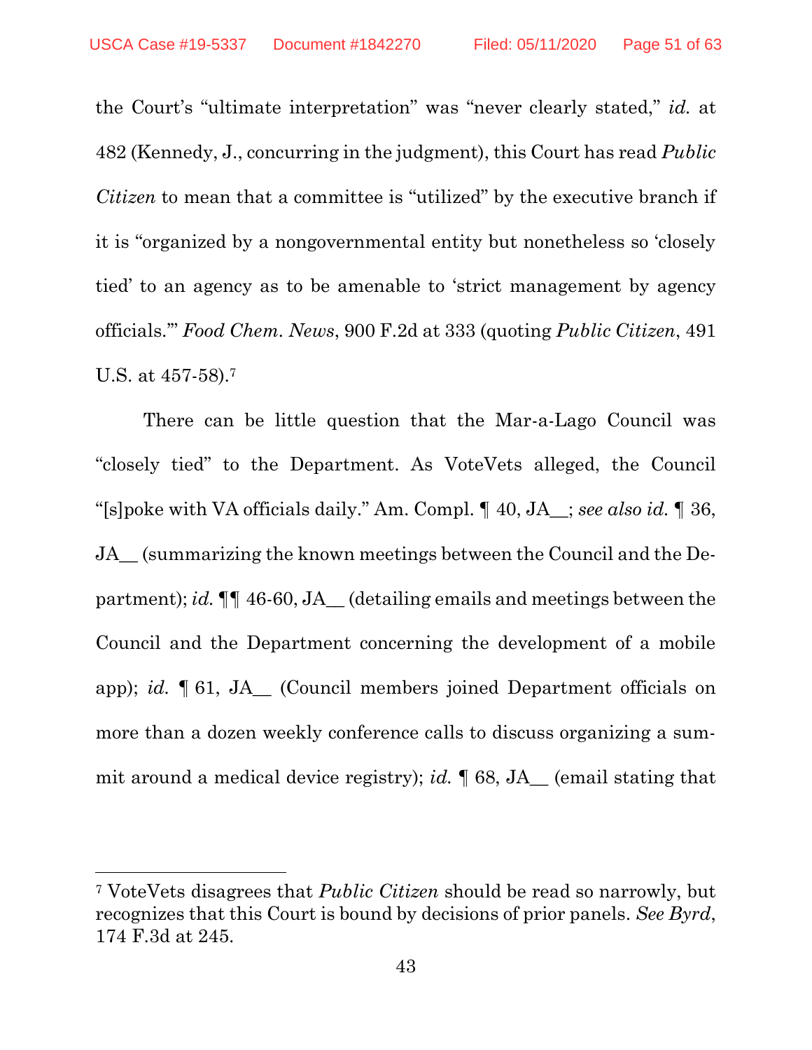the Court's "ultimate interpretation" was "never clearly stated," *id.* at 482 (Kennedy, J., concurring in the judgment), this Court has read *Public Citizen* to mean that a committee is "utilized" by the executive branch if it is "organized by a nongovernmental entity but nonetheless so 'closely tied' to an agency as to be amenable to 'strict management by agency officials.'" *Food Chem. News*, 900 F.2d at 333 (quoting *Public Citizen*, 491 U.S. at 457-58).[7]

There can be little question that the Mar-a-Lago Council was "closely tied" to the Department. As VoteVets alleged, the Council "[s]poke with VA officials daily." Am. Compl. ¶ 40, JA__; *see also id.* ¶ 36, JA__ (summarizing the known meetings between the Council and the Department); *id.* ¶¶ 46-60, JA__ (detailing emails and meetings between the Council and the Department concerning the development of a mobile app); *id.* ¶ 61, JA__ (Council members joined Department officials on more than a dozen weekly conference calls to discuss organizing a summit around a medical device registry); *id.* ¶ 68, JA__ (email stating that

[7] VoteVets disagrees that *Public Citizen* should be read so narrowly, but recognizes that this Court is bound by decisions of prior panels. *See Byrd*, 174 F.3d at 245.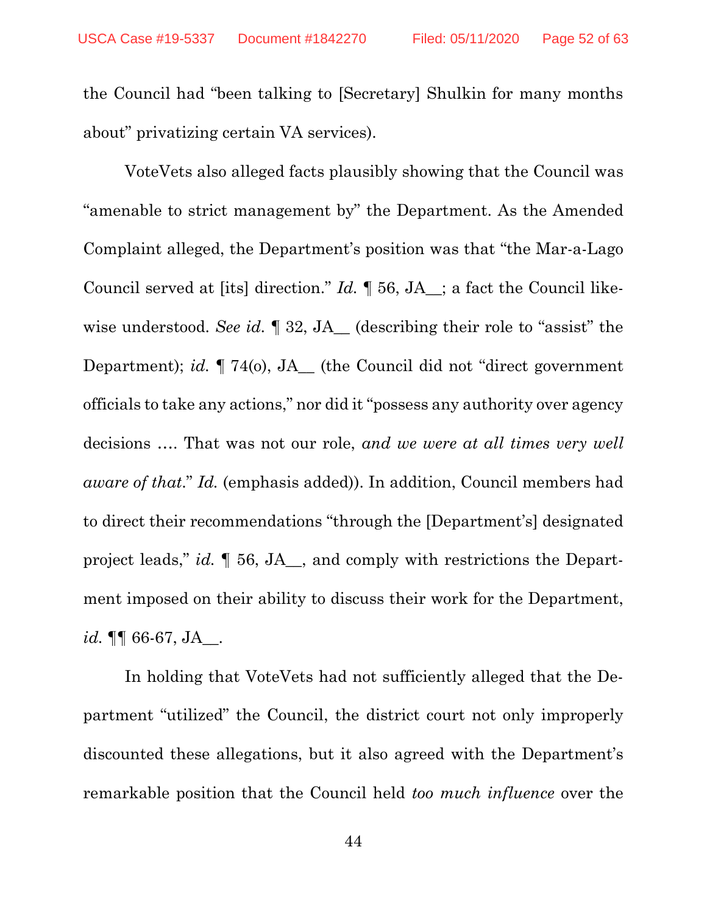the Council had "been talking to [Secretary] Shulkin for many months about" privatizing certain VA services).

VoteVets also alleged facts plausibly showing that the Council was "amenable to strict management by" the Department. As the Amended Complaint alleged, the Department's position was that "the Mar-a-Lago Council served at [its] direction." *Id.* ¶ 56, JA__; a fact the Council likewise understood. *See id.* ¶ 32, JA__ (describing their role to "assist" the Department); *id.* ¶ 74(o), JA__ (the Council did not "direct government officials to take any actions," nor did it "possess any authority over agency decisions …. That was not our role, *and we were at all times very well aware of that*." *Id.* (emphasis added)). In addition, Council members had to direct their recommendations "through the [Department's] designated project leads," *id.* ¶ 56, JA__, and comply with restrictions the Department imposed on their ability to discuss their work for the Department, *id.* ¶¶ 66-67, JA__.

In holding that VoteVets had not sufficiently alleged that the Department "utilized" the Council, the district court not only improperly discounted these allegations, but it also agreed with the Department's remarkable position that the Council held *too much influence* over the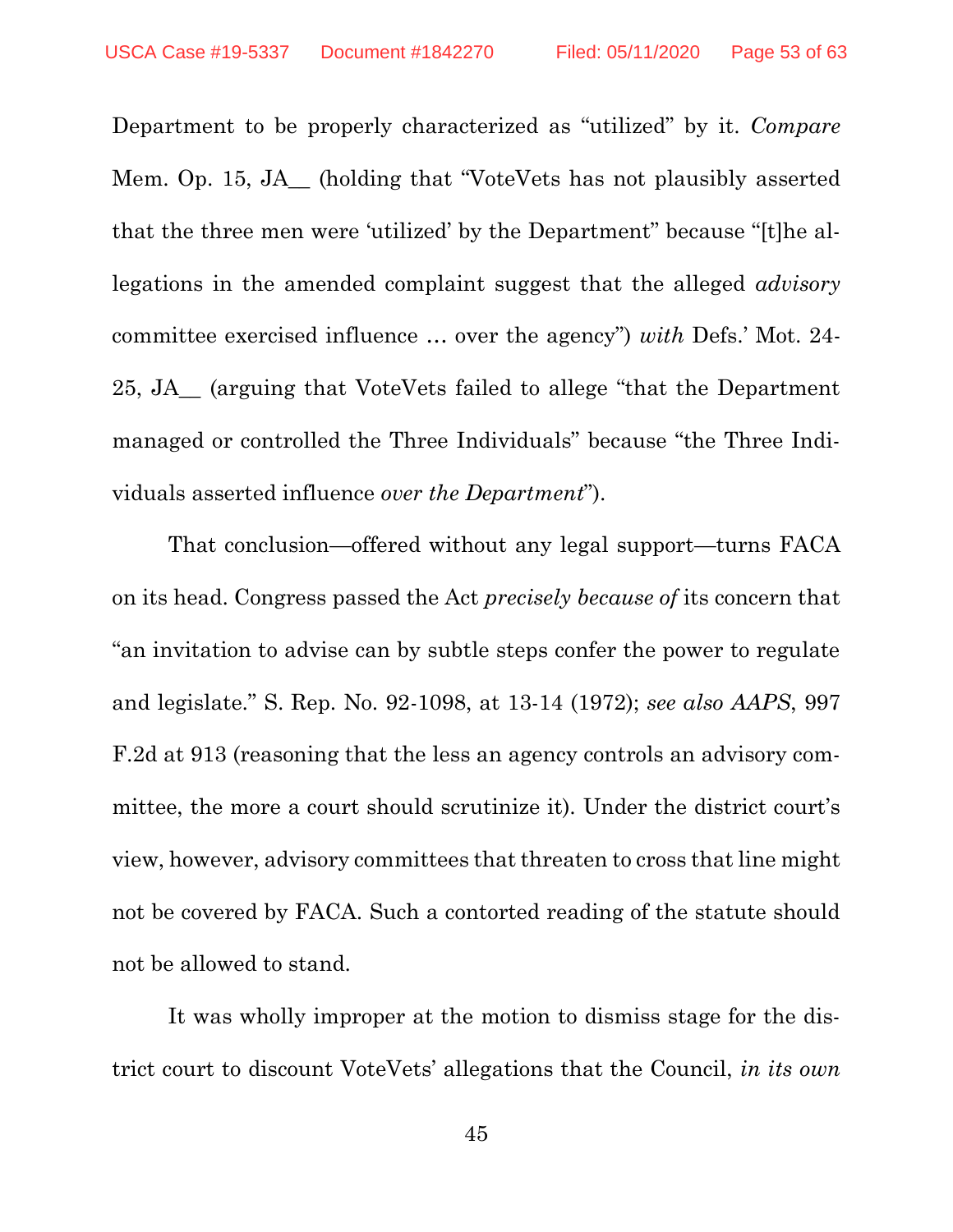Department to be properly characterized as "utilized" by it. *Compare* Mem. Op. 15, JA__ (holding that "VoteVets has not plausibly asserted that the three men were 'utilized' by the Department" because "[t]he allegations in the amended complaint suggest that the alleged *advisory* committee exercised influence … over the agency") *with* Defs.' Mot. 24-25, JA__ (arguing that VoteVets failed to allege "that the Department managed or controlled the Three Individuals" because "the Three Individuals asserted influence *over the Department*").

That conclusion—offered without any legal support—turns FACA on its head. Congress passed the Act *precisely because of* its concern that "an invitation to advise can by subtle steps confer the power to regulate and legislate." S. Rep. No. 92-1098, at 13-14 (1972); *see also AAPS*, 997 F.2d at 913 (reasoning that the less an agency controls an advisory committee, the more a court should scrutinize it). Under the district court's view, however, advisory committees that threaten to cross that line might not be covered by FACA. Such a contorted reading of the statute should not be allowed to stand.

It was wholly improper at the motion to dismiss stage for the district court to discount VoteVets' allegations that the Council, *in its own*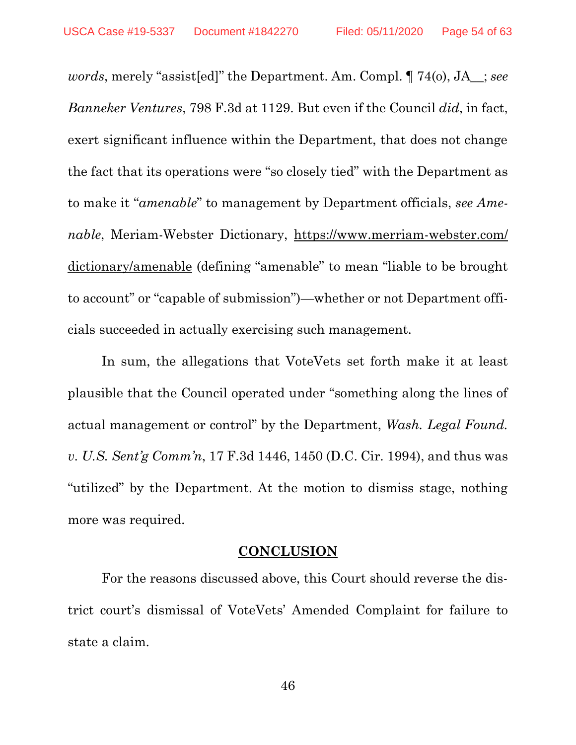*words*, merely "assist[ed]" the Department. Am. Compl. ¶ 74(o), JA__; *see Banneker Ventures*, 798 F.3d at 1129. But even if the Council *did*, in fact, exert significant influence within the Department, that does not change the fact that its operations were "so closely tied" with the Department as to make it "*amenable*" to management by Department officials, *see Amenable*, Meriam-Webster Dictionary, https://www.merriam-webster.com/dictionary/amenable (defining "amenable" to mean "liable to be brought to account" or "capable of submission")—whether or not Department officials succeeded in actually exercising such management.

In sum, the allegations that VoteVets set forth make it at least plausible that the Council operated under "something along the lines of actual management or control" by the Department, *Wash. Legal Found. v. U.S. Sent'g Comm'n*, 17 F.3d 1446, 1450 (D.C. Cir. 1994), and thus was "utilized" by the Department. At the motion to dismiss stage, nothing more was required.

## CONCLUSION

For the reasons discussed above, this Court should reverse the district court's dismissal of VoteVets' Amended Complaint for failure to state a claim.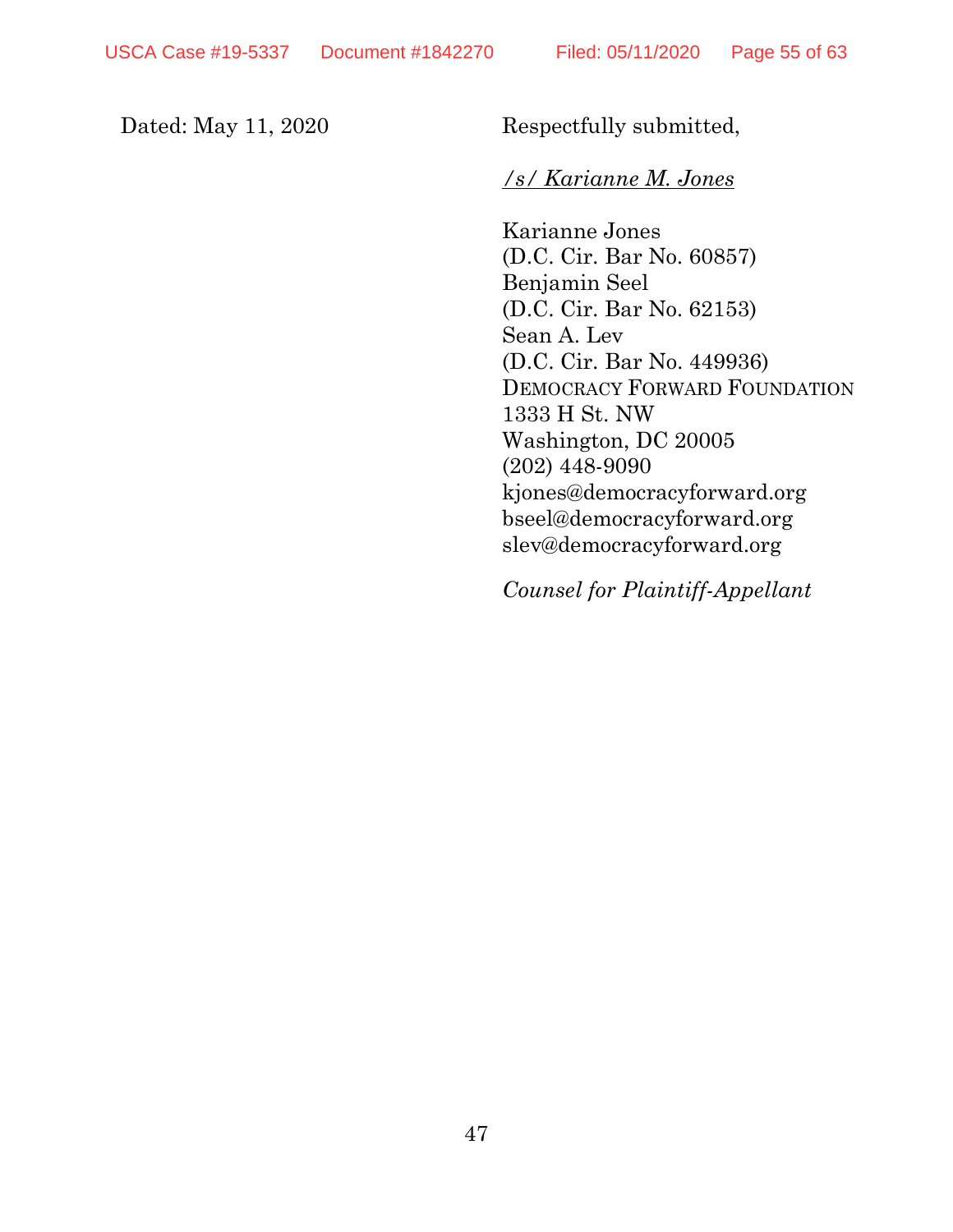Dated: May 11, 2020

Respectfully submitted,

*/s/ Karianne M. Jones*

Karianne Jones
(D.C. Cir. Bar No. 60857)
Benjamin Seel
(D.C. Cir. Bar No. 62153)
Sean A. Lev
(D.C. Cir. Bar No. 449936)
DEMOCRACY FORWARD FOUNDATION
1333 H St. NW
Washington, DC 20005
(202) 448-9090
kjones@democracyforward.org
bseel@democracyforward.org
slev@democracyforward.org

*Counsel for Plaintiff-Appellant*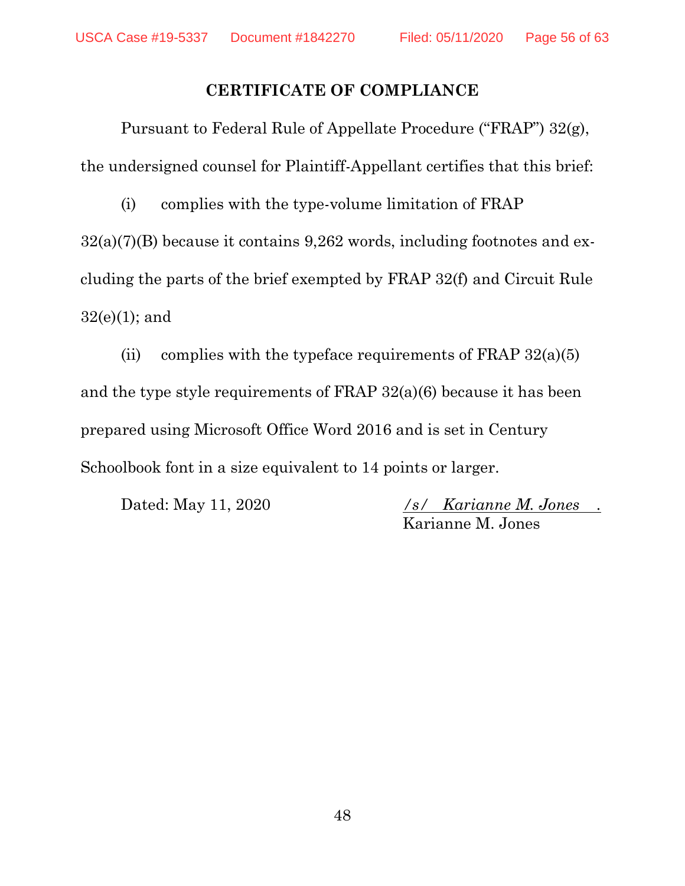## CERTIFICATE OF COMPLIANCE

Pursuant to Federal Rule of Appellate Procedure ("FRAP") 32(g), the undersigned counsel for Plaintiff-Appellant certifies that this brief:

(i) complies with the type-volume limitation of FRAP 32(a)(7)(B) because it contains 9,262 words, including footnotes and excluding the parts of the brief exempted by FRAP 32(f) and Circuit Rule 32(e)(1); and

(ii) complies with the typeface requirements of FRAP 32(a)(5) and the type style requirements of FRAP 32(a)(6) because it has been prepared using Microsoft Office Word 2016 and is set in Century Schoolbook font in a size equivalent to 14 points or larger.

Dated: May 11, 2020

*/s/ Karianne M. Jones* .
Karianne M. Jones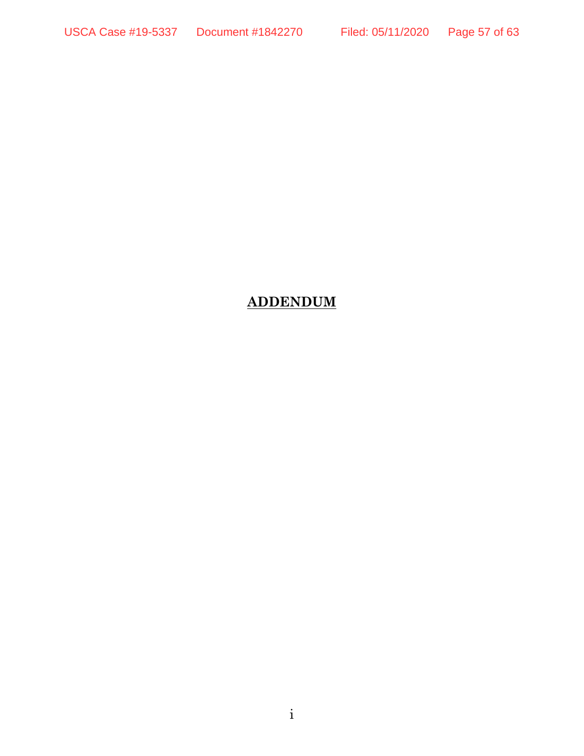**ADDENDUM**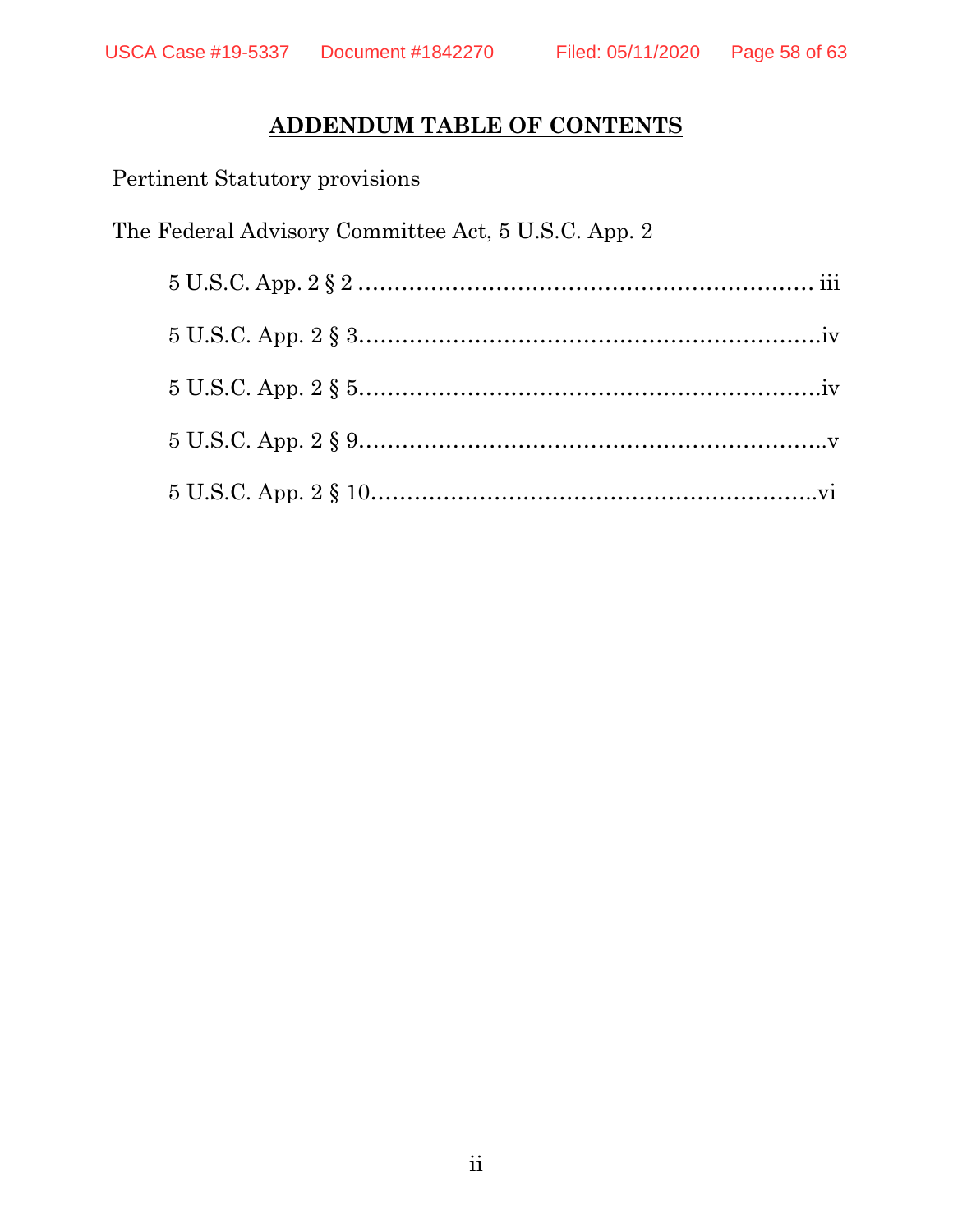## ADDENDUM TABLE OF CONTENTS

Pertinent Statutory provisions

The Federal Advisory Committee Act, 5 U.S.C. App. 2

- 5 U.S.C. App. 2 § 2 ............................................................ iii
- 5 U.S.C. App. 2 § 3............................................................iv
- 5 U.S.C. App. 2 § 5............................................................iv
- 5 U.S.C. App. 2 § 9............................................................v
- 5 U.S.C. App. 2 § 10..........................................................vi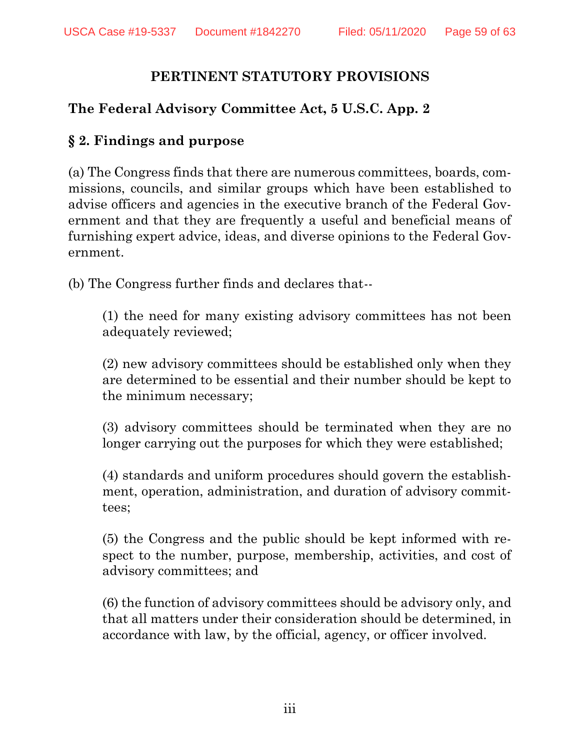## PERTINENT STATUTORY PROVISIONS

### The Federal Advisory Committee Act, 5 U.S.C. App. 2

### § 2. Findings and purpose

(a) The Congress finds that there are numerous committees, boards, commissions, councils, and similar groups which have been established to advise officers and agencies in the executive branch of the Federal Government and that they are frequently a useful and beneficial means of furnishing expert advice, ideas, and diverse opinions to the Federal Government.

(b) The Congress further finds and declares that--

> (1) the need for many existing advisory committees has not been adequately reviewed;
>
> (2) new advisory committees should be established only when they are determined to be essential and their number should be kept to the minimum necessary;
>
> (3) advisory committees should be terminated when they are no longer carrying out the purposes for which they were established;
>
> (4) standards and uniform procedures should govern the establishment, operation, administration, and duration of advisory committees;
>
> (5) the Congress and the public should be kept informed with respect to the number, purpose, membership, activities, and cost of advisory committees; and
>
> (6) the function of advisory committees should be advisory only, and that all matters under their consideration should be determined, in accordance with law, by the official, agency, or officer involved.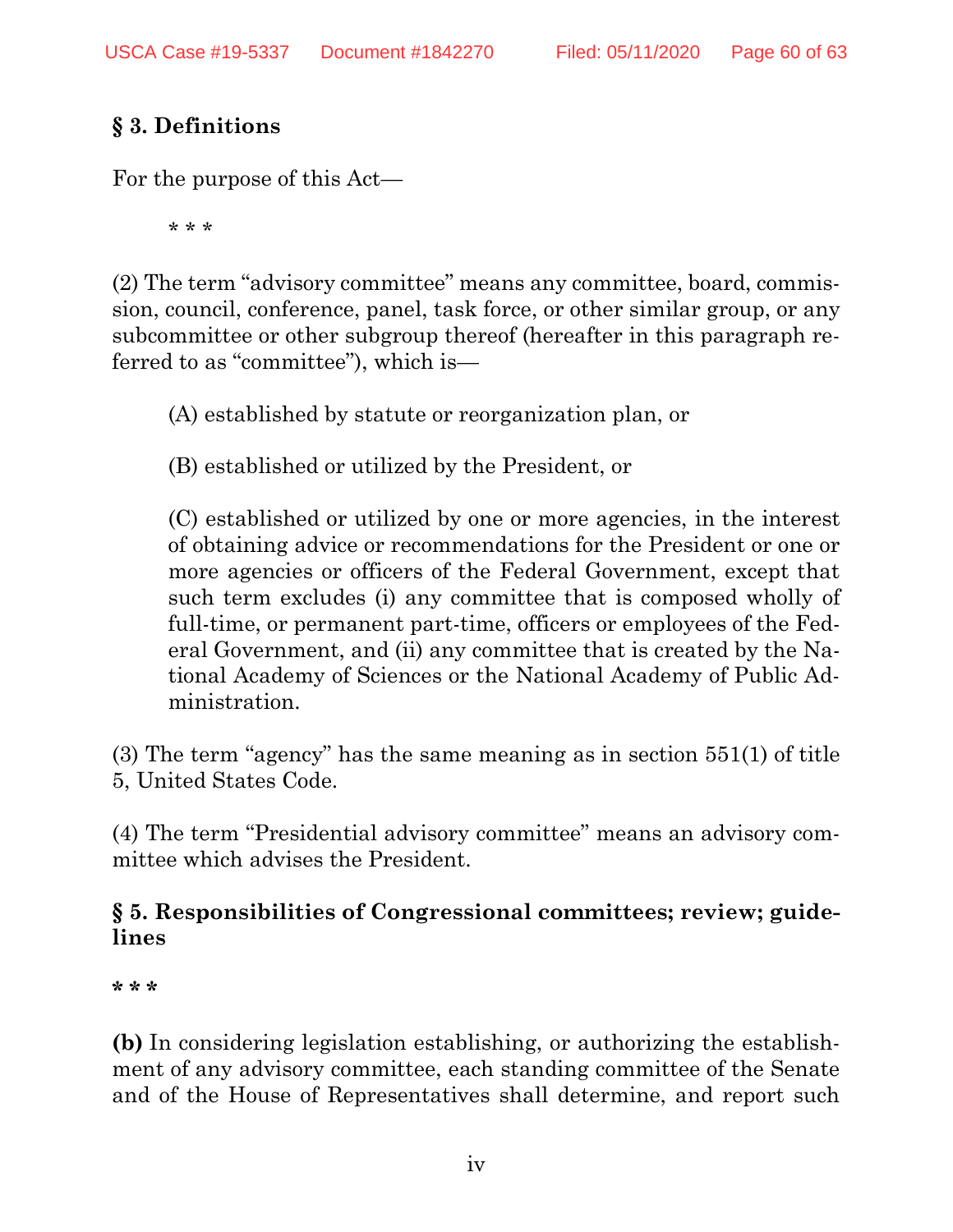### § 3. Definitions

For the purpose of this Act—

* * *

(2) The term "advisory committee" means any committee, board, commission, council, conference, panel, task force, or other similar group, or any subcommittee or other subgroup thereof (hereafter in this paragraph referred to as "committee"), which is—

(A) established by statute or reorganization plan, or

(B) established or utilized by the President, or

(C) established or utilized by one or more agencies, in the interest of obtaining advice or recommendations for the President or one or more agencies or officers of the Federal Government, except that such term excludes (i) any committee that is composed wholly of full-time, or permanent part-time, officers or employees of the Federal Government, and (ii) any committee that is created by the National Academy of Sciences or the National Academy of Public Administration.

(3) The term "agency" has the same meaning as in section 551(1) of title 5, United States Code.

(4) The term "Presidential advisory committee" means an advisory committee which advises the President.

### § 5. Responsibilities of Congressional committees; review; guidelines

**\* \* \***

**(b)** In considering legislation establishing, or authorizing the establishment of any advisory committee, each standing committee of the Senate and of the House of Representatives shall determine, and report such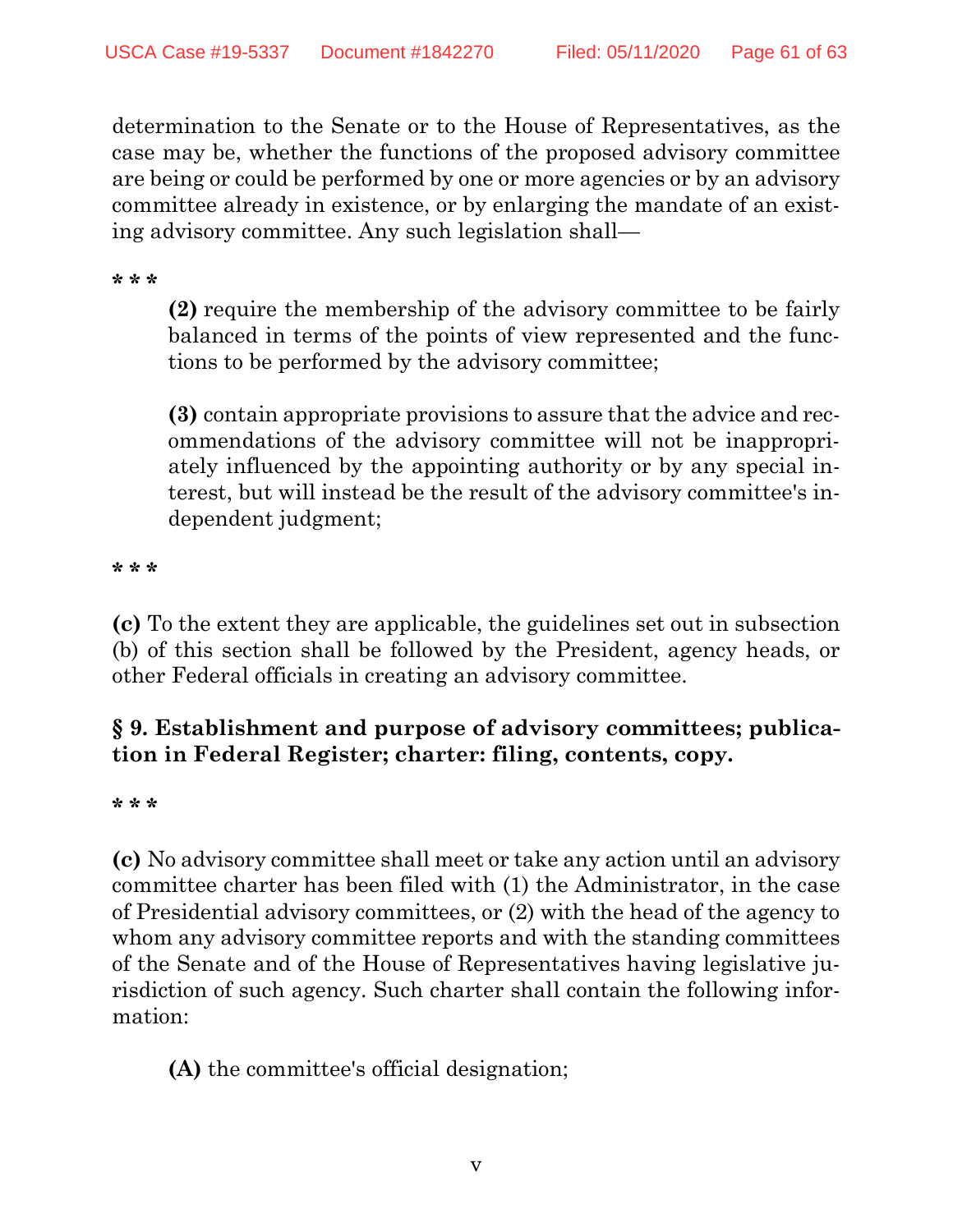determination to the Senate or to the House of Representatives, as the case may be, whether the functions of the proposed advisory committee are being or could be performed by one or more agencies or by an advisory committee already in existence, or by enlarging the mandate of an existing advisory committee. Any such legislation shall—

**\* \* \***

> **(2)** require the membership of the advisory committee to be fairly balanced in terms of the points of view represented and the functions to be performed by the advisory committee;
>
> **(3)** contain appropriate provisions to assure that the advice and recommendations of the advisory committee will not be inappropriately influenced by the appointing authority or by any special interest, but will instead be the result of the advisory committee's independent judgment;

**\* \* \***

**(c)** To the extent they are applicable, the guidelines set out in subsection (b) of this section shall be followed by the President, agency heads, or other Federal officials in creating an advisory committee.

### § 9. Establishment and purpose of advisory committees; publication in Federal Register; charter: filing, contents, copy.

**\* \* \***

**(c)** No advisory committee shall meet or take any action until an advisory committee charter has been filed with (1) the Administrator, in the case of Presidential advisory committees, or (2) with the head of the agency to whom any advisory committee reports and with the standing committees of the Senate and of the House of Representatives having legislative jurisdiction of such agency. Such charter shall contain the following information:

> **(A)** the committee's official designation;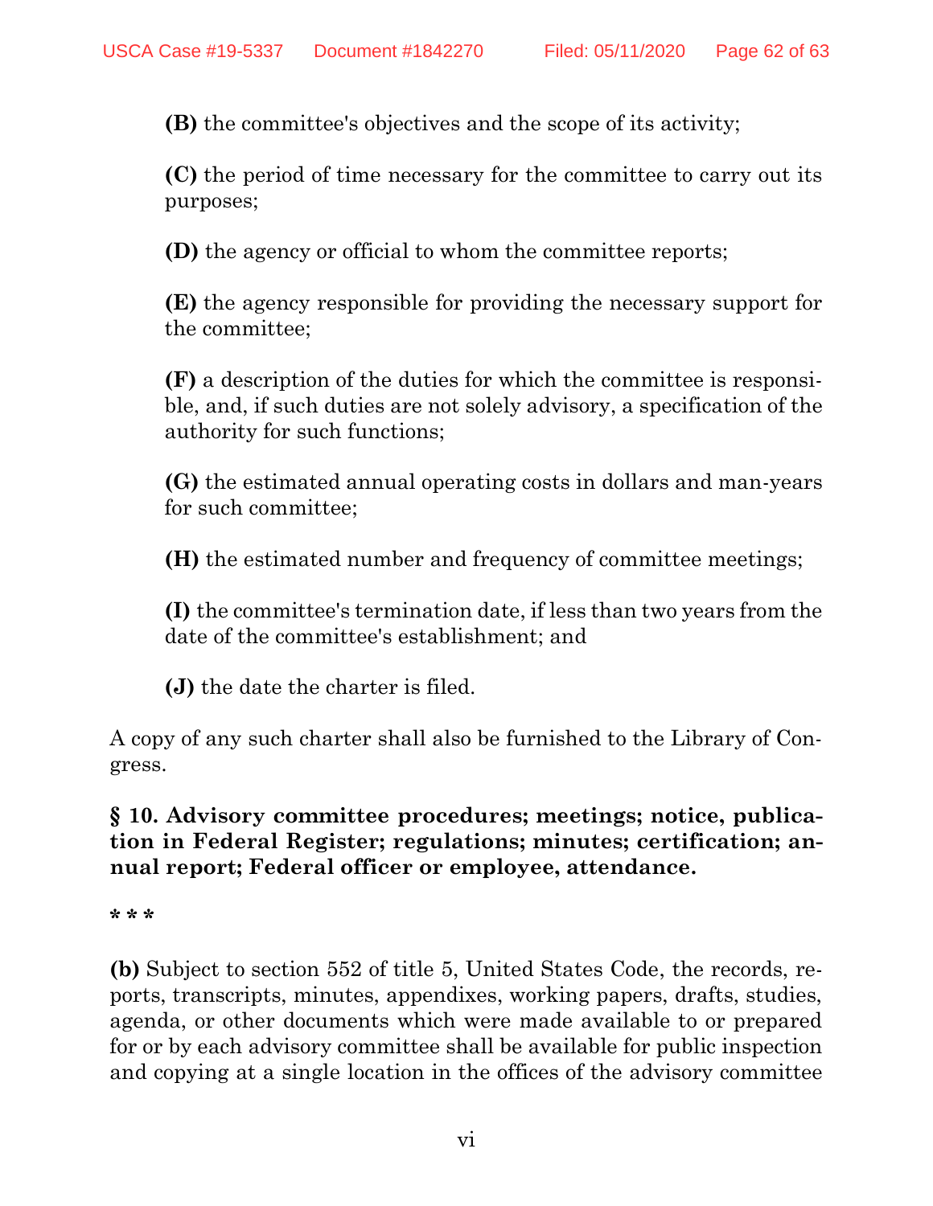**(B)** the committee's objectives and the scope of its activity;

**(C)** the period of time necessary for the committee to carry out its purposes;

**(D)** the agency or official to whom the committee reports;

**(E)** the agency responsible for providing the necessary support for the committee;

**(F)** a description of the duties for which the committee is responsible, and, if such duties are not solely advisory, a specification of the authority for such functions;

**(G)** the estimated annual operating costs in dollars and man-years for such committee;

**(H)** the estimated number and frequency of committee meetings;

**(I)** the committee's termination date, if less than two years from the date of the committee's establishment; and

**(J)** the date the charter is filed.

A copy of any such charter shall also be furnished to the Library of Congress.

**§ 10. Advisory committee procedures; meetings; notice, publication in Federal Register; regulations; minutes; certification; annual report; Federal officer or employee, attendance.**

**\* \* \***

**(b)** Subject to section 552 of title 5, United States Code, the records, reports, transcripts, minutes, appendixes, working papers, drafts, studies, agenda, or other documents which were made available to or prepared for or by each advisory committee shall be available for public inspection and copying at a single location in the offices of the advisory committee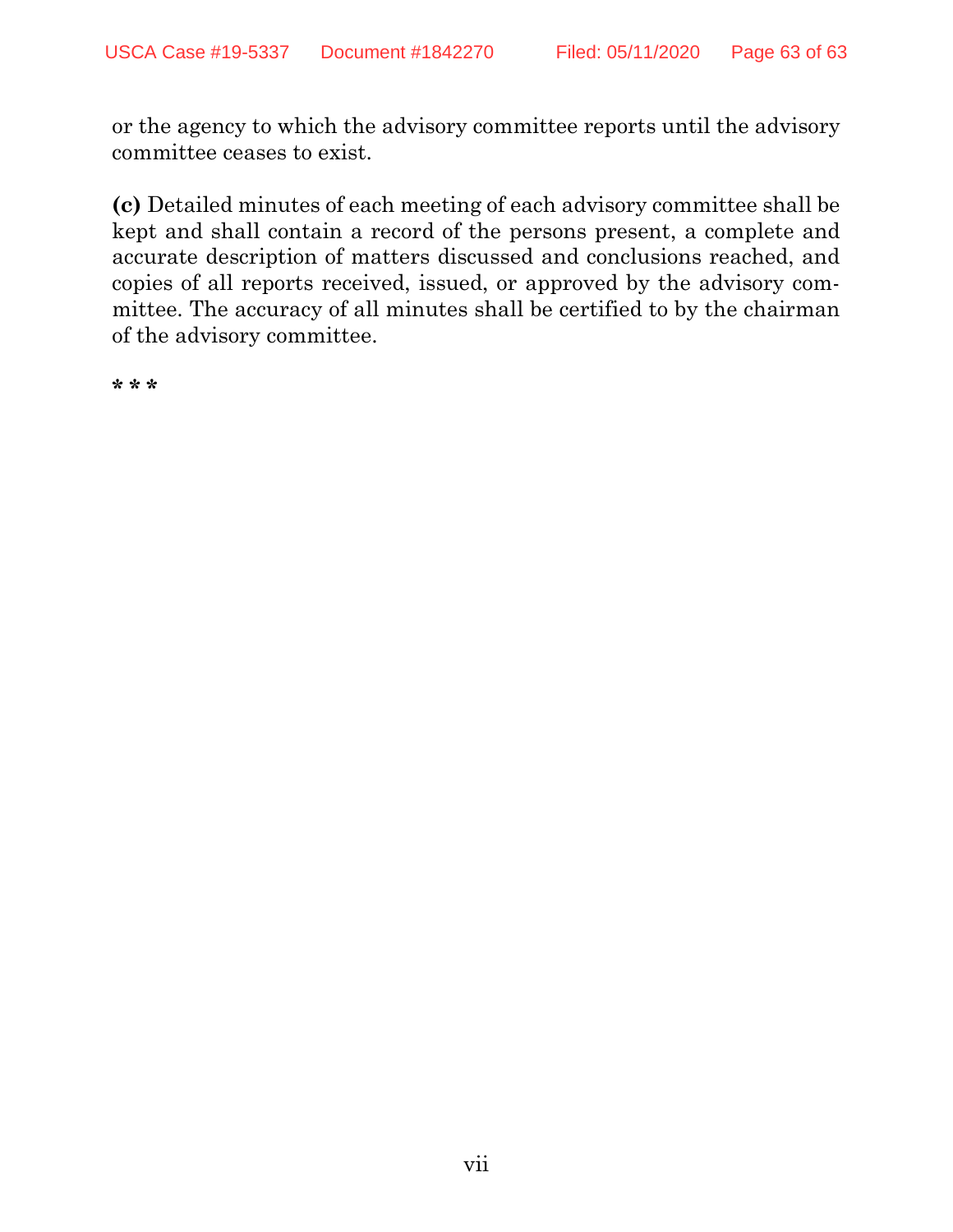or the agency to which the advisory committee reports until the advisory committee ceases to exist.

**(c)** Detailed minutes of each meeting of each advisory committee shall be kept and shall contain a record of the persons present, a complete and accurate description of matters discussed and conclusions reached, and copies of all reports received, issued, or approved by the advisory committee. The accuracy of all minutes shall be certified to by the chairman of the advisory committee.

**\* \* \***